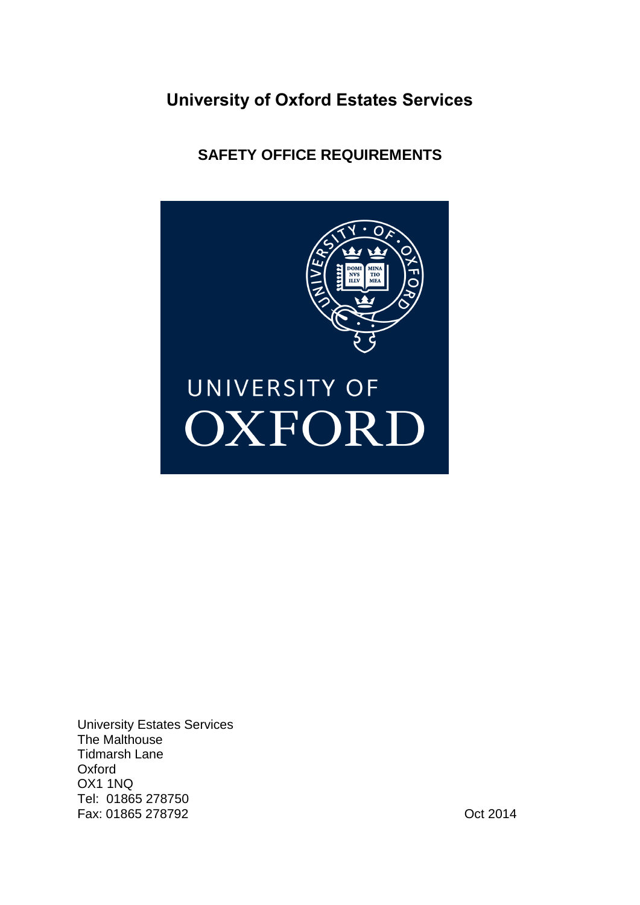# University of Oxford Estates Services

## SAFETY OFFICE REQUIREMENTS

University Estates Services
The Malthouse
Tidmarsh Lane
Oxford
OX1 1NQ
Tel: 01865 278750
Fax: 01865 278792

Oct 2014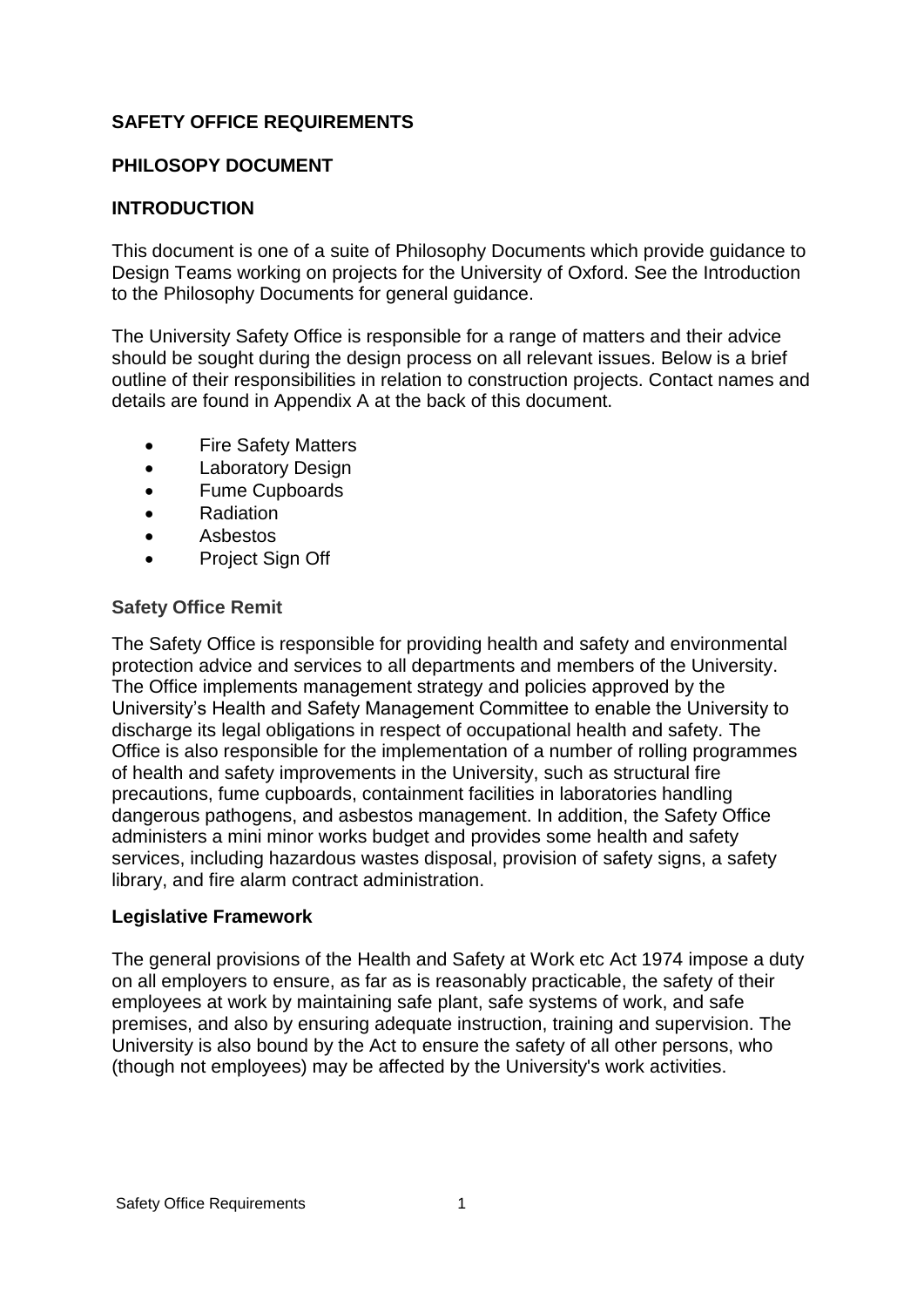## SAFETY OFFICE REQUIREMENTS

## PHILOSOPY DOCUMENT

## INTRODUCTION

This document is one of a suite of Philosophy Documents which provide guidance to Design Teams working on projects for the University of Oxford. See the Introduction to the Philosophy Documents for general guidance.

The University Safety Office is responsible for a range of matters and their advice should be sought during the design process on all relevant issues. Below is a brief outline of their responsibilities in relation to construction projects. Contact names and details are found in Appendix A at the back of this document.

- Fire Safety Matters
- Laboratory Design
- Fume Cupboards
- Radiation
- Asbestos
- Project Sign Off

### Safety Office Remit

The Safety Office is responsible for providing health and safety and environmental protection advice and services to all departments and members of the University. The Office implements management strategy and policies approved by the University's Health and Safety Management Committee to enable the University to discharge its legal obligations in respect of occupational health and safety. The Office is also responsible for the implementation of a number of rolling programmes of health and safety improvements in the University, such as structural fire precautions, fume cupboards, containment facilities in laboratories handling dangerous pathogens, and asbestos management. In addition, the Safety Office administers a mini minor works budget and provides some health and safety services, including hazardous wastes disposal, provision of safety signs, a safety library, and fire alarm contract administration.

### Legislative Framework

The general provisions of the Health and Safety at Work etc Act 1974 impose a duty on all employers to ensure, as far as is reasonably practicable, the safety of their employees at work by maintaining safe plant, safe systems of work, and safe premises, and also by ensuring adequate instruction, training and supervision. The University is also bound by the Act to ensure the safety of all other persons, who (though not employees) may be affected by the University's work activities.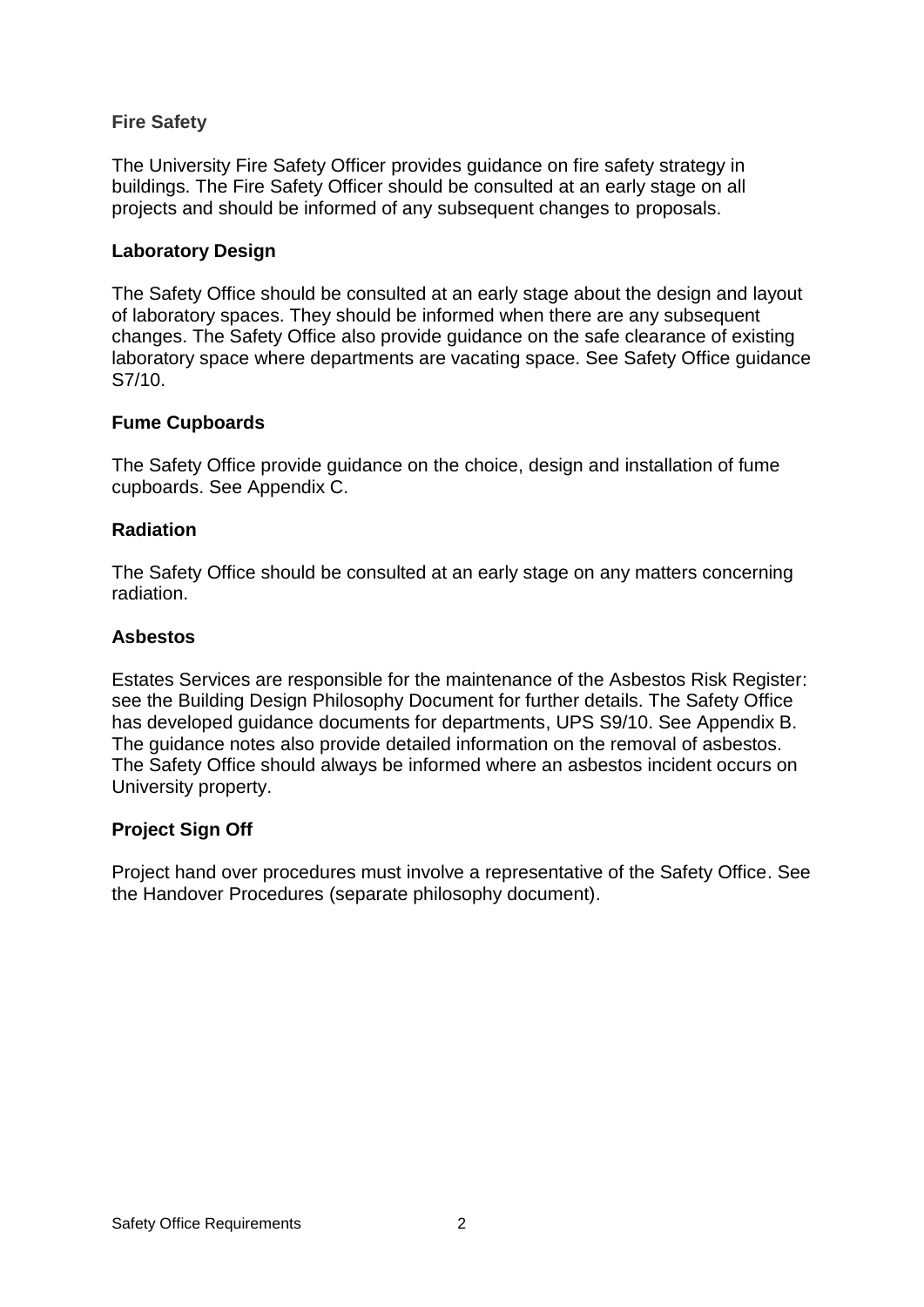## Fire Safety

The University Fire Safety Officer provides guidance on fire safety strategy in buildings. The Fire Safety Officer should be consulted at an early stage on all projects and should be informed of any subsequent changes to proposals.

## Laboratory Design

The Safety Office should be consulted at an early stage about the design and layout of laboratory spaces. They should be informed when there are any subsequent changes. The Safety Office also provide guidance on the safe clearance of existing laboratory space where departments are vacating space. See Safety Office guidance S7/10.

## Fume Cupboards

The Safety Office provide guidance on the choice, design and installation of fume cupboards. See Appendix C.

## Radiation

The Safety Office should be consulted at an early stage on any matters concerning radiation.

## Asbestos

Estates Services are responsible for the maintenance of the Asbestos Risk Register: see the Building Design Philosophy Document for further details. The Safety Office has developed guidance documents for departments, UPS S9/10. See Appendix B. The guidance notes also provide detailed information on the removal of asbestos. The Safety Office should always be informed where an asbestos incident occurs on University property.

## Project Sign Off

Project hand over procedures must involve a representative of the Safety Office. See the Handover Procedures (separate philosophy document).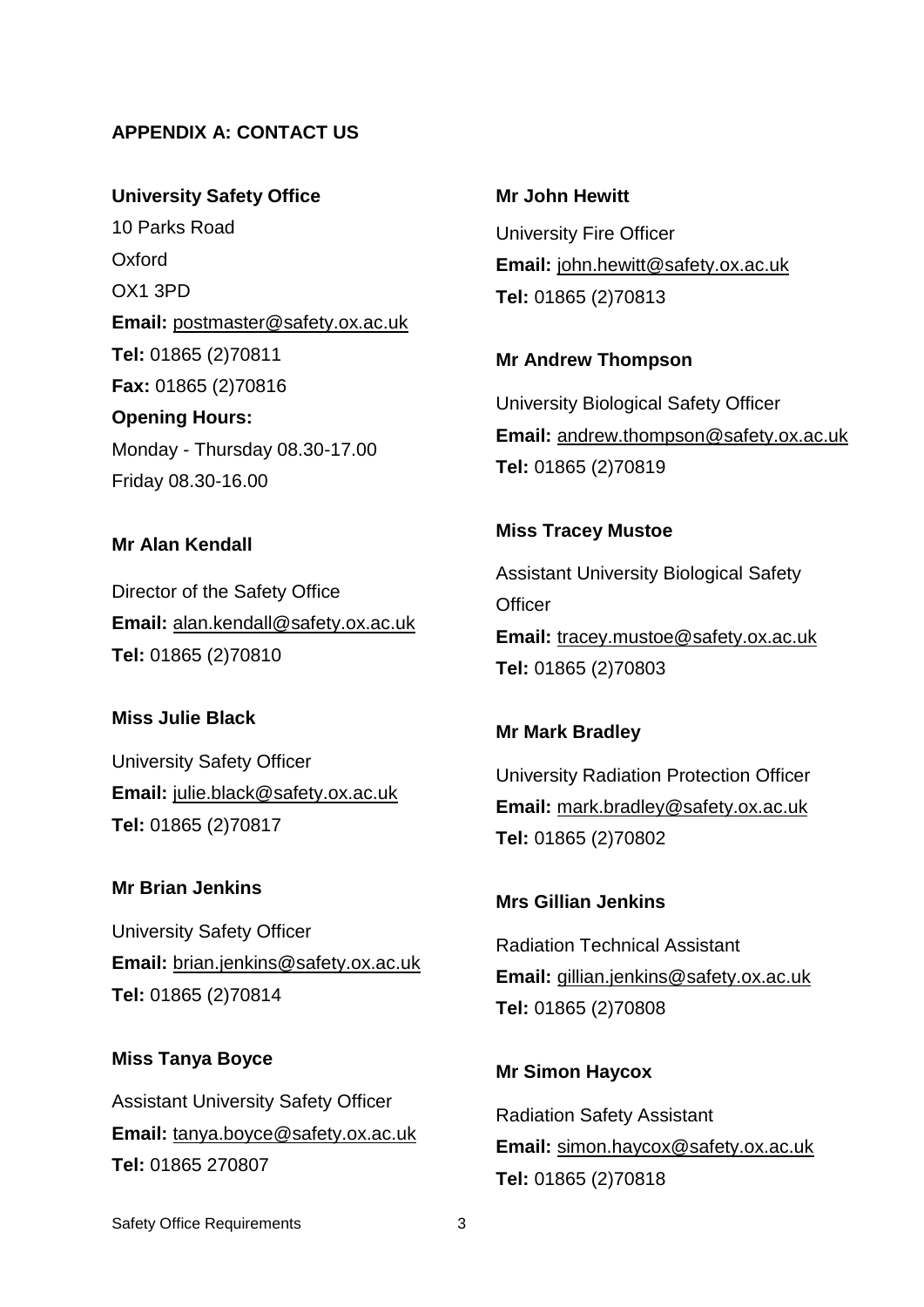## APPENDIX A: CONTACT US

**University Safety Office**
10 Parks Road
Oxford
OX1 3PD
**Email:** postmaster@safety.ox.ac.uk
**Tel:** 01865 (2)70811
**Fax:** 01865 (2)70816
**Opening Hours:**
Monday - Thursday 08.30-17.00
Friday 08.30-16.00

**Mr Alan Kendall**

Director of the Safety Office
**Email:** alan.kendall@safety.ox.ac.uk
**Tel:** 01865 (2)70810

**Miss Julie Black**

University Safety Officer
**Email:** julie.black@safety.ox.ac.uk
**Tel:** 01865 (2)70817

**Mr Brian Jenkins**

University Safety Officer
**Email:** brian.jenkins@safety.ox.ac.uk
**Tel:** 01865 (2)70814

**Miss Tanya Boyce**

Assistant University Safety Officer
**Email:** tanya.boyce@safety.ox.ac.uk
**Tel:** 01865 270807

**Mr John Hewitt**

University Fire Officer
**Email:** john.hewitt@safety.ox.ac.uk
**Tel:** 01865 (2)70813

**Mr Andrew Thompson**

University Biological Safety Officer
**Email:** andrew.thompson@safety.ox.ac.uk
**Tel:** 01865 (2)70819

**Miss Tracey Mustoe**

Assistant University Biological Safety Officer
**Email:** tracey.mustoe@safety.ox.ac.uk
**Tel:** 01865 (2)70803

**Mr Mark Bradley**

University Radiation Protection Officer
**Email:** mark.bradley@safety.ox.ac.uk
**Tel:** 01865 (2)70802

**Mrs Gillian Jenkins**

Radiation Technical Assistant
**Email:** gillian.jenkins@safety.ox.ac.uk
**Tel:** 01865 (2)70808

**Mr Simon Haycox**

Radiation Safety Assistant
**Email:** simon.haycox@safety.ox.ac.uk
**Tel:** 01865 (2)70818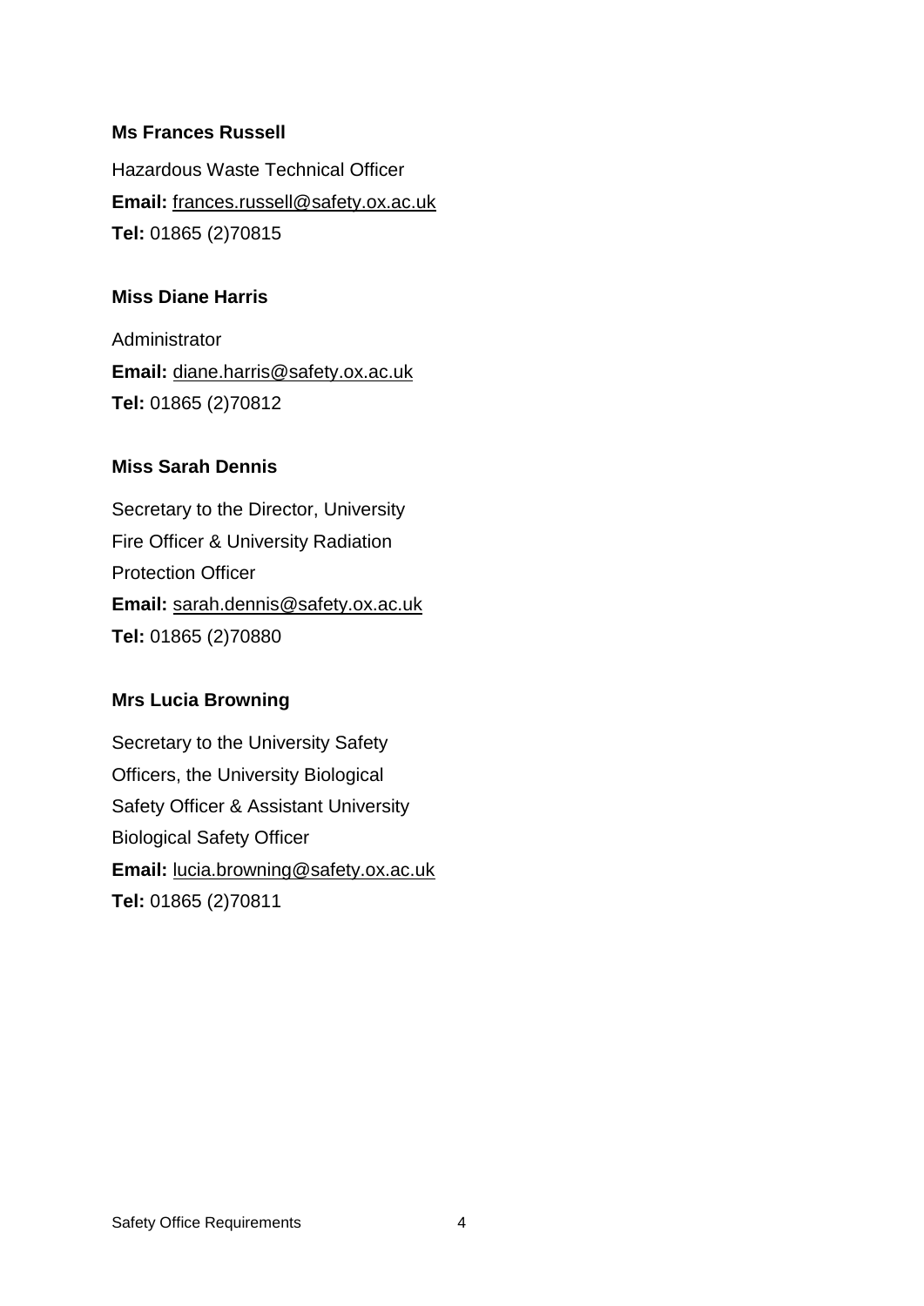**Ms Frances Russell**

Hazardous Waste Technical Officer
**Email:** frances.russell@safety.ox.ac.uk
**Tel:** 01865 (2)70815

**Miss Diane Harris**

Administrator
**Email:** diane.harris@safety.ox.ac.uk
**Tel:** 01865 (2)70812

**Miss Sarah Dennis**

Secretary to the Director, University Fire Officer & University Radiation Protection Officer
**Email:** sarah.dennis@safety.ox.ac.uk
**Tel:** 01865 (2)70880

**Mrs Lucia Browning**

Secretary to the University Safety Officers, the University Biological Safety Officer & Assistant University Biological Safety Officer
**Email:** lucia.browning@safety.ox.ac.uk
**Tel:** 01865 (2)70811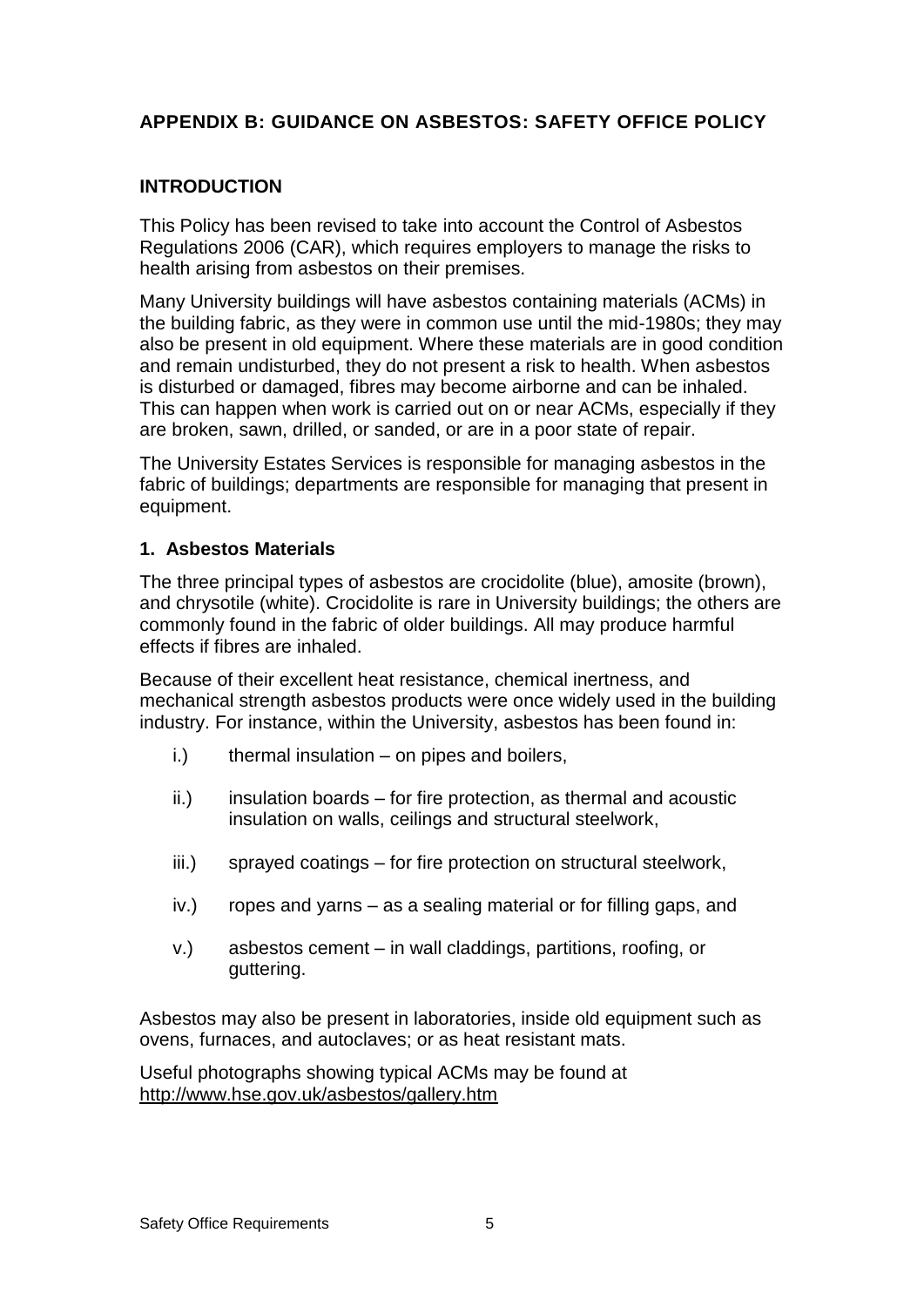## APPENDIX B: GUIDANCE ON ASBESTOS: SAFETY OFFICE POLICY

### INTRODUCTION

This Policy has been revised to take into account the Control of Asbestos Regulations 2006 (CAR), which requires employers to manage the risks to health arising from asbestos on their premises.

Many University buildings will have asbestos containing materials (ACMs) in the building fabric, as they were in common use until the mid-1980s; they may also be present in old equipment. Where these materials are in good condition and remain undisturbed, they do not present a risk to health. When asbestos is disturbed or damaged, fibres may become airborne and can be inhaled. This can happen when work is carried out on or near ACMs, especially if they are broken, sawn, drilled, or sanded, or are in a poor state of repair.

The University Estates Services is responsible for managing asbestos in the fabric of buildings; departments are responsible for managing that present in equipment.

### 1. Asbestos Materials

The three principal types of asbestos are crocidolite (blue), amosite (brown), and chrysotile (white). Crocidolite is rare in University buildings; the others are commonly found in the fabric of older buildings. All may produce harmful effects if fibres are inhaled.

Because of their excellent heat resistance, chemical inertness, and mechanical strength asbestos products were once widely used in the building industry. For instance, within the University, asbestos has been found in:

i.) thermal insulation – on pipes and boilers,

ii.) insulation boards – for fire protection, as thermal and acoustic insulation on walls, ceilings and structural steelwork,

iii.) sprayed coatings – for fire protection on structural steelwork,

iv.) ropes and yarns – as a sealing material or for filling gaps, and

v.) asbestos cement – in wall claddings, partitions, roofing, or guttering.

Asbestos may also be present in laboratories, inside old equipment such as ovens, furnaces, and autoclaves; or as heat resistant mats.

Useful photographs showing typical ACMs may be found at http://www.hse.gov.uk/asbestos/gallery.htm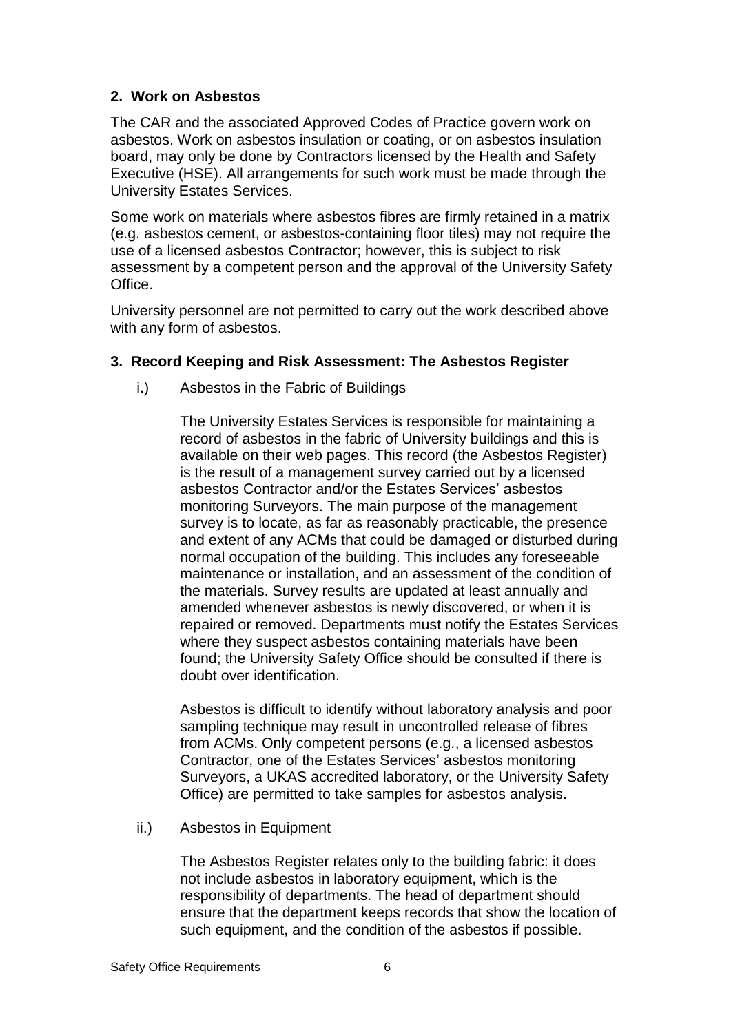## 2. Work on Asbestos

The CAR and the associated Approved Codes of Practice govern work on asbestos. Work on asbestos insulation or coating, or on asbestos insulation board, may only be done by Contractors licensed by the Health and Safety Executive (HSE). All arrangements for such work must be made through the University Estates Services.

Some work on materials where asbestos fibres are firmly retained in a matrix (e.g. asbestos cement, or asbestos-containing floor tiles) may not require the use of a licensed asbestos Contractor; however, this is subject to risk assessment by a competent person and the approval of the University Safety Office.

University personnel are not permitted to carry out the work described above with any form of asbestos.

## 3. Record Keeping and Risk Assessment: The Asbestos Register

i.) Asbestos in the Fabric of Buildings

The University Estates Services is responsible for maintaining a record of asbestos in the fabric of University buildings and this is available on their web pages. This record (the Asbestos Register) is the result of a management survey carried out by a licensed asbestos Contractor and/or the Estates Services' asbestos monitoring Surveyors. The main purpose of the management survey is to locate, as far as reasonably practicable, the presence and extent of any ACMs that could be damaged or disturbed during normal occupation of the building. This includes any foreseeable maintenance or installation, and an assessment of the condition of the materials. Survey results are updated at least annually and amended whenever asbestos is newly discovered, or when it is repaired or removed. Departments must notify the Estates Services where they suspect asbestos containing materials have been found; the University Safety Office should be consulted if there is doubt over identification.

Asbestos is difficult to identify without laboratory analysis and poor sampling technique may result in uncontrolled release of fibres from ACMs. Only competent persons (e.g., a licensed asbestos Contractor, one of the Estates Services' asbestos monitoring Surveyors, a UKAS accredited laboratory, or the University Safety Office) are permitted to take samples for asbestos analysis.

ii.) Asbestos in Equipment

The Asbestos Register relates only to the building fabric: it does not include asbestos in laboratory equipment, which is the responsibility of departments. The head of department should ensure that the department keeps records that show the location of such equipment, and the condition of the asbestos if possible.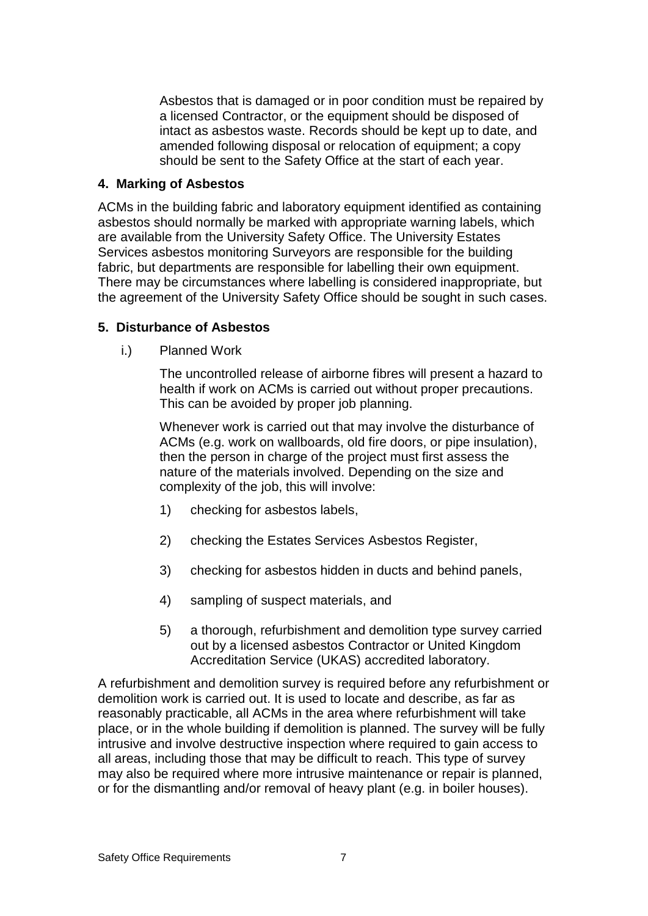Asbestos that is damaged or in poor condition must be repaired by a licensed Contractor, or the equipment should be disposed of intact as asbestos waste. Records should be kept up to date, and amended following disposal or relocation of equipment; a copy should be sent to the Safety Office at the start of each year.

## 4. Marking of Asbestos

ACMs in the building fabric and laboratory equipment identified as containing asbestos should normally be marked with appropriate warning labels, which are available from the University Safety Office. The University Estates Services asbestos monitoring Surveyors are responsible for the building fabric, but departments are responsible for labelling their own equipment. There may be circumstances where labelling is considered inappropriate, but the agreement of the University Safety Office should be sought in such cases.

## 5. Disturbance of Asbestos

i.) Planned Work

The uncontrolled release of airborne fibres will present a hazard to health if work on ACMs is carried out without proper precautions. This can be avoided by proper job planning.

Whenever work is carried out that may involve the disturbance of ACMs (e.g. work on wallboards, old fire doors, or pipe insulation), then the person in charge of the project must first assess the nature of the materials involved. Depending on the size and complexity of the job, this will involve:

1) checking for asbestos labels,

2) checking the Estates Services Asbestos Register,

3) checking for asbestos hidden in ducts and behind panels,

4) sampling of suspect materials, and

5) a thorough, refurbishment and demolition type survey carried out by a licensed asbestos Contractor or United Kingdom Accreditation Service (UKAS) accredited laboratory.

A refurbishment and demolition survey is required before any refurbishment or demolition work is carried out. It is used to locate and describe, as far as reasonably practicable, all ACMs in the area where refurbishment will take place, or in the whole building if demolition is planned. The survey will be fully intrusive and involve destructive inspection where required to gain access to all areas, including those that may be difficult to reach. This type of survey may also be required where more intrusive maintenance or repair is planned, or for the dismantling and/or removal of heavy plant (e.g. in boiler houses).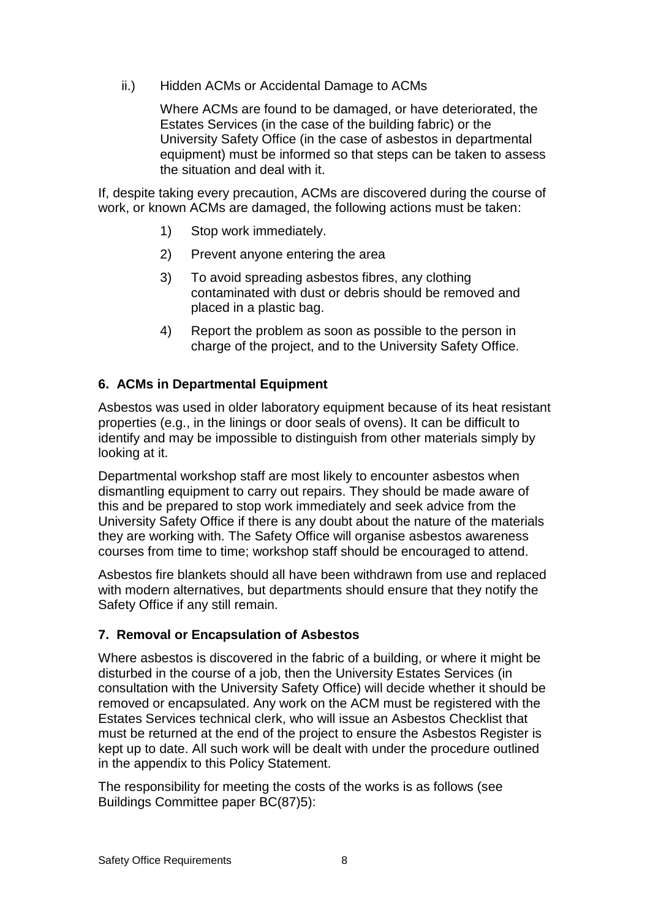ii.) Hidden ACMs or Accidental Damage to ACMs

Where ACMs are found to be damaged, or have deteriorated, the Estates Services (in the case of the building fabric) or the University Safety Office (in the case of asbestos in departmental equipment) must be informed so that steps can be taken to assess the situation and deal with it.

If, despite taking every precaution, ACMs are discovered during the course of work, or known ACMs are damaged, the following actions must be taken:

1) Stop work immediately.
2) Prevent anyone entering the area
3) To avoid spreading asbestos fibres, any clothing contaminated with dust or debris should be removed and placed in a plastic bag.
4) Report the problem as soon as possible to the person in charge of the project, and to the University Safety Office.

## 6. ACMs in Departmental Equipment

Asbestos was used in older laboratory equipment because of its heat resistant properties (e.g., in the linings or door seals of ovens). It can be difficult to identify and may be impossible to distinguish from other materials simply by looking at it.

Departmental workshop staff are most likely to encounter asbestos when dismantling equipment to carry out repairs. They should be made aware of this and be prepared to stop work immediately and seek advice from the University Safety Office if there is any doubt about the nature of the materials they are working with. The Safety Office will organise asbestos awareness courses from time to time; workshop staff should be encouraged to attend.

Asbestos fire blankets should all have been withdrawn from use and replaced with modern alternatives, but departments should ensure that they notify the Safety Office if any still remain.

## 7. Removal or Encapsulation of Asbestos

Where asbestos is discovered in the fabric of a building, or where it might be disturbed in the course of a job, then the University Estates Services (in consultation with the University Safety Office) will decide whether it should be removed or encapsulated. Any work on the ACM must be registered with the Estates Services technical clerk, who will issue an Asbestos Checklist that must be returned at the end of the project to ensure the Asbestos Register is kept up to date. All such work will be dealt with under the procedure outlined in the appendix to this Policy Statement.

The responsibility for meeting the costs of the works is as follows (see Buildings Committee paper BC(87)5):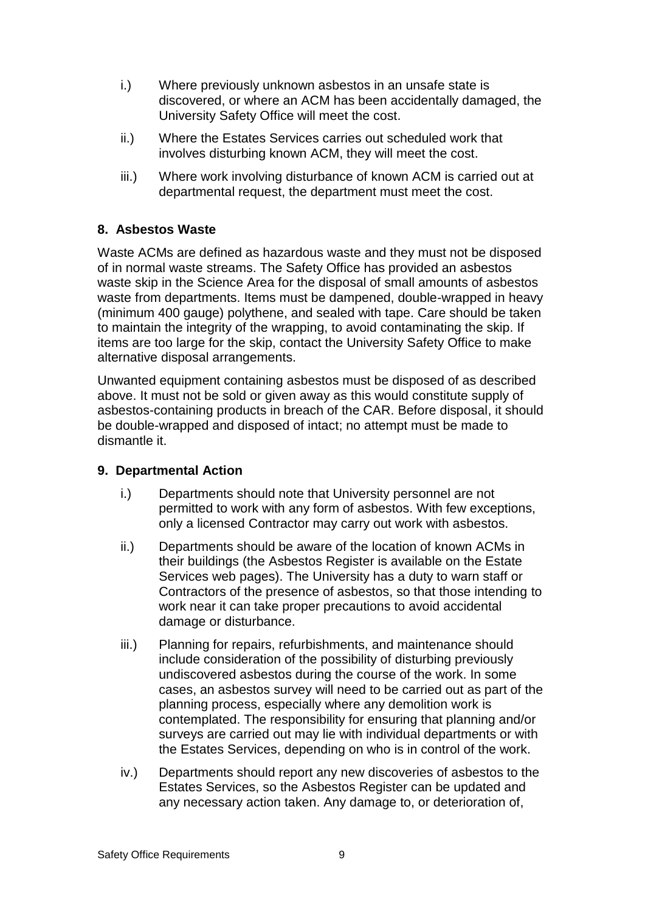i.) Where previously unknown asbestos in an unsafe state is discovered, or where an ACM has been accidentally damaged, the University Safety Office will meet the cost.

ii.) Where the Estates Services carries out scheduled work that involves disturbing known ACM, they will meet the cost.

iii.) Where work involving disturbance of known ACM is carried out at departmental request, the department must meet the cost.

## 8. Asbestos Waste

Waste ACMs are defined as hazardous waste and they must not be disposed of in normal waste streams. The Safety Office has provided an asbestos waste skip in the Science Area for the disposal of small amounts of asbestos waste from departments. Items must be dampened, double-wrapped in heavy (minimum 400 gauge) polythene, and sealed with tape. Care should be taken to maintain the integrity of the wrapping, to avoid contaminating the skip. If items are too large for the skip, contact the University Safety Office to make alternative disposal arrangements.

Unwanted equipment containing asbestos must be disposed of as described above. It must not be sold or given away as this would constitute supply of asbestos-containing products in breach of the CAR. Before disposal, it should be double-wrapped and disposed of intact; no attempt must be made to dismantle it.

## 9. Departmental Action

i.) Departments should note that University personnel are not permitted to work with any form of asbestos. With few exceptions, only a licensed Contractor may carry out work with asbestos.

ii.) Departments should be aware of the location of known ACMs in their buildings (the Asbestos Register is available on the Estate Services web pages). The University has a duty to warn staff or Contractors of the presence of asbestos, so that those intending to work near it can take proper precautions to avoid accidental damage or disturbance.

iii.) Planning for repairs, refurbishments, and maintenance should include consideration of the possibility of disturbing previously undiscovered asbestos during the course of the work. In some cases, an asbestos survey will need to be carried out as part of the planning process, especially where any demolition work is contemplated. The responsibility for ensuring that planning and/or surveys are carried out may lie with individual departments or with the Estates Services, depending on who is in control of the work.

iv.) Departments should report any new discoveries of asbestos to the Estates Services, so the Asbestos Register can be updated and any necessary action taken. Any damage to, or deterioration of,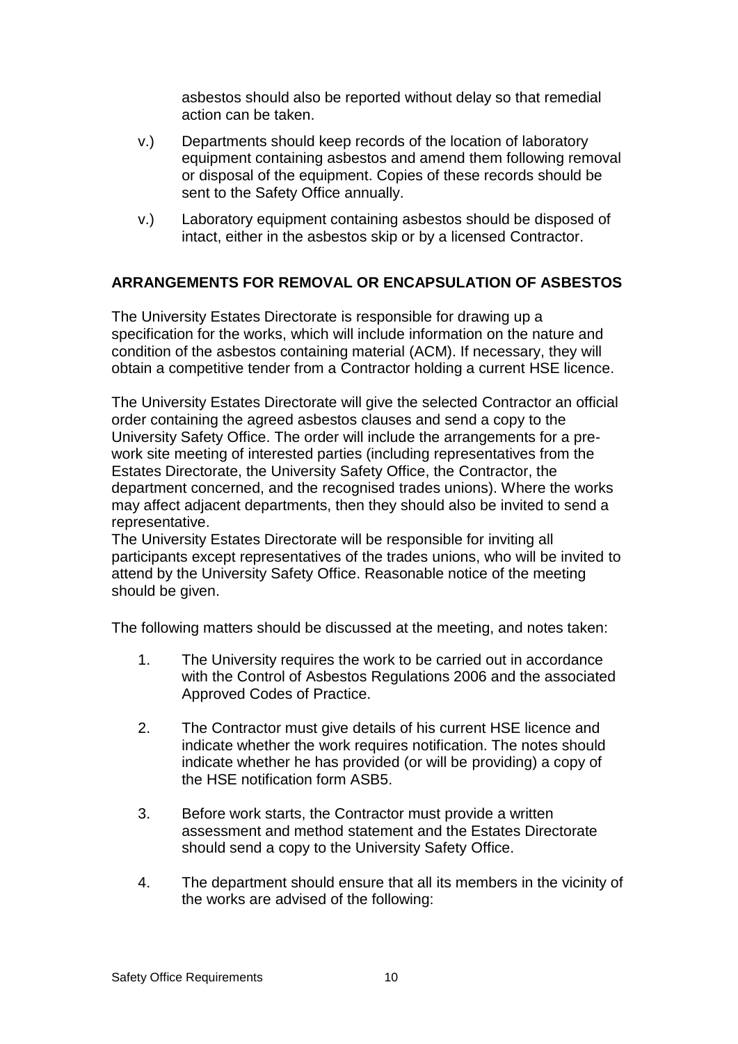asbestos should also be reported without delay so that remedial action can be taken.

v.) Departments should keep records of the location of laboratory equipment containing asbestos and amend them following removal or disposal of the equipment. Copies of these records should be sent to the Safety Office annually.

v.) Laboratory equipment containing asbestos should be disposed of intact, either in the asbestos skip or by a licensed Contractor.

## ARRANGEMENTS FOR REMOVAL OR ENCAPSULATION OF ASBESTOS

The University Estates Directorate is responsible for drawing up a specification for the works, which will include information on the nature and condition of the asbestos containing material (ACM). If necessary, they will obtain a competitive tender from a Contractor holding a current HSE licence.

The University Estates Directorate will give the selected Contractor an official order containing the agreed asbestos clauses and send a copy to the University Safety Office. The order will include the arrangements for a pre-work site meeting of interested parties (including representatives from the Estates Directorate, the University Safety Office, the Contractor, the department concerned, and the recognised trades unions). Where the works may affect adjacent departments, then they should also be invited to send a representative.
The University Estates Directorate will be responsible for inviting all participants except representatives of the trades unions, who will be invited to attend by the University Safety Office. Reasonable notice of the meeting should be given.

The following matters should be discussed at the meeting, and notes taken:

1. The University requires the work to be carried out in accordance with the Control of Asbestos Regulations 2006 and the associated Approved Codes of Practice.

2. The Contractor must give details of his current HSE licence and indicate whether the work requires notification. The notes should indicate whether he has provided (or will be providing) a copy of the HSE notification form ASB5.

3. Before work starts, the Contractor must provide a written assessment and method statement and the Estates Directorate should send a copy to the University Safety Office.

4. The department should ensure that all its members in the vicinity of the works are advised of the following: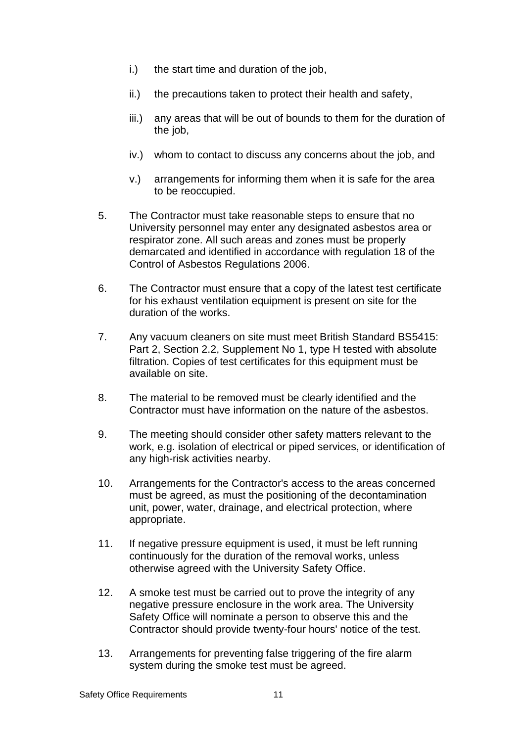i.) the start time and duration of the job,

ii.) the precautions taken to protect their health and safety,

iii.) any areas that will be out of bounds to them for the duration of the job,

iv.) whom to contact to discuss any concerns about the job, and

v.) arrangements for informing them when it is safe for the area to be reoccupied.

5. The Contractor must take reasonable steps to ensure that no University personnel may enter any designated asbestos area or respirator zone. All such areas and zones must be properly demarcated and identified in accordance with regulation 18 of the Control of Asbestos Regulations 2006.

6. The Contractor must ensure that a copy of the latest test certificate for his exhaust ventilation equipment is present on site for the duration of the works.

7. Any vacuum cleaners on site must meet British Standard BS5415: Part 2, Section 2.2, Supplement No 1, type H tested with absolute filtration. Copies of test certificates for this equipment must be available on site.

8. The material to be removed must be clearly identified and the Contractor must have information on the nature of the asbestos.

9. The meeting should consider other safety matters relevant to the work, e.g. isolation of electrical or piped services, or identification of any high-risk activities nearby.

10. Arrangements for the Contractor's access to the areas concerned must be agreed, as must the positioning of the decontamination unit, power, water, drainage, and electrical protection, where appropriate.

11. If negative pressure equipment is used, it must be left running continuously for the duration of the removal works, unless otherwise agreed with the University Safety Office.

12. A smoke test must be carried out to prove the integrity of any negative pressure enclosure in the work area. The University Safety Office will nominate a person to observe this and the Contractor should provide twenty-four hours' notice of the test.

13. Arrangements for preventing false triggering of the fire alarm system during the smoke test must be agreed.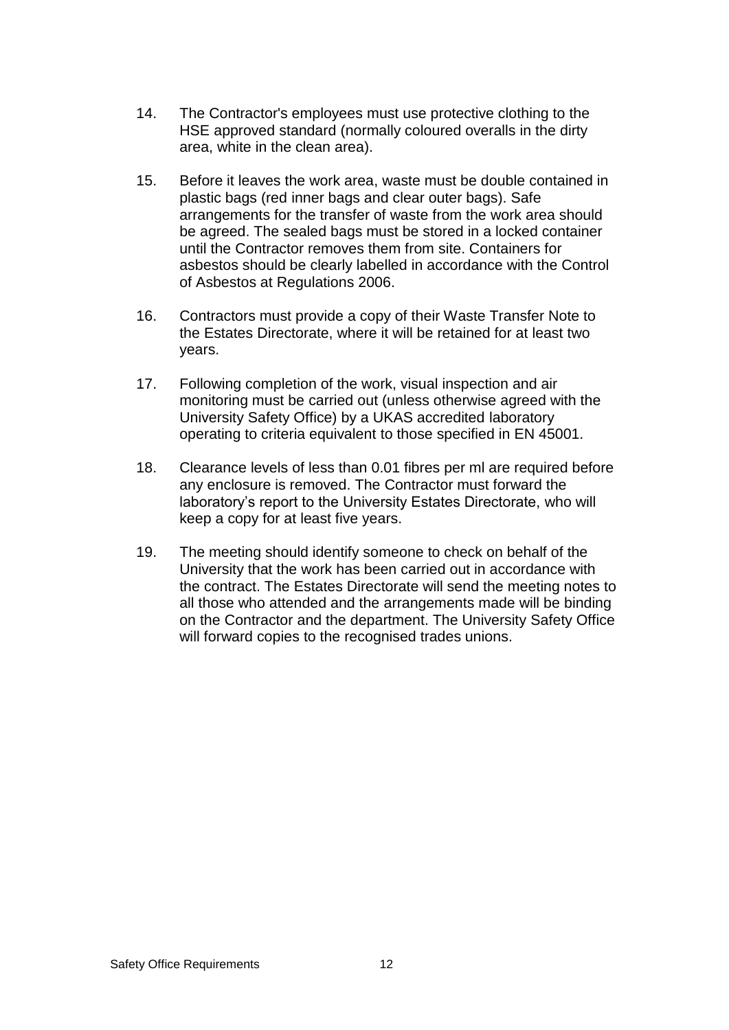14. The Contractor's employees must use protective clothing to the HSE approved standard (normally coloured overalls in the dirty area, white in the clean area).

15. Before it leaves the work area, waste must be double contained in plastic bags (red inner bags and clear outer bags). Safe arrangements for the transfer of waste from the work area should be agreed. The sealed bags must be stored in a locked container until the Contractor removes them from site. Containers for asbestos should be clearly labelled in accordance with the Control of Asbestos at Regulations 2006.

16. Contractors must provide a copy of their Waste Transfer Note to the Estates Directorate, where it will be retained for at least two years.

17. Following completion of the work, visual inspection and air monitoring must be carried out (unless otherwise agreed with the University Safety Office) by a UKAS accredited laboratory operating to criteria equivalent to those specified in EN 45001.

18. Clearance levels of less than 0.01 fibres per ml are required before any enclosure is removed. The Contractor must forward the laboratory's report to the University Estates Directorate, who will keep a copy for at least five years.

19. The meeting should identify someone to check on behalf of the University that the work has been carried out in accordance with the contract. The Estates Directorate will send the meeting notes to all those who attended and the arrangements made will be binding on the Contractor and the department. The University Safety Office will forward copies to the recognised trades unions.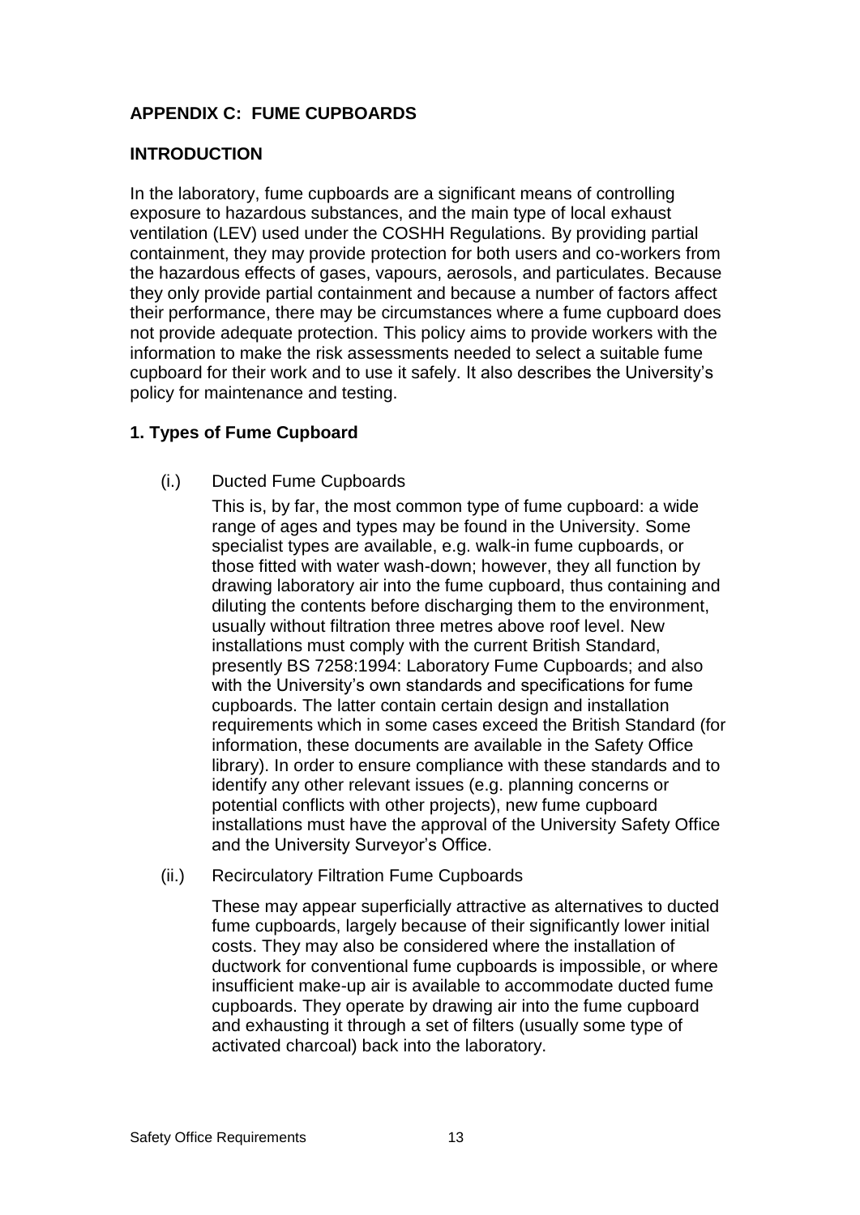## APPENDIX C: FUME CUPBOARDS

### INTRODUCTION

In the laboratory, fume cupboards are a significant means of controlling exposure to hazardous substances, and the main type of local exhaust ventilation (LEV) used under the COSHH Regulations. By providing partial containment, they may provide protection for both users and co-workers from the hazardous effects of gases, vapours, aerosols, and particulates. Because they only provide partial containment and because a number of factors affect their performance, there may be circumstances where a fume cupboard does not provide adequate protection. This policy aims to provide workers with the information to make the risk assessments needed to select a suitable fume cupboard for their work and to use it safely. It also describes the University's policy for maintenance and testing.

### 1. Types of Fume Cupboard

(i.) Ducted Fume Cupboards

This is, by far, the most common type of fume cupboard: a wide range of ages and types may be found in the University. Some specialist types are available, e.g. walk-in fume cupboards, or those fitted with water wash-down; however, they all function by drawing laboratory air into the fume cupboard, thus containing and diluting the contents before discharging them to the environment, usually without filtration three metres above roof level. New installations must comply with the current British Standard, presently BS 7258:1994: Laboratory Fume Cupboards; and also with the University's own standards and specifications for fume cupboards. The latter contain certain design and installation requirements which in some cases exceed the British Standard (for information, these documents are available in the Safety Office library). In order to ensure compliance with these standards and to identify any other relevant issues (e.g. planning concerns or potential conflicts with other projects), new fume cupboard installations must have the approval of the University Safety Office and the University Surveyor's Office.

(ii.) Recirculatory Filtration Fume Cupboards

These may appear superficially attractive as alternatives to ducted fume cupboards, largely because of their significantly lower initial costs. They may also be considered where the installation of ductwork for conventional fume cupboards is impossible, or where insufficient make-up air is available to accommodate ducted fume cupboards. They operate by drawing air into the fume cupboard and exhausting it through a set of filters (usually some type of activated charcoal) back into the laboratory.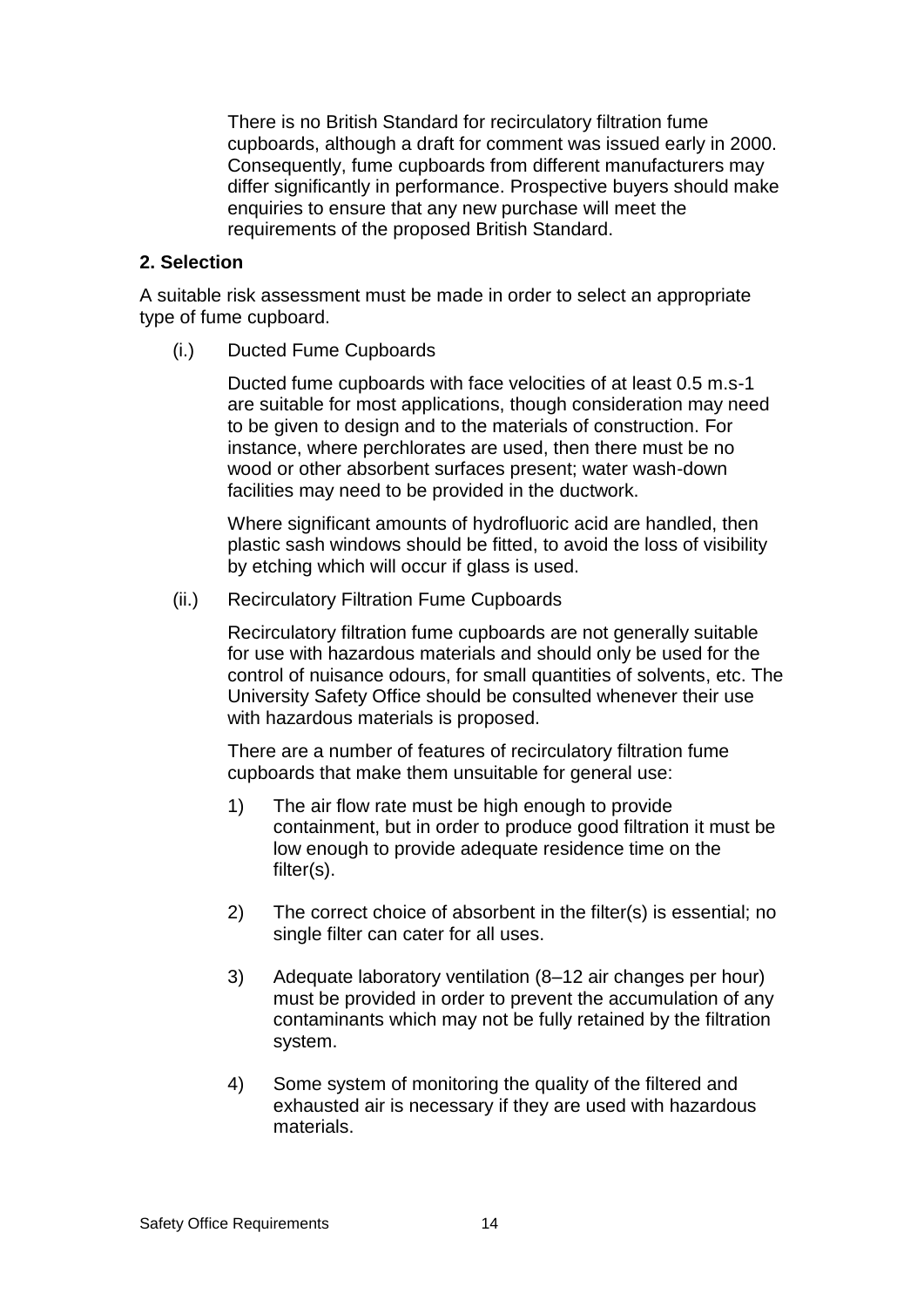There is no British Standard for recirculatory filtration fume cupboards, although a draft for comment was issued early in 2000. Consequently, fume cupboards from different manufacturers may differ significantly in performance. Prospective buyers should make enquiries to ensure that any new purchase will meet the requirements of the proposed British Standard.

## 2. Selection

A suitable risk assessment must be made in order to select an appropriate type of fume cupboard.

(i.) Ducted Fume Cupboards

Ducted fume cupboards with face velocities of at least 0.5 m.s-1 are suitable for most applications, though consideration may need to be given to design and to the materials of construction. For instance, where perchlorates are used, then there must be no wood or other absorbent surfaces present; water wash-down facilities may need to be provided in the ductwork.

Where significant amounts of hydrofluoric acid are handled, then plastic sash windows should be fitted, to avoid the loss of visibility by etching which will occur if glass is used.

(ii.) Recirculatory Filtration Fume Cupboards

Recirculatory filtration fume cupboards are not generally suitable for use with hazardous materials and should only be used for the control of nuisance odours, for small quantities of solvents, etc. The University Safety Office should be consulted whenever their use with hazardous materials is proposed.

There are a number of features of recirculatory filtration fume cupboards that make them unsuitable for general use:

1) The air flow rate must be high enough to provide containment, but in order to produce good filtration it must be low enough to provide adequate residence time on the filter(s).

2) The correct choice of absorbent in the filter(s) is essential; no single filter can cater for all uses.

3) Adequate laboratory ventilation (8–12 air changes per hour) must be provided in order to prevent the accumulation of any contaminants which may not be fully retained by the filtration system.

4) Some system of monitoring the quality of the filtered and exhausted air is necessary if they are used with hazardous materials.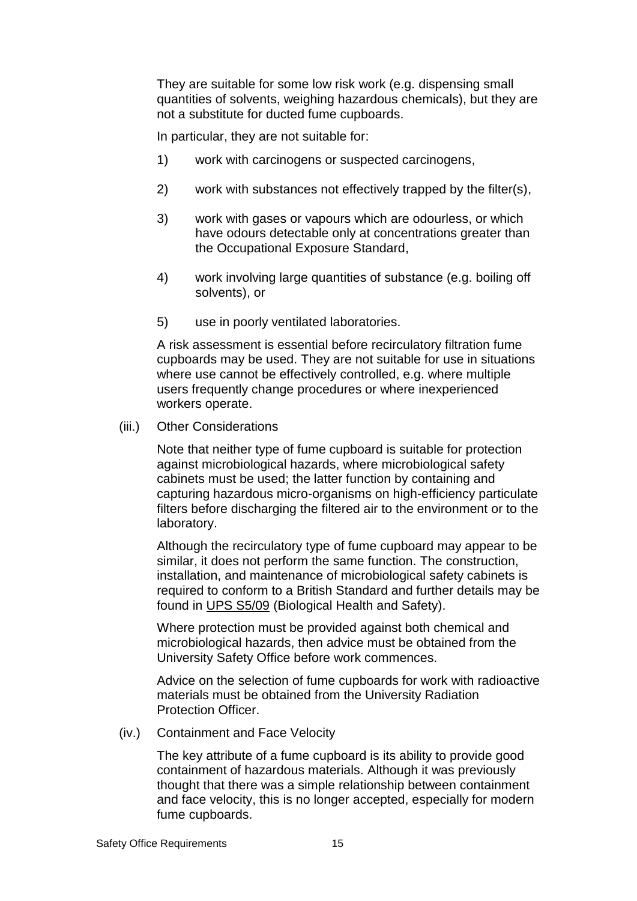They are suitable for some low risk work (e.g. dispensing small quantities of solvents, weighing hazardous chemicals), but they are not a substitute for ducted fume cupboards.

In particular, they are not suitable for:

1) work with carcinogens or suspected carcinogens,
2) work with substances not effectively trapped by the filter(s),
3) work with gases or vapours which are odourless, or which have odours detectable only at concentrations greater than the Occupational Exposure Standard,
4) work involving large quantities of substance (e.g. boiling off solvents), or
5) use in poorly ventilated laboratories.

A risk assessment is essential before recirculatory filtration fume cupboards may be used. They are not suitable for use in situations where use cannot be effectively controlled, e.g. where multiple users frequently change procedures or where inexperienced workers operate.

(iii.) Other Considerations

Note that neither type of fume cupboard is suitable for protection against microbiological hazards, where microbiological safety cabinets must be used; the latter function by containing and capturing hazardous micro-organisms on high-efficiency particulate filters before discharging the filtered air to the environment or to the laboratory.

Although the recirculatory type of fume cupboard may appear to be similar, it does not perform the same function. The construction, installation, and maintenance of microbiological safety cabinets is required to conform to a British Standard and further details may be found in UPS S5/09 (Biological Health and Safety).

Where protection must be provided against both chemical and microbiological hazards, then advice must be obtained from the University Safety Office before work commences.

Advice on the selection of fume cupboards for work with radioactive materials must be obtained from the University Radiation Protection Officer.

(iv.) Containment and Face Velocity

The key attribute of a fume cupboard is its ability to provide good containment of hazardous materials. Although it was previously thought that there was a simple relationship between containment and face velocity, this is no longer accepted, especially for modern fume cupboards.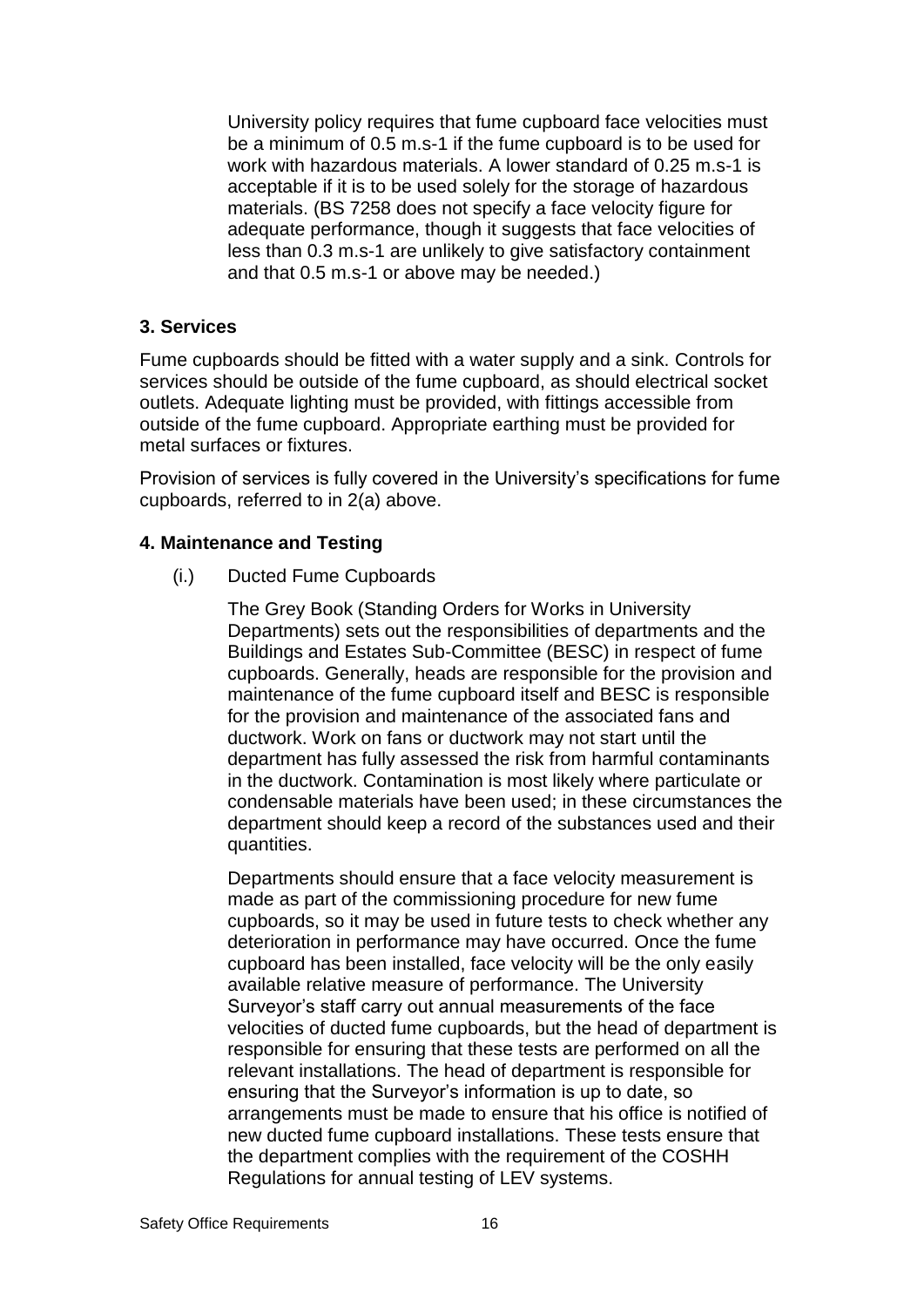University policy requires that fume cupboard face velocities must be a minimum of 0.5 m.s-1 if the fume cupboard is to be used for work with hazardous materials. A lower standard of 0.25 m.s-1 is acceptable if it is to be used solely for the storage of hazardous materials. (BS 7258 does not specify a face velocity figure for adequate performance, though it suggests that face velocities of less than 0.3 m.s-1 are unlikely to give satisfactory containment and that 0.5 m.s-1 or above may be needed.)

### 3. Services

Fume cupboards should be fitted with a water supply and a sink. Controls for services should be outside of the fume cupboard, as should electrical socket outlets. Adequate lighting must be provided, with fittings accessible from outside of the fume cupboard. Appropriate earthing must be provided for metal surfaces or fixtures.

Provision of services is fully covered in the University's specifications for fume cupboards, referred to in 2(a) above.

### 4. Maintenance and Testing

(i.) Ducted Fume Cupboards

The Grey Book (Standing Orders for Works in University Departments) sets out the responsibilities of departments and the Buildings and Estates Sub-Committee (BESC) in respect of fume cupboards. Generally, heads are responsible for the provision and maintenance of the fume cupboard itself and BESC is responsible for the provision and maintenance of the associated fans and ductwork. Work on fans or ductwork may not start until the department has fully assessed the risk from harmful contaminants in the ductwork. Contamination is most likely where particulate or condensable materials have been used; in these circumstances the department should keep a record of the substances used and their quantities.

Departments should ensure that a face velocity measurement is made as part of the commissioning procedure for new fume cupboards, so it may be used in future tests to check whether any deterioration in performance may have occurred. Once the fume cupboard has been installed, face velocity will be the only easily available relative measure of performance. The University Surveyor's staff carry out annual measurements of the face velocities of ducted fume cupboards, but the head of department is responsible for ensuring that these tests are performed on all the relevant installations. The head of department is responsible for ensuring that the Surveyor's information is up to date, so arrangements must be made to ensure that his office is notified of new ducted fume cupboard installations. These tests ensure that the department complies with the requirement of the COSHH Regulations for annual testing of LEV systems.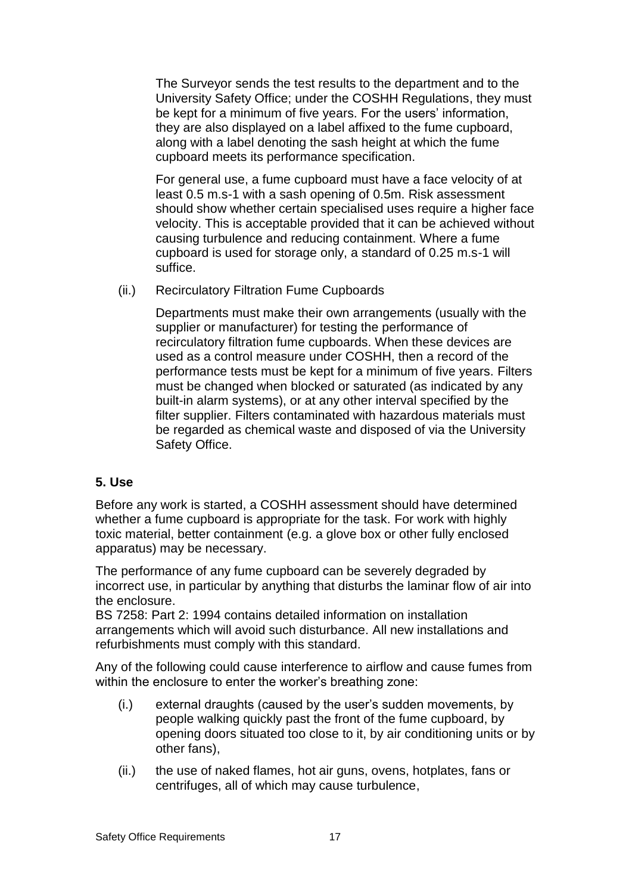The Surveyor sends the test results to the department and to the University Safety Office; under the COSHH Regulations, they must be kept for a minimum of five years. For the users' information, they are also displayed on a label affixed to the fume cupboard, along with a label denoting the sash height at which the fume cupboard meets its performance specification.

For general use, a fume cupboard must have a face velocity of at least 0.5 m.s-1 with a sash opening of 0.5m. Risk assessment should show whether certain specialised uses require a higher face velocity. This is acceptable provided that it can be achieved without causing turbulence and reducing containment. Where a fume cupboard is used for storage only, a standard of 0.25 m.s-1 will suffice.

(ii.) Recirculatory Filtration Fume Cupboards

Departments must make their own arrangements (usually with the supplier or manufacturer) for testing the performance of recirculatory filtration fume cupboards. When these devices are used as a control measure under COSHH, then a record of the performance tests must be kept for a minimum of five years. Filters must be changed when blocked or saturated (as indicated by any built-in alarm systems), or at any other interval specified by the filter supplier. Filters contaminated with hazardous materials must be regarded as chemical waste and disposed of via the University Safety Office.

**5. Use**

Before any work is started, a COSHH assessment should have determined whether a fume cupboard is appropriate for the task. For work with highly toxic material, better containment (e.g. a glove box or other fully enclosed apparatus) may be necessary.

The performance of any fume cupboard can be severely degraded by incorrect use, in particular by anything that disturbs the laminar flow of air into the enclosure.
BS 7258: Part 2: 1994 contains detailed information on installation arrangements which will avoid such disturbance. All new installations and refurbishments must comply with this standard.

Any of the following could cause interference to airflow and cause fumes from within the enclosure to enter the worker's breathing zone:

(i.) external draughts (caused by the user's sudden movements, by people walking quickly past the front of the fume cupboard, by opening doors situated too close to it, by air conditioning units or by other fans),

(ii.) the use of naked flames, hot air guns, ovens, hotplates, fans or centrifuges, all of which may cause turbulence,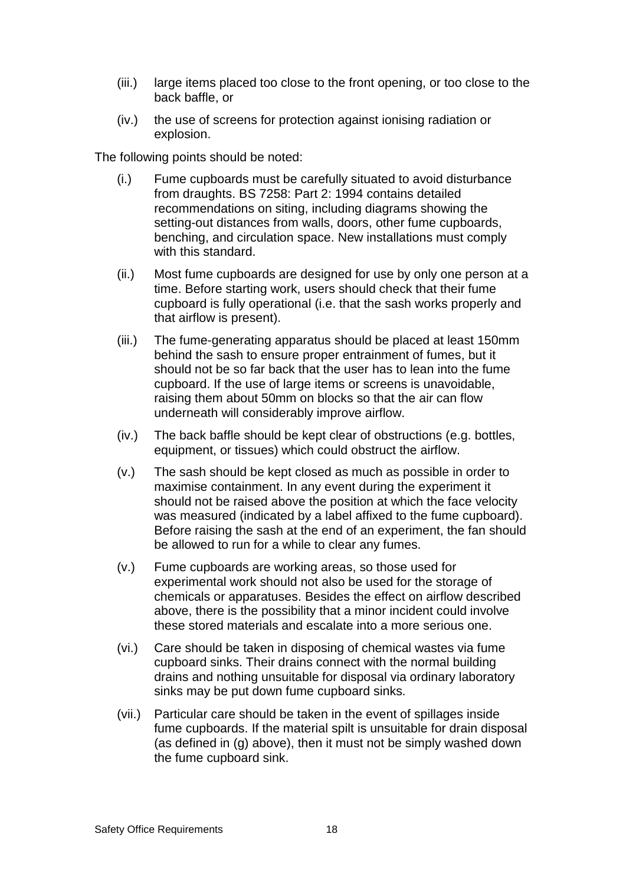(iii.) large items placed too close to the front opening, or too close to the back baffle, or

(iv.) the use of screens for protection against ionising radiation or explosion.

The following points should be noted:

(i.) Fume cupboards must be carefully situated to avoid disturbance from draughts. BS 7258: Part 2: 1994 contains detailed recommendations on siting, including diagrams showing the setting-out distances from walls, doors, other fume cupboards, benching, and circulation space. New installations must comply with this standard.

(ii.) Most fume cupboards are designed for use by only one person at a time. Before starting work, users should check that their fume cupboard is fully operational (i.e. that the sash works properly and that airflow is present).

(iii.) The fume-generating apparatus should be placed at least 150mm behind the sash to ensure proper entrainment of fumes, but it should not be so far back that the user has to lean into the fume cupboard. If the use of large items or screens is unavoidable, raising them about 50mm on blocks so that the air can flow underneath will considerably improve airflow.

(iv.) The back baffle should be kept clear of obstructions (e.g. bottles, equipment, or tissues) which could obstruct the airflow.

(v.) The sash should be kept closed as much as possible in order to maximise containment. In any event during the experiment it should not be raised above the position at which the face velocity was measured (indicated by a label affixed to the fume cupboard). Before raising the sash at the end of an experiment, the fan should be allowed to run for a while to clear any fumes.

(v.) Fume cupboards are working areas, so those used for experimental work should not also be used for the storage of chemicals or apparatuses. Besides the effect on airflow described above, there is the possibility that a minor incident could involve these stored materials and escalate into a more serious one.

(vi.) Care should be taken in disposing of chemical wastes via fume cupboard sinks. Their drains connect with the normal building drains and nothing unsuitable for disposal via ordinary laboratory sinks may be put down fume cupboard sinks.

(vii.) Particular care should be taken in the event of spillages inside fume cupboards. If the material spilt is unsuitable for drain disposal (as defined in (g) above), then it must not be simply washed down the fume cupboard sink.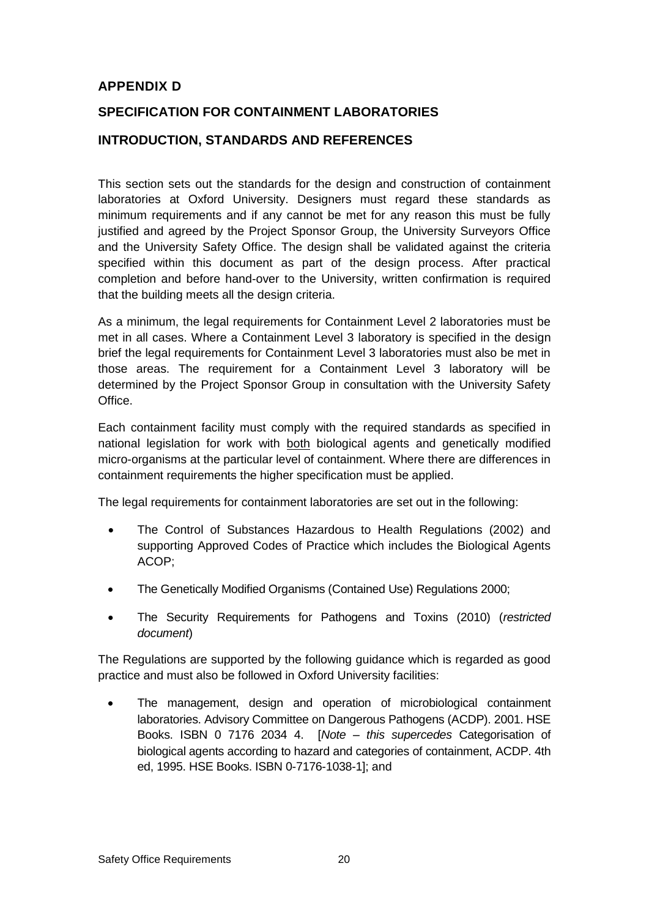## APPENDIX D

## SPECIFICATION FOR CONTAINMENT LABORATORIES

## INTRODUCTION, STANDARDS AND REFERENCES

This section sets out the standards for the design and construction of containment laboratories at Oxford University. Designers must regard these standards as minimum requirements and if any cannot be met for any reason this must be fully justified and agreed by the Project Sponsor Group, the University Surveyors Office and the University Safety Office. The design shall be validated against the criteria specified within this document as part of the design process. After practical completion and before hand-over to the University, written confirmation is required that the building meets all the design criteria.

As a minimum, the legal requirements for Containment Level 2 laboratories must be met in all cases. Where a Containment Level 3 laboratory is specified in the design brief the legal requirements for Containment Level 3 laboratories must also be met in those areas. The requirement for a Containment Level 3 laboratory will be determined by the Project Sponsor Group in consultation with the University Safety Office.

Each containment facility must comply with the required standards as specified in national legislation for work with <u>both</u> biological agents and genetically modified micro-organisms at the particular level of containment. Where there are differences in containment requirements the higher specification must be applied.

The legal requirements for containment laboratories are set out in the following:

- The Control of Substances Hazardous to Health Regulations (2002) and supporting Approved Codes of Practice which includes the Biological Agents ACOP;
- The Genetically Modified Organisms (Contained Use) Regulations 2000;
- The Security Requirements for Pathogens and Toxins (2010) (*restricted document*)

The Regulations are supported by the following guidance which is regarded as good practice and must also be followed in Oxford University facilities:

- The management, design and operation of microbiological containment laboratories. Advisory Committee on Dangerous Pathogens (ACDP). 2001. HSE Books. ISBN 0 7176 2034 4. [*Note – this supercedes* Categorisation of biological agents according to hazard and categories of containment, ACDP. 4th ed, 1995. HSE Books. ISBN 0-7176-1038-1]; and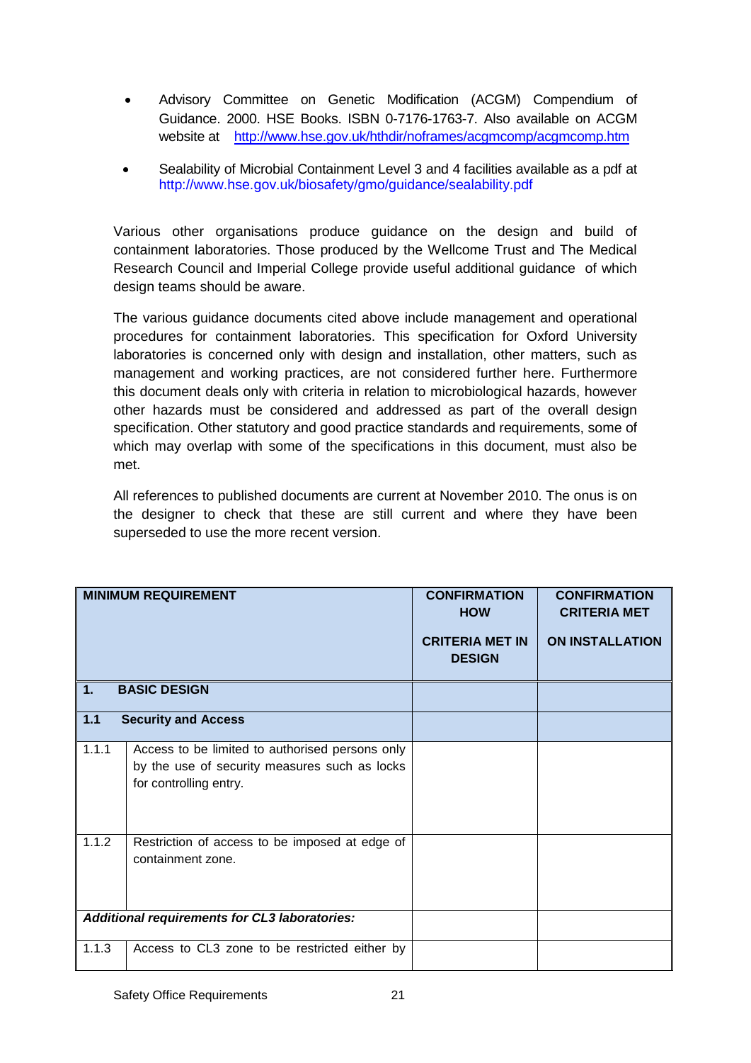- Advisory Committee on Genetic Modification (ACGM) Compendium of Guidance. 2000. HSE Books. ISBN 0-7176-1763-7. Also available on ACGM website at http://www.hse.gov.uk/hthdir/noframes/acgmcomp/acgmcomp.htm
- Sealability of Microbial Containment Level 3 and 4 facilities available as a pdf at http://www.hse.gov.uk/biosafety/gmo/guidance/sealability.pdf

Various other organisations produce guidance on the design and build of containment laboratories. Those produced by the Wellcome Trust and The Medical Research Council and Imperial College provide useful additional guidance of which design teams should be aware.

The various guidance documents cited above include management and operational procedures for containment laboratories. This specification for Oxford University laboratories is concerned only with design and installation, other matters, such as management and working practices, are not considered further here. Furthermore this document deals only with criteria in relation to microbiological hazards, however other hazards must be considered and addressed as part of the overall design specification. Other statutory and good practice standards and requirements, some of which may overlap with some of the specifications in this document, must also be met.

All references to published documents are current at November 2010. The onus is on the designer to check that these are still current and where they have been superseded to use the more recent version.

| MINIMUM REQUIREMENT | | CONFIRMATION HOW<br><br>CRITERIA MET IN DESIGN | CONFIRMATION CRITERIA MET<br><br>ON INSTALLATION |
|---|---|---|---|
| **1.** | **BASIC DESIGN** | | |
| **1.1** | **Security and Access** | | |
| 1.1.1 | Access to be limited to authorised persons only by the use of security measures such as locks for controlling entry. | | |
| 1.1.2 | Restriction of access to be imposed at edge of containment zone. | | |
| ***Additional requirements for CL3 laboratories:*** | | | |
| 1.1.3 | Access to CL3 zone to be restricted either by | | |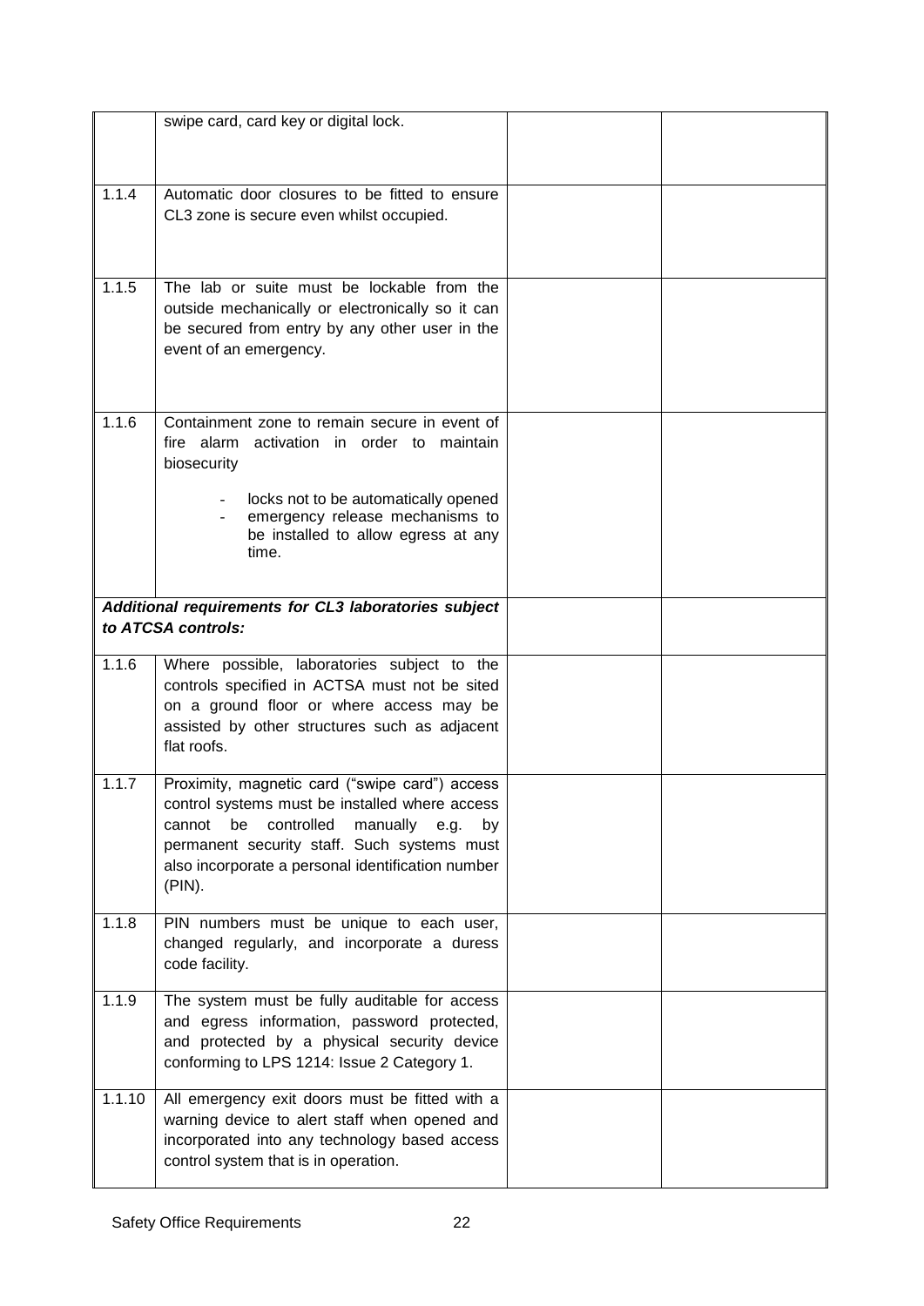| | | | |
|---|---|---|---|
| | swipe card, card key or digital lock. | | |
| 1.1.4 | Automatic door closures to be fitted to ensure CL3 zone is secure even whilst occupied. | | |
| 1.1.5 | The lab or suite must be lockable from the outside mechanically or electronically so it can be secured from entry by any other user in the event of an emergency. | | |
| 1.1.6 | Containment zone to remain secure in event of fire alarm activation in order to maintain biosecurity<br>- locks not to be automatically opened<br>- emergency release mechanisms to be installed to allow egress at any time. | | |
| ***Additional requirements for CL3 laboratories subject to ATCSA controls:*** | | | |
| 1.1.6 | Where possible, laboratories subject to the controls specified in ACTSA must not be sited on a ground floor or where access may be assisted by other structures such as adjacent flat roofs. | | |
| 1.1.7 | Proximity, magnetic card ("swipe card") access control systems must be installed where access cannot be controlled manually e.g. by permanent security staff. Such systems must also incorporate a personal identification number (PIN). | | |
| 1.1.8 | PIN numbers must be unique to each user, changed regularly, and incorporate a duress code facility. | | |
| 1.1.9 | The system must be fully auditable for access and egress information, password protected, and protected by a physical security device conforming to LPS 1214: Issue 2 Category 1. | | |
| 1.1.10 | All emergency exit doors must be fitted with a warning device to alert staff when opened and incorporated into any technology based access control system that is in operation. | | |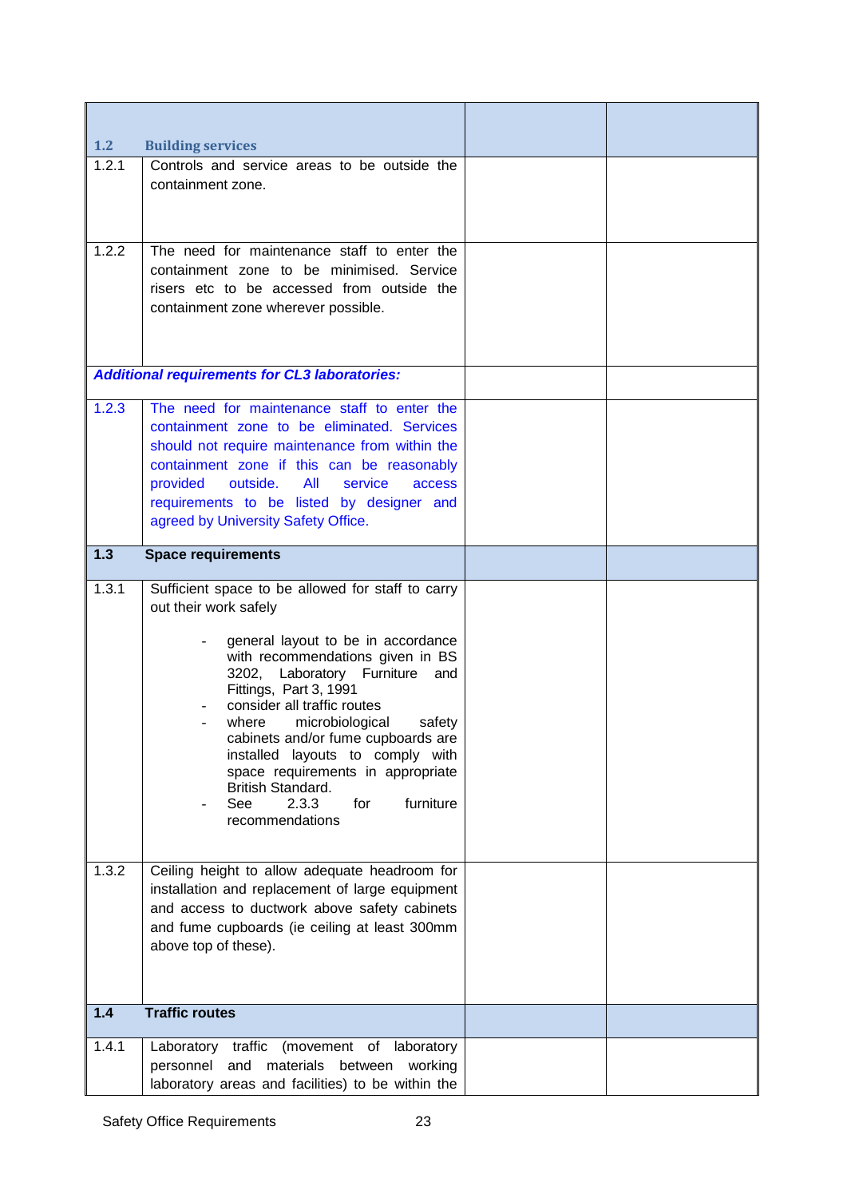| | | | |
|---|---|---|---|
| **1.2** | **Building services** | | |
| 1.2.1 | Controls and service areas to be outside the containment zone. | | |
| 1.2.2 | The need for maintenance staff to enter the containment zone to be minimised. Service risers etc to be accessed from outside the containment zone wherever possible. | | |
| ***Additional requirements for CL3 laboratories:*** | | | |
| 1.2.3 | The need for maintenance staff to enter the containment zone to be eliminated. Services should not require maintenance from within the containment zone if this can be reasonably provided outside. All service access requirements to be listed by designer and agreed by University Safety Office. | | |
| **1.3** | **Space requirements** | | |
| 1.3.1 | Sufficient space to be allowed for staff to carry out their work safely<br><br>- general layout to be in accordance with recommendations given in BS 3202, Laboratory Furniture and Fittings, Part 3, 1991<br>- consider all traffic routes<br>- where microbiological safety cabinets and/or fume cupboards are installed layouts to comply with space requirements in appropriate British Standard.<br>- See 2.3.3 for furniture recommendations | | |
| 1.3.2 | Ceiling height to allow adequate headroom for installation and replacement of large equipment and access to ductwork above safety cabinets and fume cupboards (ie ceiling at least 300mm above top of these). | | |
| **1.4** | **Traffic routes** | | |
| 1.4.1 | Laboratory traffic (movement of laboratory personnel and materials between working laboratory areas and facilities) to be within the | | |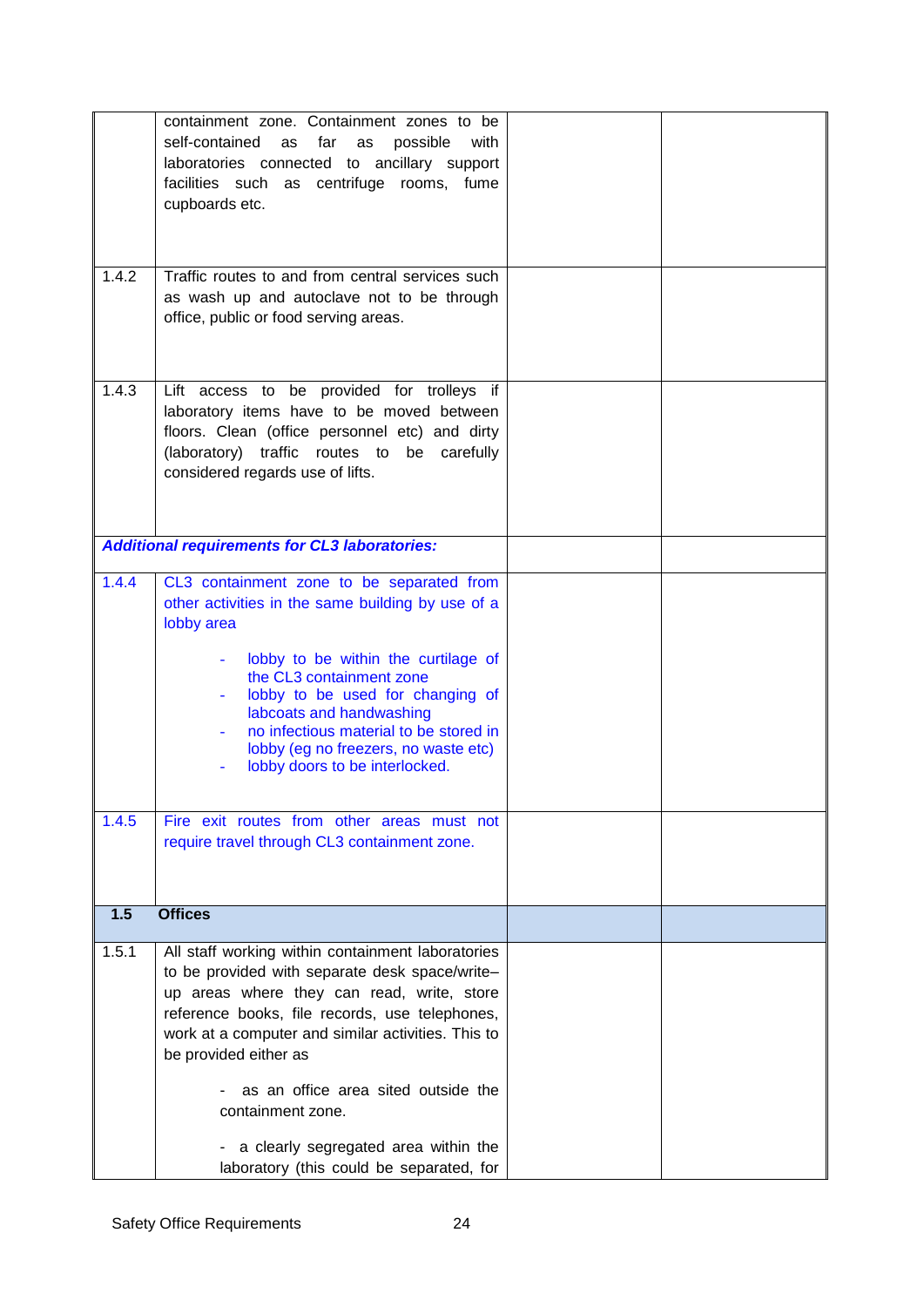| | | | |
|---|---|---|---|
| | containment zone. Containment zones to be self-contained as far as possible with laboratories connected to ancillary support facilities such as centrifuge rooms, fume cupboards etc. | | |
| 1.4.2 | Traffic routes to and from central services such as wash up and autoclave not to be through office, public or food serving areas. | | |
| 1.4.3 | Lift access to be provided for trolleys if laboratory items have to be moved between floors. Clean (office personnel etc) and dirty (laboratory) traffic routes to be carefully considered regards use of lifts. | | |
| ***Additional requirements for CL3 laboratories:*** | | | |
| 1.4.4 | CL3 containment zone to be separated from other activities in the same building by use of a lobby area<br><br>- lobby to be within the curtilage of the CL3 containment zone<br>- lobby to be used for changing of labcoats and handwashing<br>- no infectious material to be stored in lobby (eg no freezers, no waste etc)<br>- lobby doors to be interlocked. | | |
| 1.4.5 | Fire exit routes from other areas must not require travel through CL3 containment zone. | | |
| **1.5** | **Offices** | | |
| 1.5.1 | All staff working within containment laboratories to be provided with separate desk space/write–up areas where they can read, write, store reference books, file records, use telephones, work at a computer and similar activities. This to be provided either as<br><br>- as an office area sited outside the containment zone.<br><br>- a clearly segregated area within the laboratory (this could be separated, for | | |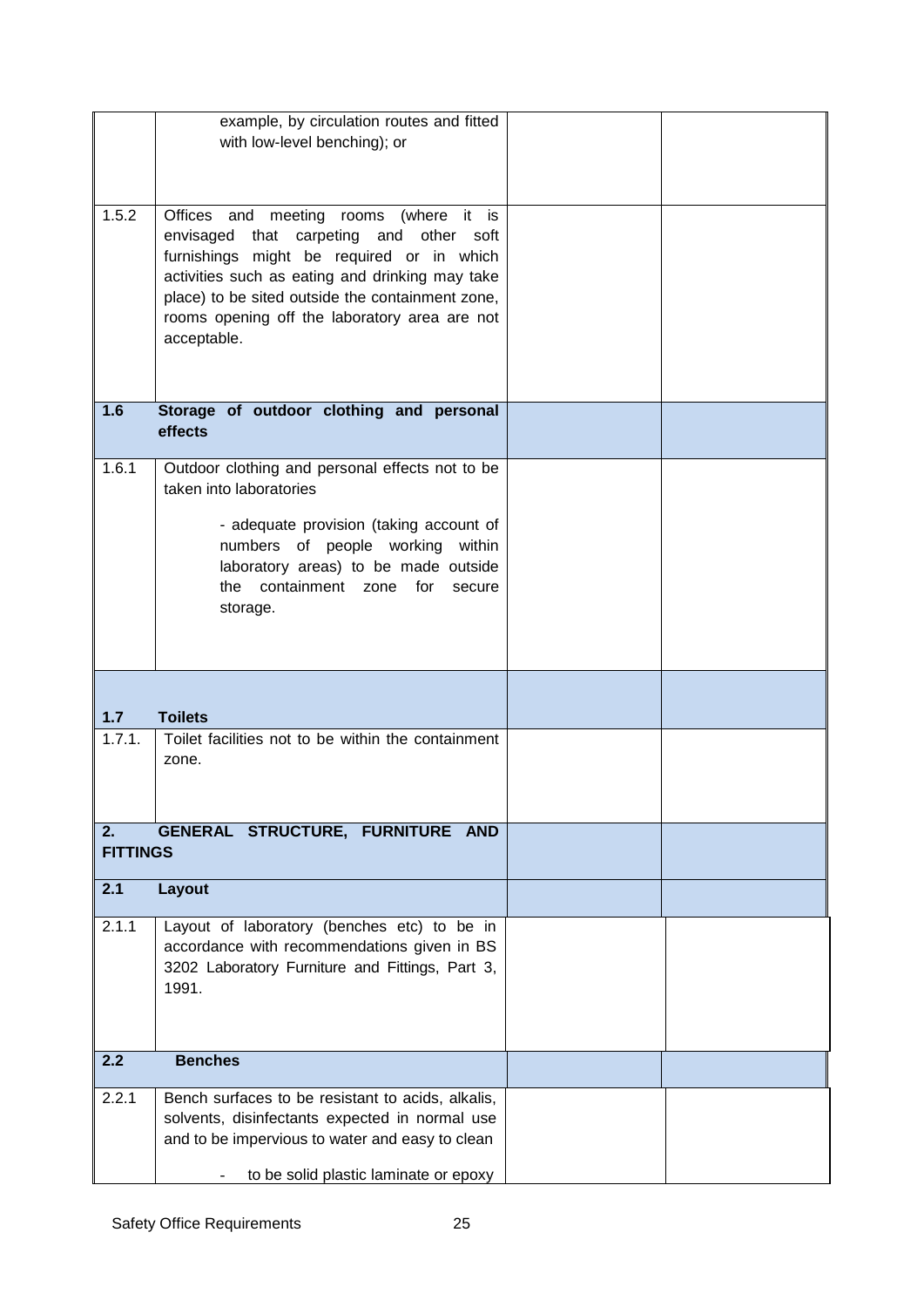| | | | |
|---|---|---|---|
| | example, by circulation routes and fitted with low-level benching); or | | |
| 1.5.2 | Offices and meeting rooms (where it is envisaged that carpeting and other soft furnishings might be required or in which activities such as eating and drinking may take place) to be sited outside the containment zone, rooms opening off the laboratory area are not acceptable. | | |
| **1.6** | **Storage of outdoor clothing and personal effects** | | |
| 1.6.1 | Outdoor clothing and personal effects not to be taken into laboratories<br><br>- adequate provision (taking account of numbers of people working within laboratory areas) to be made outside the containment zone for secure storage. | | |
| **1.7** | **Toilets** | | |
| 1.7.1. | Toilet facilities not to be within the containment zone. | | |
| **2.** | **GENERAL STRUCTURE, FURNITURE AND FITTINGS** | | |
| **2.1** | **Layout** | | |
| 2.1.1 | Layout of laboratory (benches etc) to be in accordance with recommendations given in BS 3202 Laboratory Furniture and Fittings, Part 3, 1991. | | |
| **2.2** | **Benches** | | |
| 2.2.1 | Bench surfaces to be resistant to acids, alkalis, solvents, disinfectants expected in normal use and to be impervious to water and easy to clean<br><br>- to be solid plastic laminate or epoxy | | |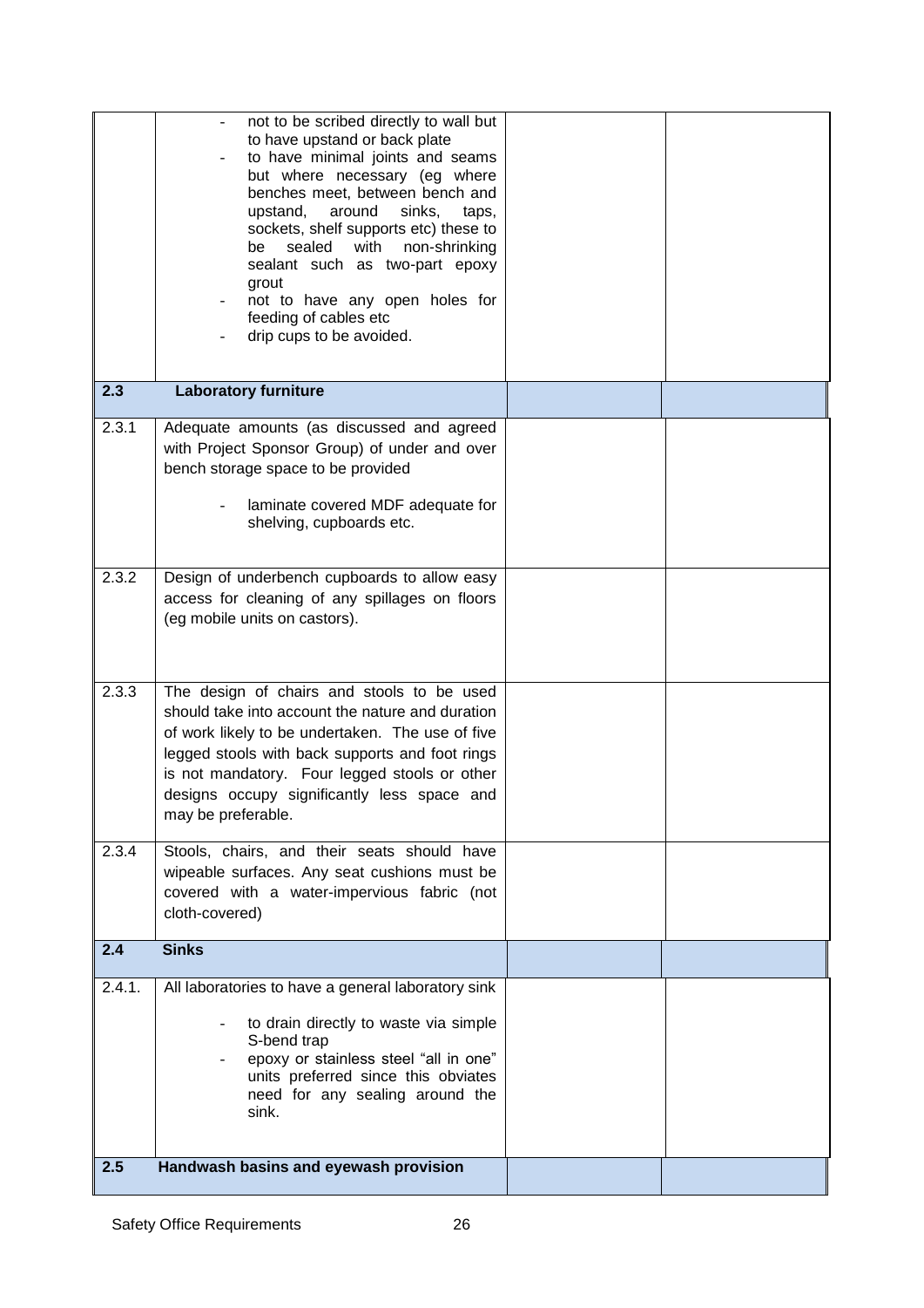| | | | |
|---|---|---|---|
| | - not to be scribed directly to wall but to have upstand or back plate<br>- to have minimal joints and seams but where necessary (eg where benches meet, between bench and upstand, around sinks, taps, sockets, shelf supports etc) these to be sealed with non-shrinking sealant such as two-part epoxy grout<br>- not to have any open holes for feeding of cables etc<br>- drip cups to be avoided. | | |
| **2.3** | **Laboratory furniture** | | |
| 2.3.1 | Adequate amounts (as discussed and agreed with Project Sponsor Group) of under and over bench storage space to be provided<br><br>- laminate covered MDF adequate for shelving, cupboards etc. | | |
| 2.3.2 | Design of underbench cupboards to allow easy access for cleaning of any spillages on floors (eg mobile units on castors). | | |
| 2.3.3 | The design of chairs and stools to be used should take into account the nature and duration of work likely to be undertaken. The use of five legged stools with back supports and foot rings is not mandatory. Four legged stools or other designs occupy significantly less space and may be preferable. | | |
| 2.3.4 | Stools, chairs, and their seats should have wipeable surfaces. Any seat cushions must be covered with a water-impervious fabric (not cloth-covered) | | |
| **2.4** | **Sinks** | | |
| 2.4.1. | All laboratories to have a general laboratory sink<br><br>- to drain directly to waste via simple S-bend trap<br>- epoxy or stainless steel "all in one" units preferred since this obviates need for any sealing around the sink. | | |
| **2.5** | **Handwash basins and eyewash provision** | | |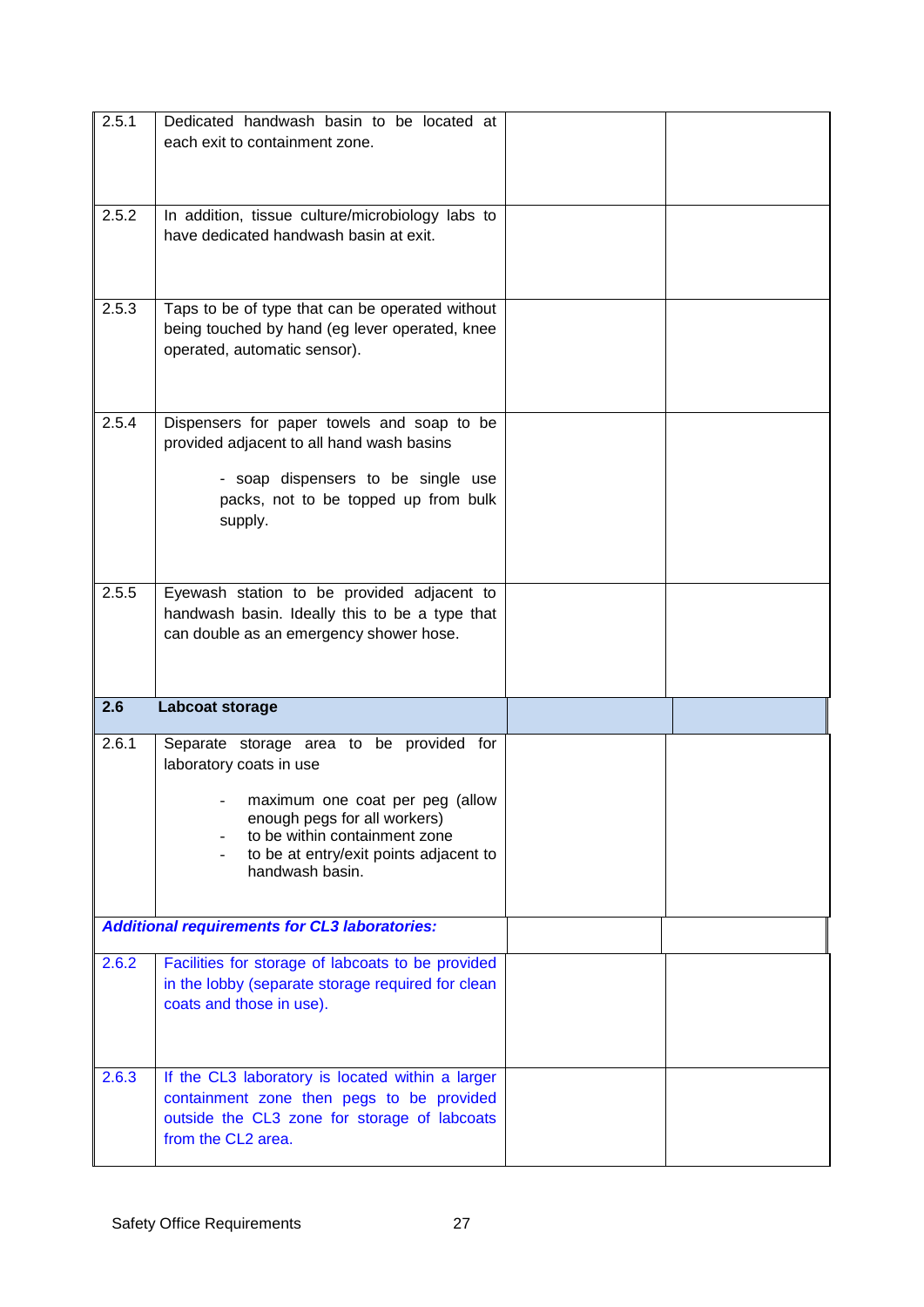| | | | |
|---|---|---|---|
| 2.5.1 | Dedicated handwash basin to be located at each exit to containment zone. | | |
| 2.5.2 | In addition, tissue culture/microbiology labs to have dedicated handwash basin at exit. | | |
| 2.5.3 | Taps to be of type that can be operated without being touched by hand (eg lever operated, knee operated, automatic sensor). | | |
| 2.5.4 | Dispensers for paper towels and soap to be provided adjacent to all hand wash basins<br><br>- soap dispensers to be single use packs, not to be topped up from bulk supply. | | |
| 2.5.5 | Eyewash station to be provided adjacent to handwash basin. Ideally this to be a type that can double as an emergency shower hose. | | |
| **2.6** | **Labcoat storage** | | |
| 2.6.1 | Separate storage area to be provided for laboratory coats in use<br><br>- maximum one coat per peg (allow enough pegs for all workers)<br>- to be within containment zone<br>- to be at entry/exit points adjacent to handwash basin. | | |
| ***Additional requirements for CL3 laboratories:*** | | | |
| 2.6.2 | Facilities for storage of labcoats to be provided in the lobby (separate storage required for clean coats and those in use). | | |
| 2.6.3 | If the CL3 laboratory is located within a larger containment zone then pegs to be provided outside the CL3 zone for storage of labcoats from the CL2 area. | | |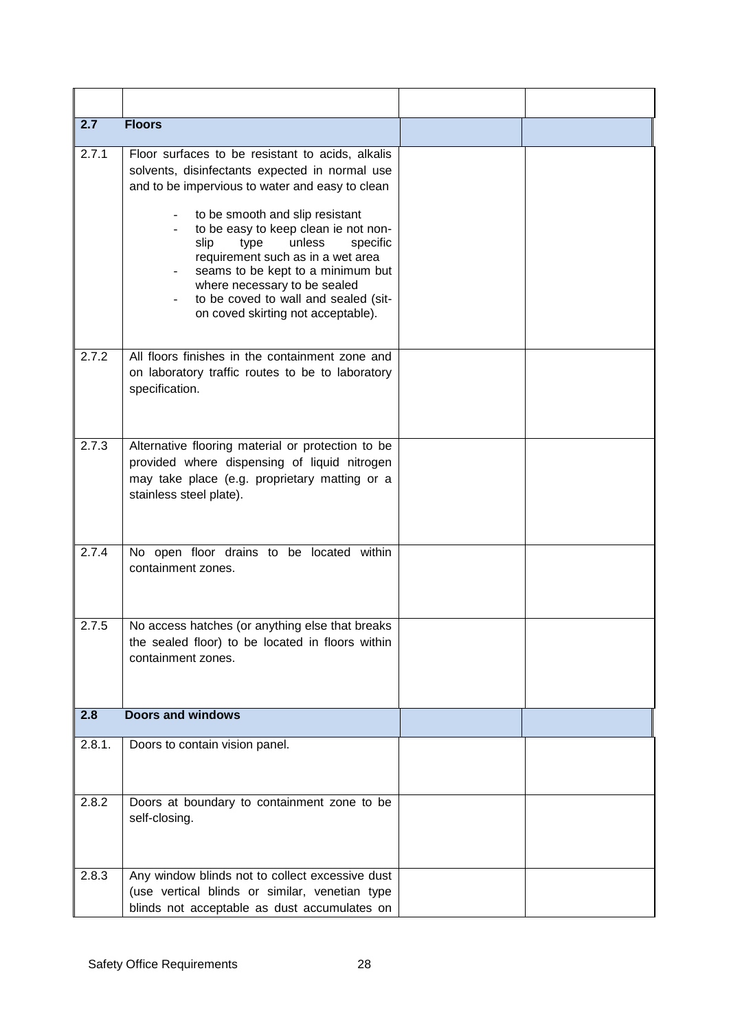| | | | |
|---|---|---|---|
| **2.7** | **Floors** | | |
| 2.7.1 | Floor surfaces to be resistant to acids, alkalis solvents, disinfectants expected in normal use and to be impervious to water and easy to clean<br>- to be smooth and slip resistant<br>- to be easy to keep clean ie not non-slip type unless specific requirement such as in a wet area<br>- seams to be kept to a minimum but where necessary to be sealed<br>- to be coved to wall and sealed (sit-on coved skirting not acceptable). | | |
| 2.7.2 | All floors finishes in the containment zone and on laboratory traffic routes to be to laboratory specification. | | |
| 2.7.3 | Alternative flooring material or protection to be provided where dispensing of liquid nitrogen may take place (e.g. proprietary matting or a stainless steel plate). | | |
| 2.7.4 | No open floor drains to be located within containment zones. | | |
| 2.7.5 | No access hatches (or anything else that breaks the sealed floor) to be located in floors within containment zones. | | |
| **2.8** | **Doors and windows** | | |
| 2.8.1. | Doors to contain vision panel. | | |
| 2.8.2 | Doors at boundary to containment zone to be self-closing. | | |
| 2.8.3 | Any window blinds not to collect excessive dust (use vertical blinds or similar, venetian type blinds not acceptable as dust accumulates on | | |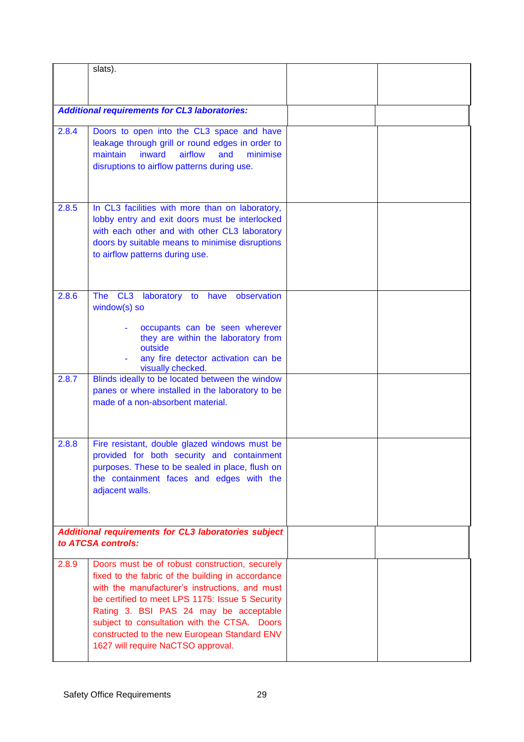| | | | |
|---|---|---|---|
| | slats). | | |
| ***Additional requirements for CL3 laboratories:*** | | | |
| 2.8.4 | Doors to open into the CL3 space and have leakage through grill or round edges in order to maintain inward airflow and minimise disruptions to airflow patterns during use. | | |
| 2.8.5 | In CL3 facilities with more than on laboratory, lobby entry and exit doors must be interlocked with each other and with other CL3 laboratory doors by suitable means to minimise disruptions to airflow patterns during use. | | |
| 2.8.6 | The CL3 laboratory to have observation window(s) so<br>- occupants can be seen wherever they are within the laboratory from outside<br>- any fire detector activation can be visually checked. | | |
| 2.8.7 | Blinds ideally to be located between the window panes or where installed in the laboratory to be made of a non-absorbent material. | | |
| 2.8.8 | Fire resistant, double glazed windows must be provided for both security and containment purposes. These to be sealed in place, flush on the containment faces and edges with the adjacent walls. | | |
| ***Additional requirements for CL3 laboratories subject to ATCSA controls:*** | | | |
| 2.8.9 | Doors must be of robust construction, securely fixed to the fabric of the building in accordance with the manufacturer's instructions, and must be certified to meet LPS 1175: Issue 5 Security Rating 3. BSI PAS 24 may be acceptable subject to consultation with the CTSA. Doors constructed to the new European Standard ENV 1627 will require NaCTSO approval. | | |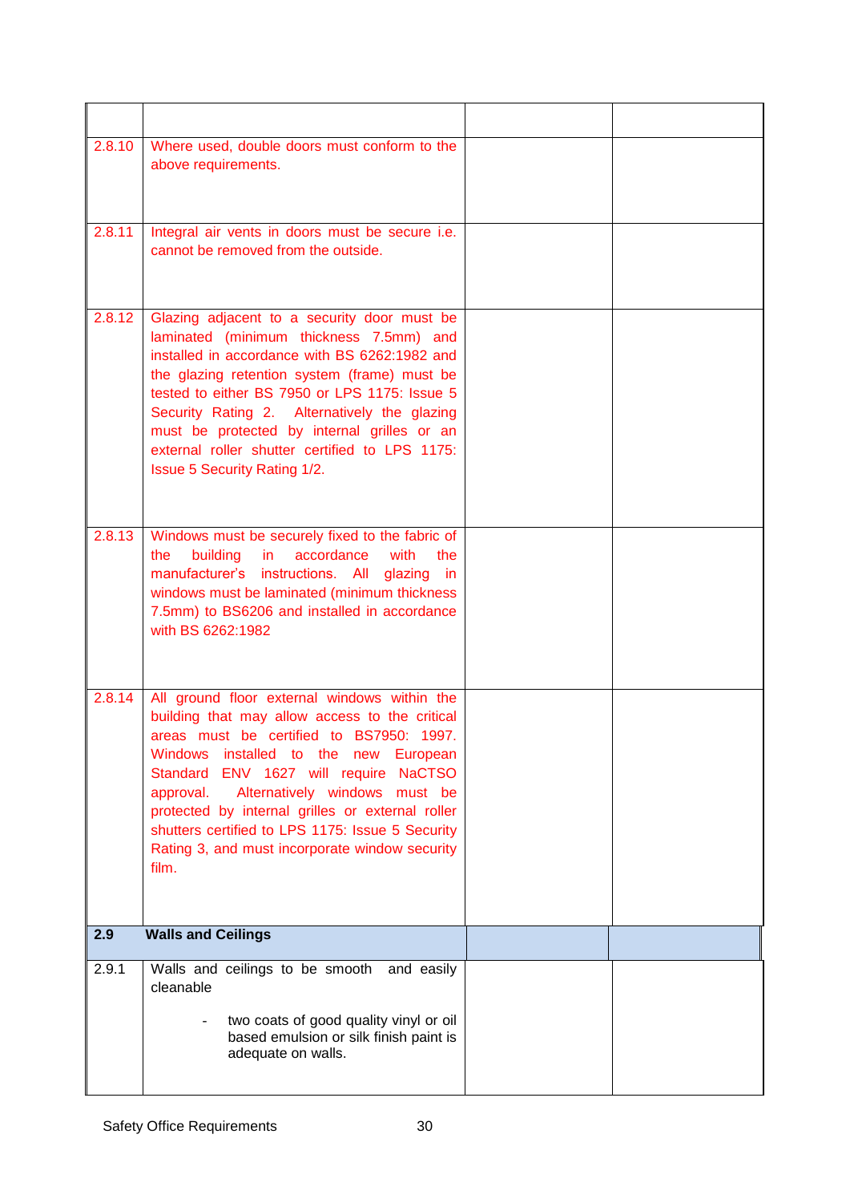| | | | |
|---|---|---|---|
| 2.8.10 | Where used, double doors must conform to the above requirements. | | |
| 2.8.11 | Integral air vents in doors must be secure i.e. cannot be removed from the outside. | | |
| 2.8.12 | Glazing adjacent to a security door must be laminated (minimum thickness 7.5mm) and installed in accordance with BS 6262:1982 and the glazing retention system (frame) must be tested to either BS 7950 or LPS 1175: Issue 5 Security Rating 2. Alternatively the glazing must be protected by internal grilles or an external roller shutter certified to LPS 1175: Issue 5 Security Rating 1/2. | | |
| 2.8.13 | Windows must be securely fixed to the fabric of the building in accordance with the manufacturer's instructions. All glazing in windows must be laminated (minimum thickness 7.5mm) to BS6206 and installed in accordance with BS 6262:1982 | | |
| 2.8.14 | All ground floor external windows within the building that may allow access to the critical areas must be certified to BS7950: 1997. Windows installed to the new European Standard ENV 1627 will require NaCTSO approval. Alternatively windows must be protected by internal grilles or external roller shutters certified to LPS 1175: Issue 5 Security Rating 3, and must incorporate window security film. | | |
| **2.9** | **Walls and Ceilings** | | |
| 2.9.1 | Walls and ceilings to be smooth and easily cleanable<br><br>- two coats of good quality vinyl or oil based emulsion or silk finish paint is adequate on walls. | | |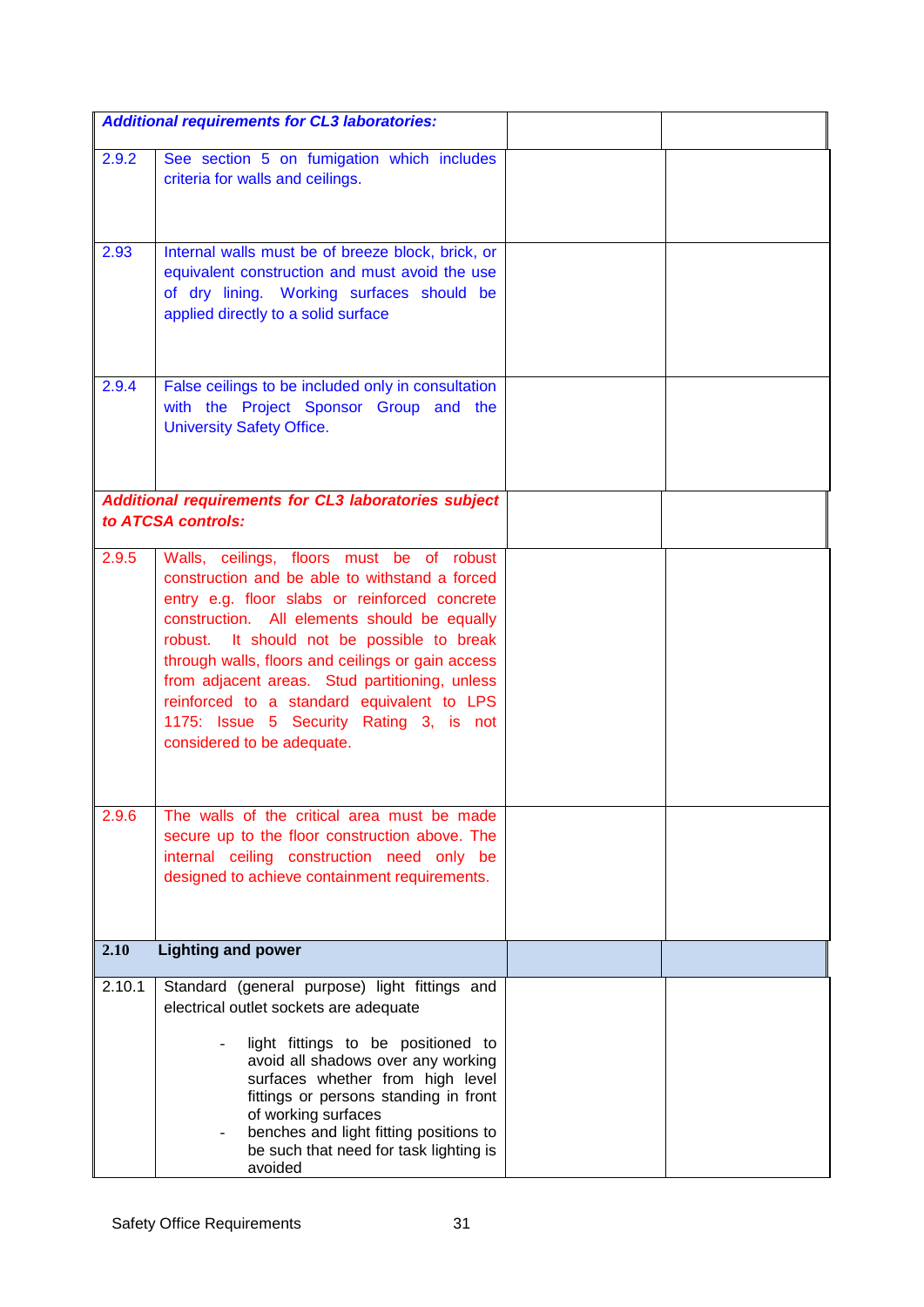| | | | |
|---|---|---|---|
| ***Additional requirements for CL3 laboratories:*** | | | |
| 2.9.2 | See section 5 on fumigation which includes criteria for walls and ceilings. | | |
| 2.93 | Internal walls must be of breeze block, brick, or equivalent construction and must avoid the use of dry lining. Working surfaces should be applied directly to a solid surface | | |
| 2.9.4 | False ceilings to be included only in consultation with the Project Sponsor Group and the University Safety Office. | | |
| ***Additional requirements for CL3 laboratories subject to ATCSA controls:*** | | | |
| 2.9.5 | Walls, ceilings, floors must be of robust construction and be able to withstand a forced entry e.g. floor slabs or reinforced concrete construction. All elements should be equally robust. It should not be possible to break through walls, floors and ceilings or gain access from adjacent areas. Stud partitioning, unless reinforced to a standard equivalent to LPS 1175: Issue 5 Security Rating 3, is not considered to be adequate. | | |
| 2.9.6 | The walls of the critical area must be made secure up to the floor construction above. The internal ceiling construction need only be designed to achieve containment requirements. | | |
| **2.10** | **Lighting and power** | | |
| 2.10.1 | Standard (general purpose) light fittings and electrical outlet sockets are adequate<br><br>- light fittings to be positioned to avoid all shadows over any working surfaces whether from high level fittings or persons standing in front of working surfaces<br>- benches and light fitting positions to be such that need for task lighting is avoided | | |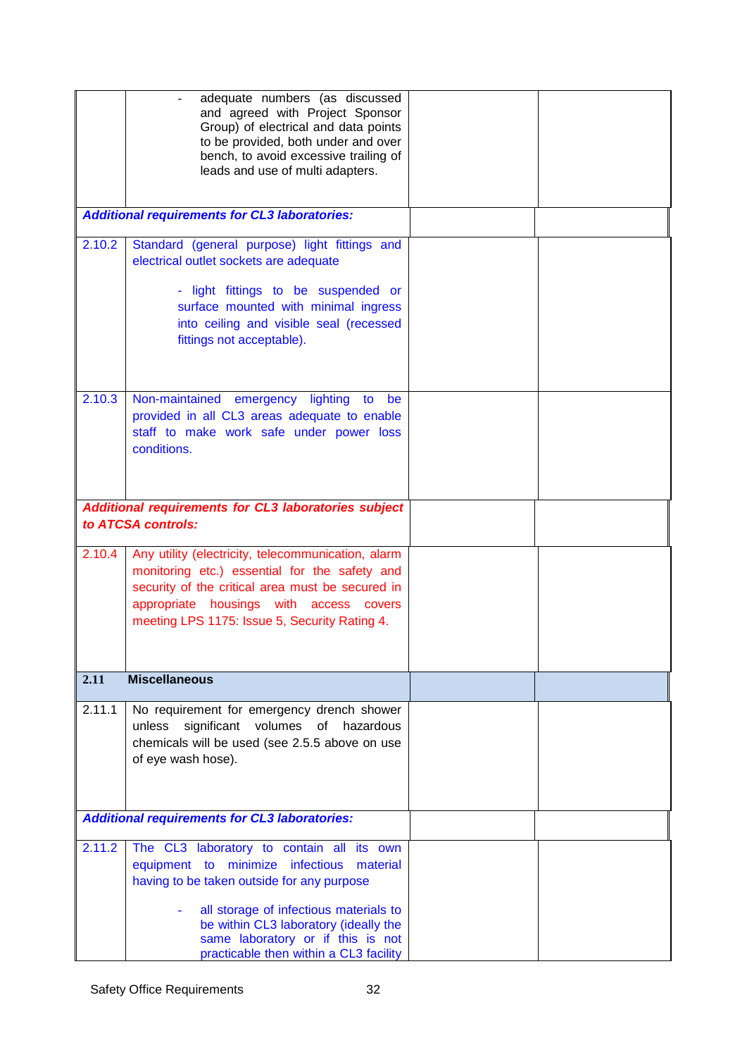| | | | |
|---|---|---|---|
| | - adequate numbers (as discussed and agreed with Project Sponsor Group) of electrical and data points to be provided, both under and over bench, to avoid excessive trailing of leads and use of multi adapters. | | |
| ***Additional requirements for CL3 laboratories:*** | | | |
| 2.10.2 | Standard (general purpose) light fittings and electrical outlet sockets are adequate<br><br>- light fittings to be suspended or surface mounted with minimal ingress into ceiling and visible seal (recessed fittings not acceptable). | | |
| 2.10.3 | Non-maintained emergency lighting to be provided in all CL3 areas adequate to enable staff to make work safe under power loss conditions. | | |
| ***Additional requirements for CL3 laboratories subject to ATCSA controls:*** | | | |
| 2.10.4 | Any utility (electricity, telecommunication, alarm monitoring etc.) essential for the safety and security of the critical area must be secured in appropriate housings with access covers meeting LPS 1175: Issue 5, Security Rating 4. | | |
| **2.11** | **Miscellaneous** | | |
| 2.11.1 | No requirement for emergency drench shower unless significant volumes of hazardous chemicals will be used (see 2.5.5 above on use of eye wash hose). | | |
| ***Additional requirements for CL3 laboratories:*** | | | |
| 2.11.2 | The CL3 laboratory to contain all its own equipment to minimize infectious material having to be taken outside for any purpose<br><br>- all storage of infectious materials to be within CL3 laboratory (ideally the same laboratory or if this is not practicable then within a CL3 facility | | |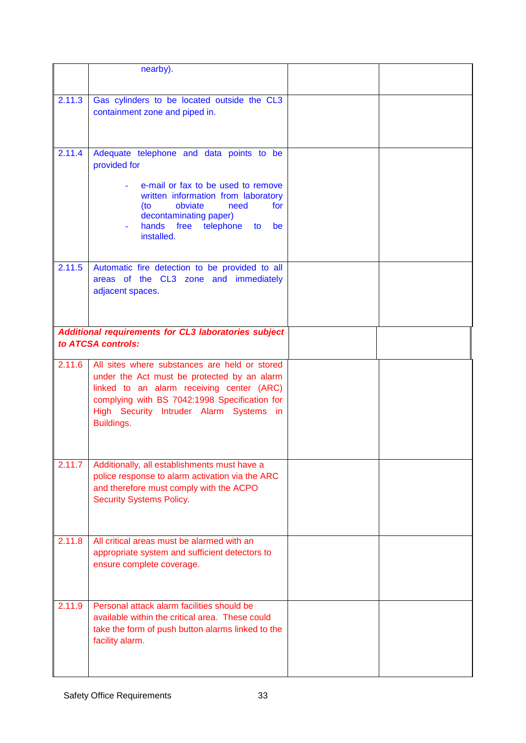| | | | |
|---|---|---|---|
| | nearby). | | |
| 2.11.3 | Gas cylinders to be located outside the CL3 containment zone and piped in. | | |
| 2.11.4 | Adequate telephone and data points to be provided for<br><br>- e-mail or fax to be used to remove written information from laboratory (to obviate need for decontaminating paper)<br>- hands free telephone to be installed. | | |
| 2.11.5 | Automatic fire detection to be provided to all areas of the CL3 zone and immediately adjacent spaces. | | |
| ***Additional requirements for CL3 laboratories subject to ATCSA controls:*** | | | |
| 2.11.6 | All sites where substances are held or stored under the Act must be protected by an alarm linked to an alarm receiving center (ARC) complying with BS 7042:1998 Specification for High Security Intruder Alarm Systems in Buildings. | | |
| 2.11.7 | Additionally, all establishments must have a police response to alarm activation via the ARC and therefore must comply with the ACPO Security Systems Policy. | | |
| 2.11.8 | All critical areas must be alarmed with an appropriate system and sufficient detectors to ensure complete coverage. | | |
| 2.11.9 | Personal attack alarm facilities should be available within the critical area. These could take the form of push button alarms linked to the facility alarm. | | |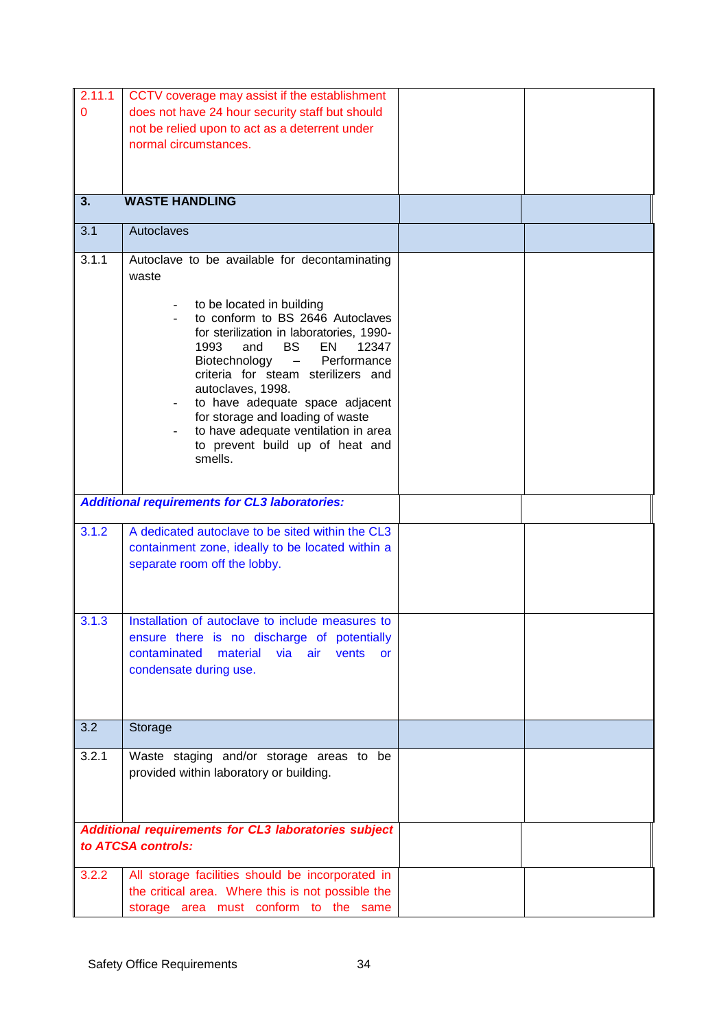| | | | |
|---|---|---|---|
| 2.11.10 | CCTV coverage may assist if the establishment does not have 24 hour security staff but should not be relied upon to act as a deterrent under normal circumstances. | | |
| **3.** | **WASTE HANDLING** | | |
| 3.1 | Autoclaves | | |
| 3.1.1 | Autoclave to be available for decontaminating waste<br><br>- to be located in building<br>- to conform to BS 2646 Autoclaves for sterilization in laboratories, 1990-1993 and BS EN 12347 Biotechnology – Performance criteria for steam sterilizers and autoclaves, 1998.<br>- to have adequate space adjacent for storage and loading of waste<br>- to have adequate ventilation in area to prevent build up of heat and smells. | | |
| ***Additional requirements for CL3 laboratories:*** | | | |
| 3.1.2 | A dedicated autoclave to be sited within the CL3 containment zone, ideally to be located within a separate room off the lobby. | | |
| 3.1.3 | Installation of autoclave to include measures to ensure there is no discharge of potentially contaminated material via air vents or condensate during use. | | |
| 3.2 | Storage | | |
| 3.2.1 | Waste staging and/or storage areas to be provided within laboratory or building. | | |
| ***Additional requirements for CL3 laboratories subject to ATCSA controls:*** | | | |
| 3.2.2 | All storage facilities should be incorporated in the critical area. Where this is not possible the storage area must conform to the same | | |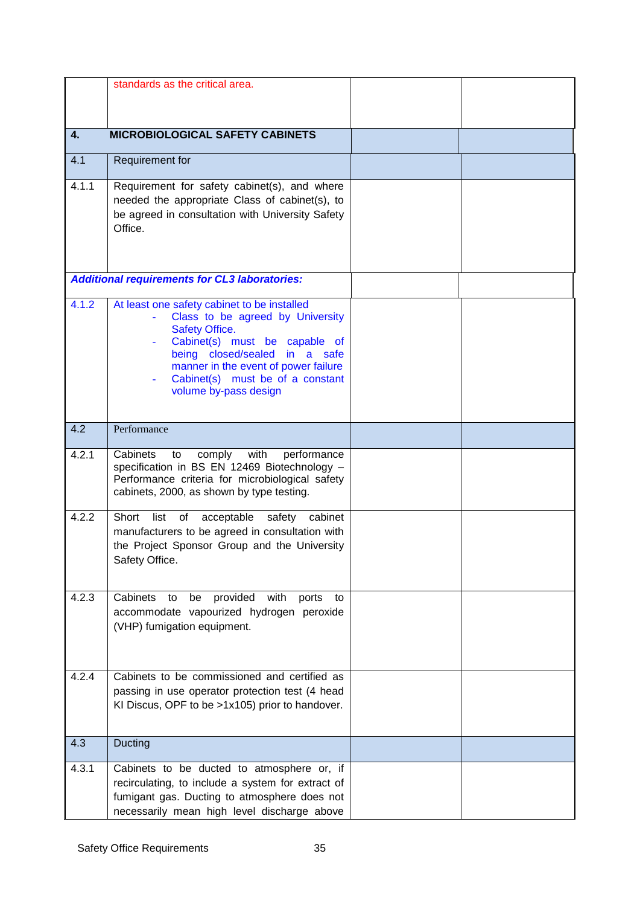| | | | |
|---|---|---|---|
| | standards as the critical area. | | |
| **4.** | **MICROBIOLOGICAL SAFETY CABINETS** | | |
| 4.1 | Requirement for | | |
| 4.1.1 | Requirement for safety cabinet(s), and where needed the appropriate Class of cabinet(s), to be agreed in consultation with University Safety Office. | | |
| ***Additional requirements for CL3 laboratories:*** | | | |
| 4.1.2 | At least one safety cabinet to be installed<br>- Class to be agreed by University Safety Office.<br>- Cabinet(s) must be capable of being closed/sealed in a safe manner in the event of power failure<br>- Cabinet(s) must be of a constant volume by-pass design | | |
| 4.2 | Performance | | |
| 4.2.1 | Cabinets to comply with performance specification in BS EN 12469 Biotechnology – Performance criteria for microbiological safety cabinets, 2000, as shown by type testing. | | |
| 4.2.2 | Short list of acceptable safety cabinet manufacturers to be agreed in consultation with the Project Sponsor Group and the University Safety Office. | | |
| 4.2.3 | Cabinets to be provided with ports to accommodate vapourized hydrogen peroxide (VHP) fumigation equipment. | | |
| 4.2.4 | Cabinets to be commissioned and certified as passing in use operator protection test (4 head KI Discus, OPF to be >1x105) prior to handover. | | |
| 4.3 | Ducting | | |
| 4.3.1 | Cabinets to be ducted to atmosphere or, if recirculating, to include a system for extract of fumigant gas. Ducting to atmosphere does not necessarily mean high level discharge above | | |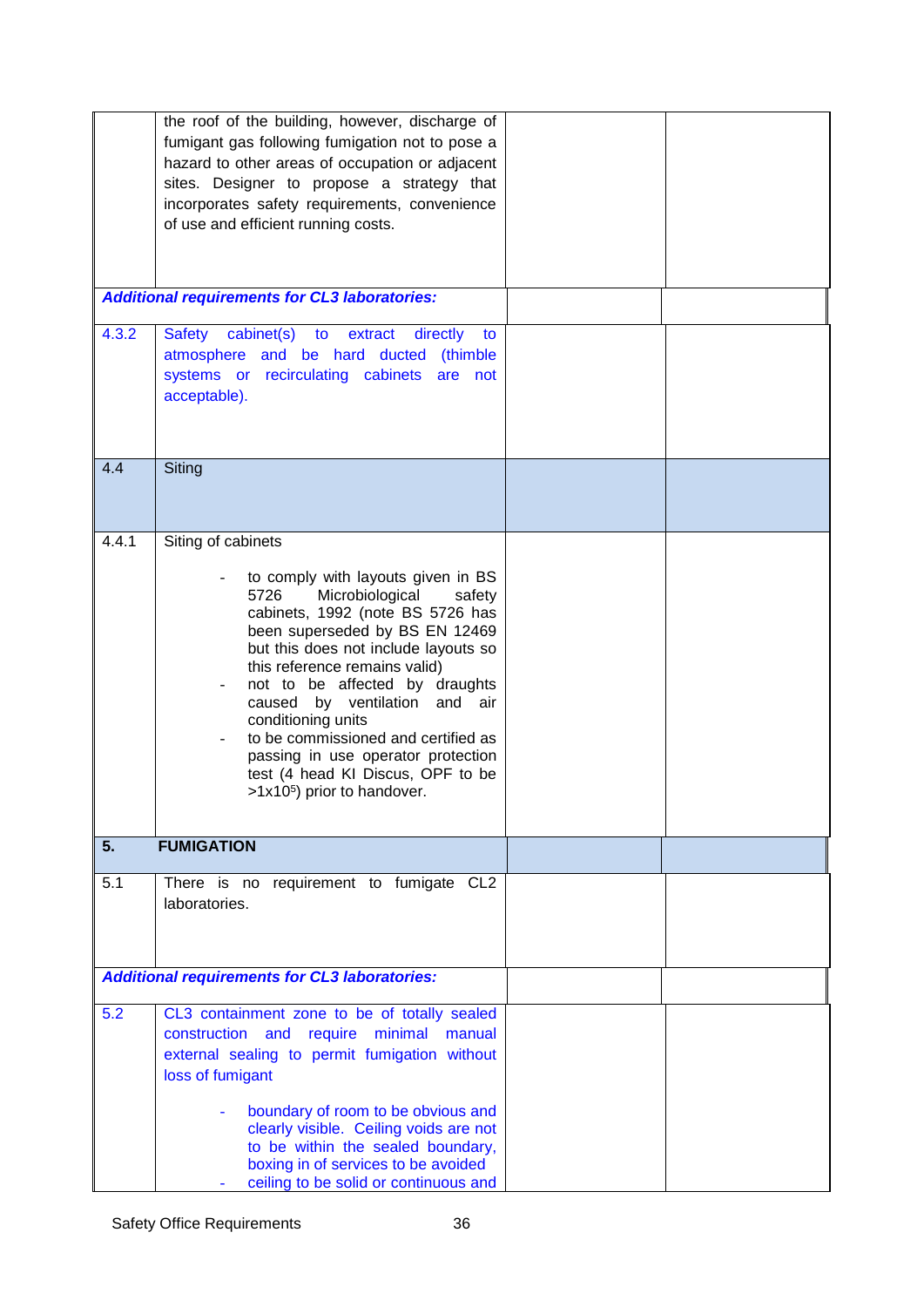| | | | |
|---|---|---|---|
| | the roof of the building, however, discharge of fumigant gas following fumigation not to pose a hazard to other areas of occupation or adjacent sites. Designer to propose a strategy that incorporates safety requirements, convenience of use and efficient running costs. | | |
| ***Additional requirements for CL3 laboratories:*** | | | |
| 4.3.2 | Safety cabinet(s) to extract directly to atmosphere and be hard ducted (thimble systems or recirculating cabinets are not acceptable). | | |
| 4.4 | Siting | | |
| 4.4.1 | Siting of cabinets<br><br>- to comply with layouts given in BS 5726 Microbiological safety cabinets, 1992 (note BS 5726 has been superseded by BS EN 12469 but this does not include layouts so this reference remains valid)<br>- not to be affected by draughts caused by ventilation and air conditioning units<br>- to be commissioned and certified as passing in use operator protection test (4 head KI Discus, OPF to be $>1x10^5$) prior to handover. | | |
| **5.** | **FUMIGATION** | | |
| 5.1 | There is no requirement to fumigate CL2 laboratories. | | |
| ***Additional requirements for CL3 laboratories:*** | | | |
| 5.2 | CL3 containment zone to be of totally sealed construction and require minimal manual external sealing to permit fumigation without loss of fumigant<br><br>- boundary of room to be obvious and clearly visible. Ceiling voids are not to be within the sealed boundary, boxing in of services to be avoided<br>- ceiling to be solid or continuous and | | |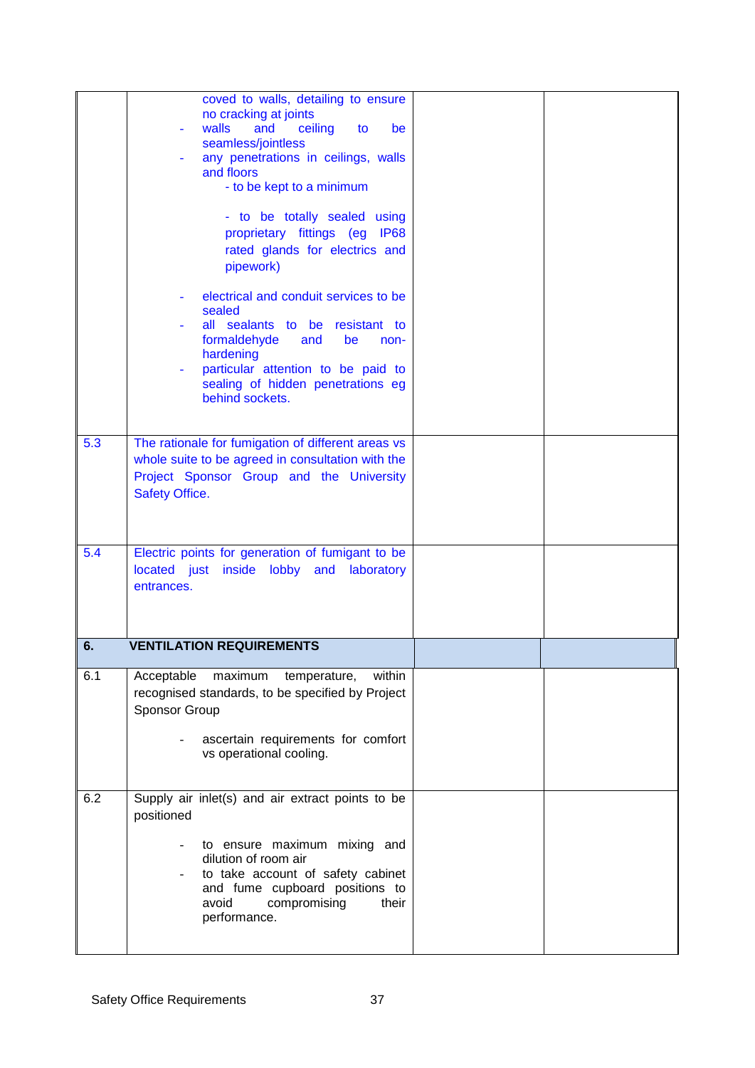| | | | |
|---|---|---|---|
| | coved to walls, detailing to ensure no cracking at joints<br>- walls and ceiling to be seamless/jointless<br>- any penetrations in ceilings, walls and floors<br>  - to be kept to a minimum<br>  - to be totally sealed using proprietary fittings (eg IP68 rated glands for electrics and pipework)<br>- electrical and conduit services to be sealed<br>- all sealants to be resistant to formaldehyde and be non-hardening<br>- particular attention to be paid to sealing of hidden penetrations eg behind sockets. | | |
| 5.3 | The rationale for fumigation of different areas vs whole suite to be agreed in consultation with the Project Sponsor Group and the University Safety Office. | | |
| 5.4 | Electric points for generation of fumigant to be located just inside lobby and laboratory entrances. | | |
| **6.** | **VENTILATION REQUIREMENTS** | | |
| 6.1 | Acceptable maximum temperature, within recognised standards, to be specified by Project Sponsor Group<br>- ascertain requirements for comfort vs operational cooling. | | |
| 6.2 | Supply air inlet(s) and air extract points to be positioned<br>- to ensure maximum mixing and dilution of room air<br>- to take account of safety cabinet and fume cupboard positions to avoid compromising their performance. | | |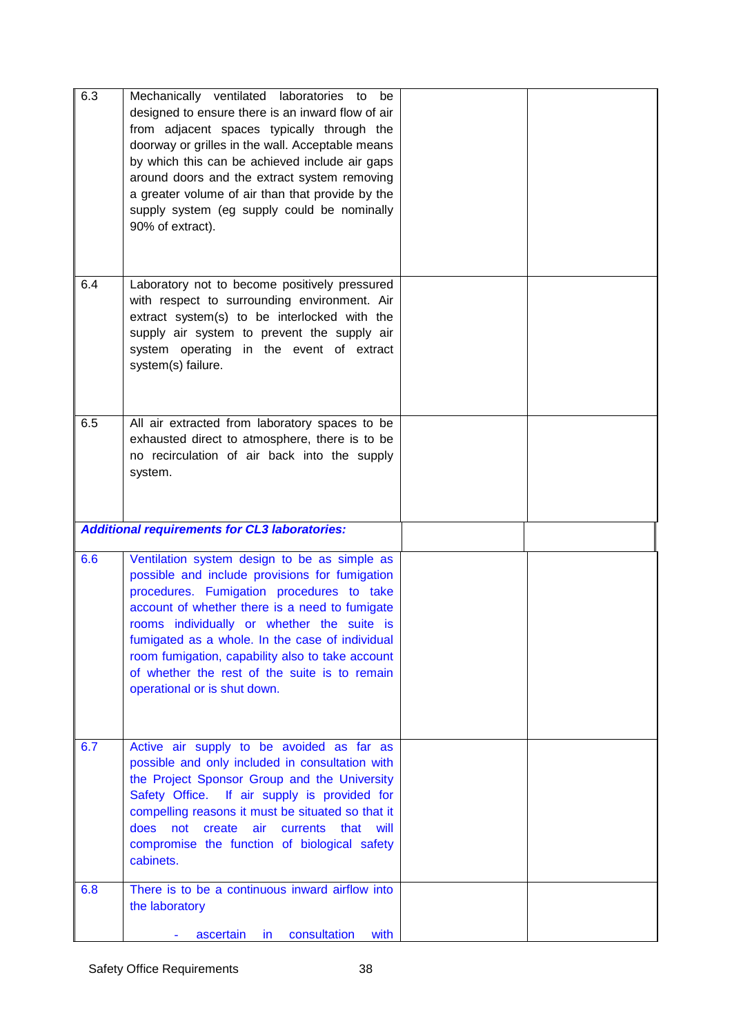| | | | |
|---|---|---|---|
| 6.3 | Mechanically ventilated laboratories to be designed to ensure there is an inward flow of air from adjacent spaces typically through the doorway or grilles in the wall. Acceptable means by which this can be achieved include air gaps around doors and the extract system removing a greater volume of air than that provide by the supply system (eg supply could be nominally 90% of extract). | | |
| 6.4 | Laboratory not to become positively pressured with respect to surrounding environment. Air extract system(s) to be interlocked with the supply air system to prevent the supply air system operating in the event of extract system(s) failure. | | |
| 6.5 | All air extracted from laboratory spaces to be exhausted direct to atmosphere, there is to be no recirculation of air back into the supply system. | | |
| ***Additional requirements for CL3 laboratories:*** | | | |
| 6.6 | Ventilation system design to be as simple as possible and include provisions for fumigation procedures. Fumigation procedures to take account of whether there is a need to fumigate rooms individually or whether the suite is fumigated as a whole. In the case of individual room fumigation, capability also to take account of whether the rest of the suite is to remain operational or is shut down. | | |
| 6.7 | Active air supply to be avoided as far as possible and only included in consultation with the Project Sponsor Group and the University Safety Office. If air supply is provided for compelling reasons it must be situated so that it does not create air currents that will compromise the function of biological safety cabinets. | | |
| 6.8 | There is to be a continuous inward airflow into the laboratory<br><br>- ascertain in consultation with | | |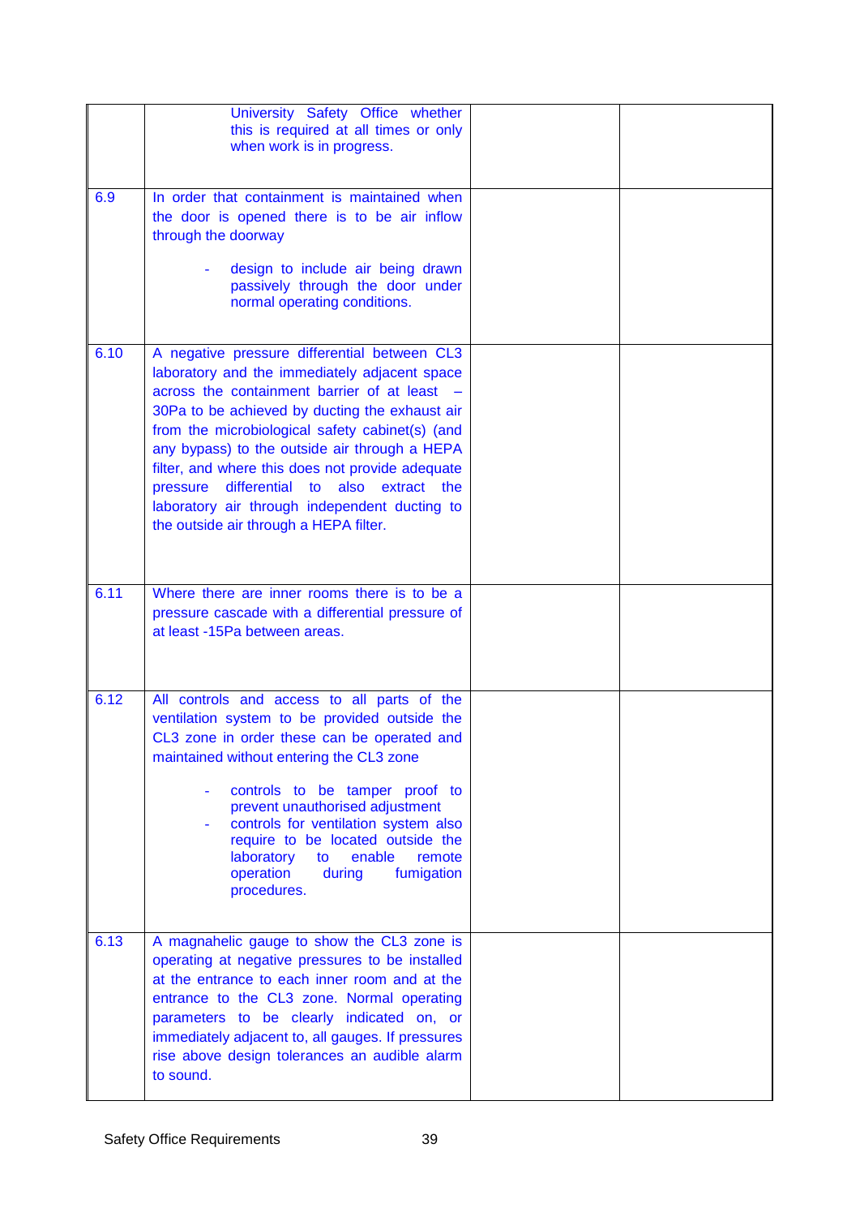| | | | |
|---|---|---|---|
| | University Safety Office whether this is required at all times or only when work is in progress. | | |
| 6.9 | In order that containment is maintained when the door is opened there is to be air inflow through the doorway<br><br>- design to include air being drawn passively through the door under normal operating conditions. | | |
| 6.10 | A negative pressure differential between CL3 laboratory and the immediately adjacent space across the containment barrier of at least – 30Pa to be achieved by ducting the exhaust air from the microbiological safety cabinet(s) (and any bypass) to the outside air through a HEPA filter, and where this does not provide adequate pressure differential to also extract the laboratory air through independent ducting to the outside air through a HEPA filter. | | |
| 6.11 | Where there are inner rooms there is to be a pressure cascade with a differential pressure of at least -15Pa between areas. | | |
| 6.12 | All controls and access to all parts of the ventilation system to be provided outside the CL3 zone in order these can be operated and maintained without entering the CL3 zone<br><br>- controls to be tamper proof to prevent unauthorised adjustment<br>- controls for ventilation system also require to be located outside the laboratory to enable remote operation during fumigation procedures. | | |
| 6.13 | A magnahelic gauge to show the CL3 zone is operating at negative pressures to be installed at the entrance to each inner room and at the entrance to the CL3 zone. Normal operating parameters to be clearly indicated on, or immediately adjacent to, all gauges. If pressures rise above design tolerances an audible alarm to sound. | | |

Safety Office Requirements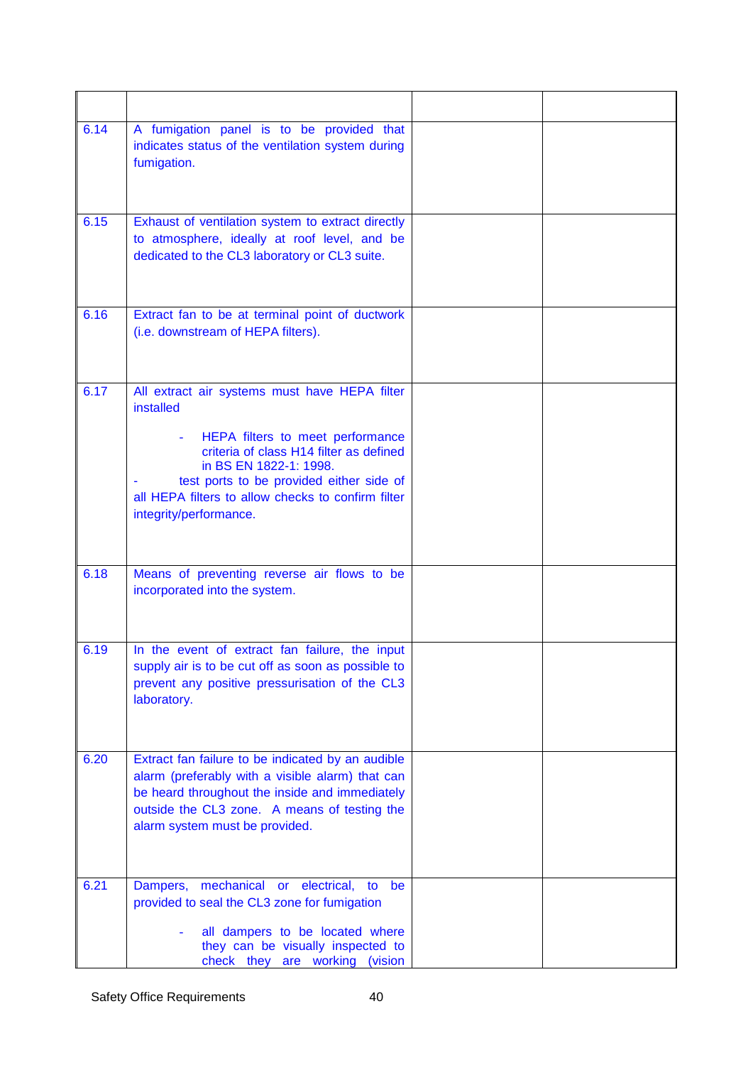| | | | |
|---|---|---|---|
| 6.14 | A fumigation panel is to be provided that indicates status of the ventilation system during fumigation. | | |
| 6.15 | Exhaust of ventilation system to extract directly to atmosphere, ideally at roof level, and be dedicated to the CL3 laboratory or CL3 suite. | | |
| 6.16 | Extract fan to be at terminal point of ductwork (i.e. downstream of HEPA filters). | | |
| 6.17 | All extract air systems must have HEPA filter installed<br><br>- HEPA filters to meet performance criteria of class H14 filter as defined in BS EN 1822-1: 1998.<br>- test ports to be provided either side of all HEPA filters to allow checks to confirm filter integrity/performance. | | |
| 6.18 | Means of preventing reverse air flows to be incorporated into the system. | | |
| 6.19 | In the event of extract fan failure, the input supply air is to be cut off as soon as possible to prevent any positive pressurisation of the CL3 laboratory. | | |
| 6.20 | Extract fan failure to be indicated by an audible alarm (preferably with a visible alarm) that can be heard throughout the inside and immediately outside the CL3 zone. A means of testing the alarm system must be provided. | | |
| 6.21 | Dampers, mechanical or electrical, to be provided to seal the CL3 zone for fumigation<br><br>- all dampers to be located where they can be visually inspected to check they are working (vision | | |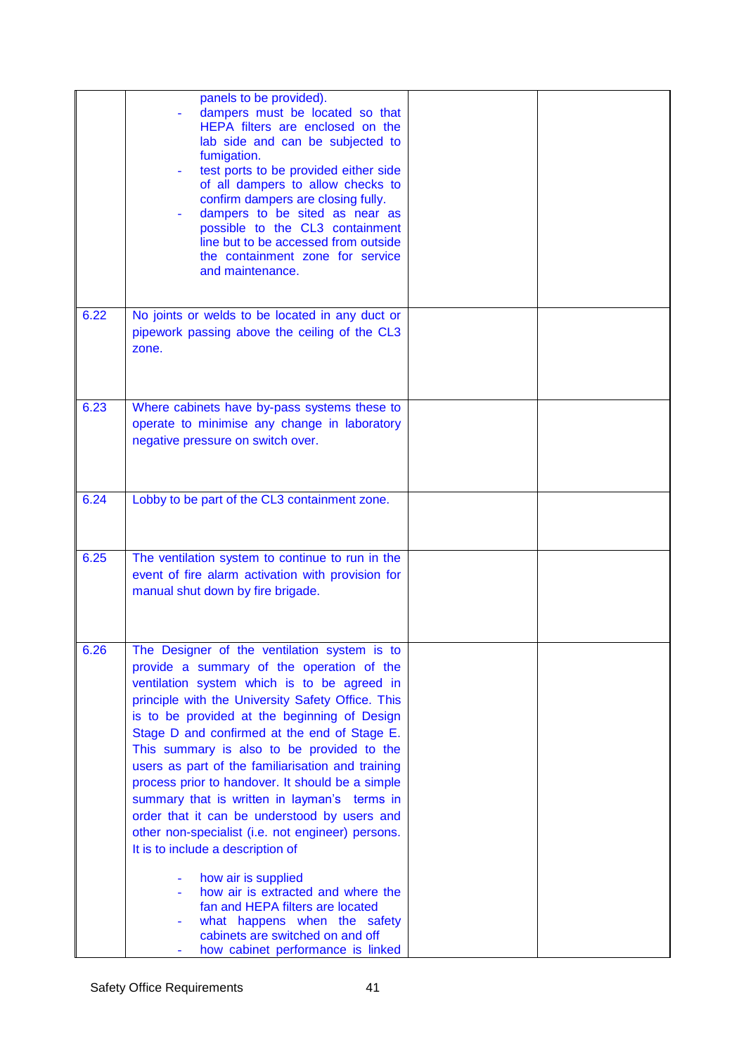| | | | |
|---|---|---|---|
| | panels to be provided).<br>- dampers must be located so that HEPA filters are enclosed on the lab side and can be subjected to fumigation.<br>- test ports to be provided either side of all dampers to allow checks to confirm dampers are closing fully.<br>- dampers to be sited as near as possible to the CL3 containment line but to be accessed from outside the containment zone for service and maintenance. | | |
| 6.22 | No joints or welds to be located in any duct or pipework passing above the ceiling of the CL3 zone. | | |
| 6.23 | Where cabinets have by-pass systems these to operate to minimise any change in laboratory negative pressure on switch over. | | |
| 6.24 | Lobby to be part of the CL3 containment zone. | | |
| 6.25 | The ventilation system to continue to run in the event of fire alarm activation with provision for manual shut down by fire brigade. | | |
| 6.26 | The Designer of the ventilation system is to provide a summary of the operation of the ventilation system which is to be agreed in principle with the University Safety Office. This is to be provided at the beginning of Design Stage D and confirmed at the end of Stage E. This summary is also to be provided to the users as part of the familiarisation and training process prior to handover. It should be a simple summary that is written in layman's terms in order that it can be understood by users and other non-specialist (i.e. not engineer) persons. It is to include a description of<br><br>- how air is supplied<br>- how air is extracted and where the fan and HEPA filters are located<br>- what happens when the safety cabinets are switched on and off<br>- how cabinet performance is linked | | |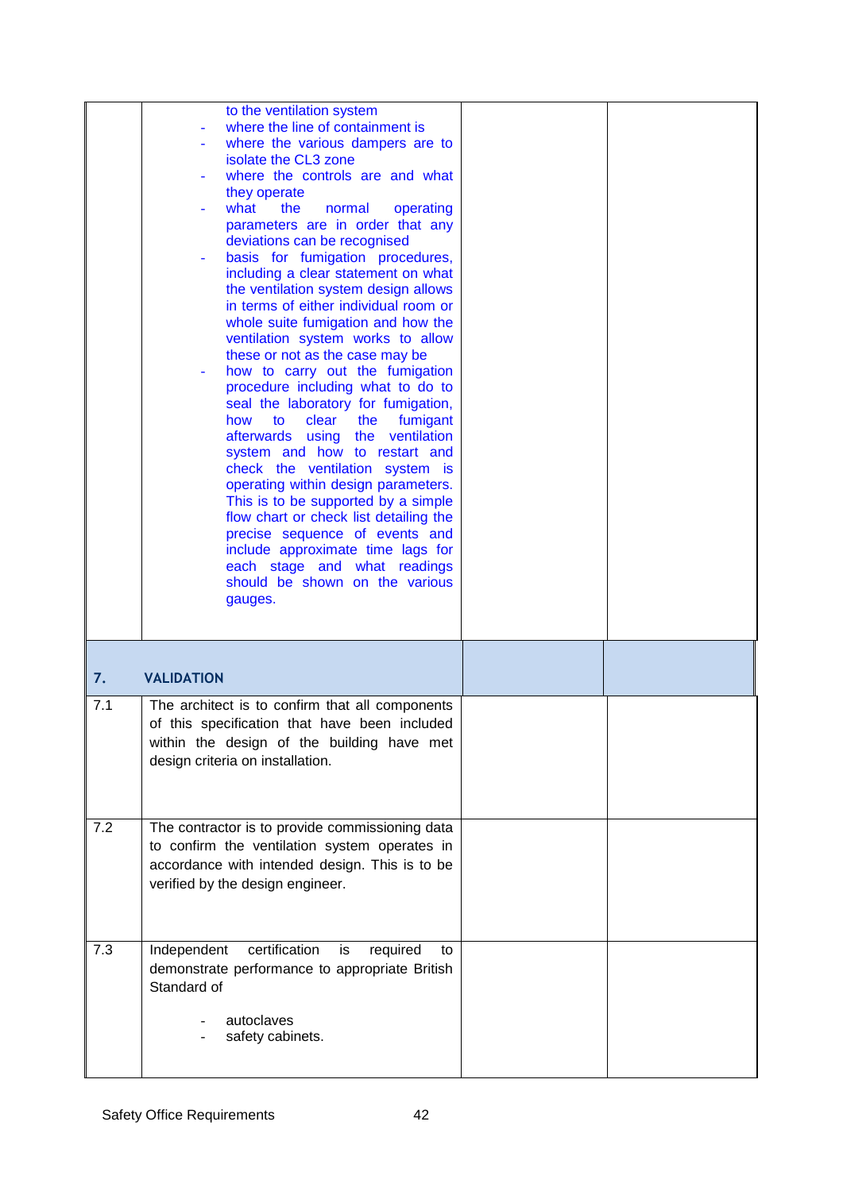| | | | |
|---|---|---|---|
| | to the ventilation system<br>- where the line of containment is<br>- where the various dampers are to isolate the CL3 zone<br>- where the controls are and what they operate<br>- what the normal operating parameters are in order that any deviations can be recognised<br>- basis for fumigation procedures, including a clear statement on what the ventilation system design allows in terms of either individual room or whole suite fumigation and how the ventilation system works to allow these or not as the case may be<br>- how to carry out the fumigation procedure including what to do to seal the laboratory for fumigation, how to clear the fumigant afterwards using the ventilation system and how to restart and check the ventilation system is operating within design parameters. This is to be supported by a simple flow chart or check list detailing the precise sequence of events and include approximate time lags for each stage and what readings should be shown on the various gauges. | | |
| **7.** | **VALIDATION** | | |
| 7.1 | The architect is to confirm that all components of this specification that have been included within the design of the building have met design criteria on installation. | | |
| 7.2 | The contractor is to provide commissioning data to confirm the ventilation system operates in accordance with intended design. This is to be verified by the design engineer. | | |
| 7.3 | Independent certification is required to demonstrate performance to appropriate British Standard of<br>- autoclaves<br>- safety cabinets. | | |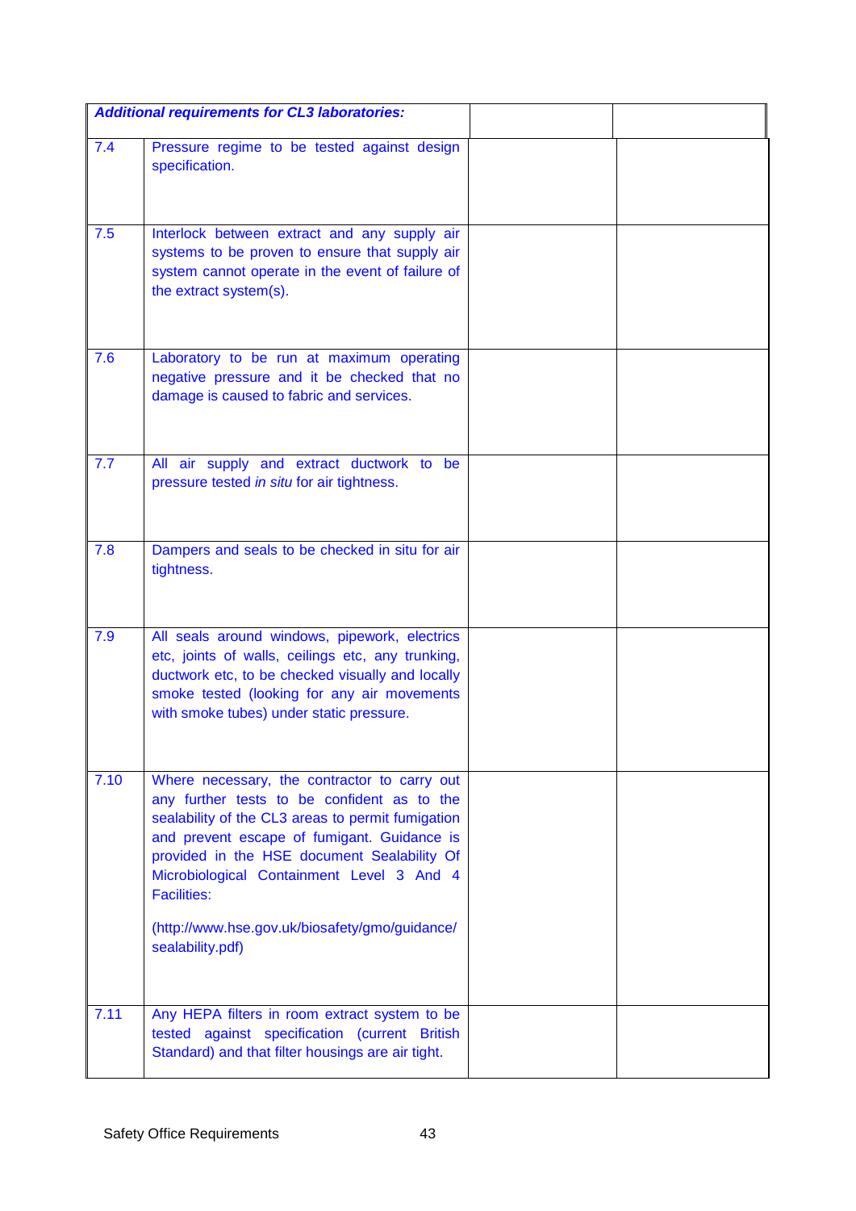| ***Additional requirements for CL3 laboratories:*** | | | |
|---|---|---|---|
| 7.4 | Pressure regime to be tested against design specification. | | |
| 7.5 | Interlock between extract and any supply air systems to be proven to ensure that supply air system cannot operate in the event of failure of the extract system(s). | | |
| 7.6 | Laboratory to be run at maximum operating negative pressure and it be checked that no damage is caused to fabric and services. | | |
| 7.7 | All air supply and extract ductwork to be pressure tested *in situ* for air tightness. | | |
| 7.8 | Dampers and seals to be checked in situ for air tightness. | | |
| 7.9 | All seals around windows, pipework, electrics etc, joints of walls, ceilings etc, any trunking, ductwork etc, to be checked visually and locally smoke tested (looking for any air movements with smoke tubes) under static pressure. | | |
| 7.10 | Where necessary, the contractor to carry out any further tests to be confident as to the sealability of the CL3 areas to permit fumigation and prevent escape of fumigant. Guidance is provided in the HSE document Sealability Of Microbiological Containment Level 3 And 4 Facilities: (http://www.hse.gov.uk/biosafety/gmo/guidance/sealability.pdf) | | |
| 7.11 | Any HEPA filters in room extract system to be tested against specification (current British Standard) and that filter housings are air tight. | | |

Safety Office Requirements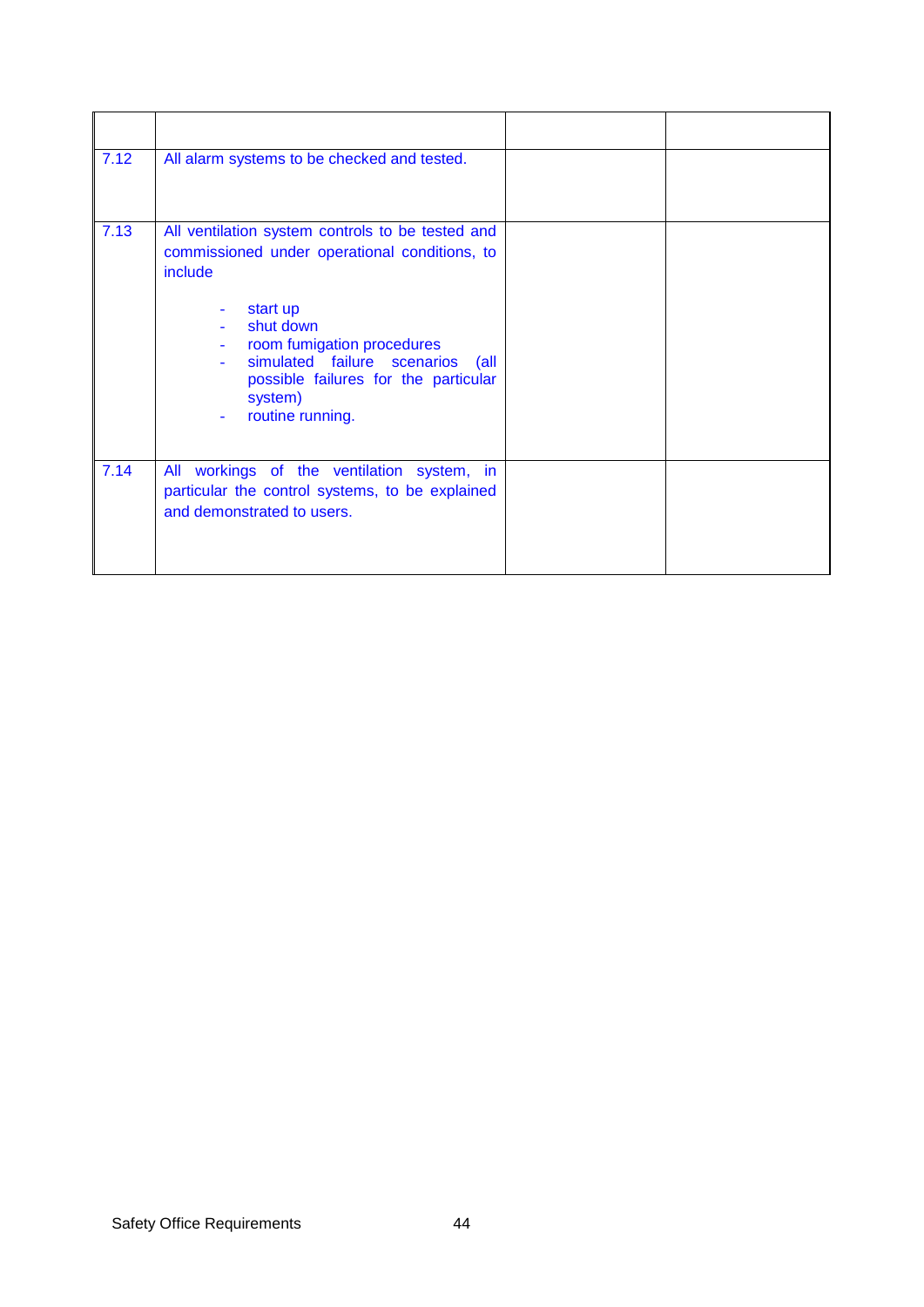| | | | |
|---|---|---|---|
| 7.12 | All alarm systems to be checked and tested. | | |
| 7.13 | All ventilation system controls to be tested and commissioned under operational conditions, to include<br><br>- start up<br>- shut down<br>- room fumigation procedures<br>- simulated failure scenarios (all possible failures for the particular system)<br>- routine running. | | |
| 7.14 | All workings of the ventilation system, in particular the control systems, to be explained and demonstrated to users. | | |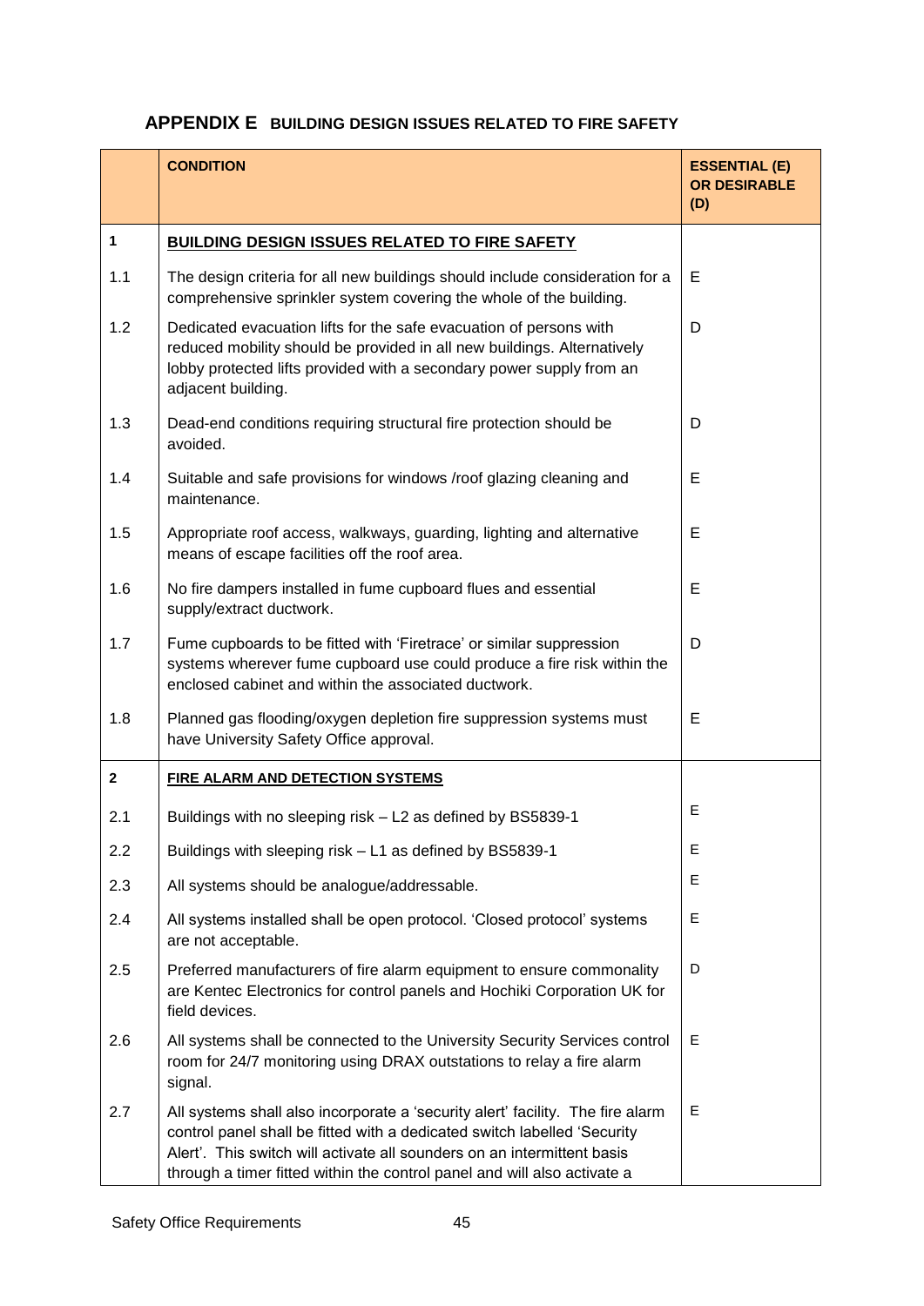## APPENDIX E BUILDING DESIGN ISSUES RELATED TO FIRE SAFETY

| | CONDITION | ESSENTIAL (E) OR DESIRABLE (D) |
|---|---|---|
| **1** | **BUILDING DESIGN ISSUES RELATED TO FIRE SAFETY** | |
| 1.1 | The design criteria for all new buildings should include consideration for a comprehensive sprinkler system covering the whole of the building. | E |
| 1.2 | Dedicated evacuation lifts for the safe evacuation of persons with reduced mobility should be provided in all new buildings. Alternatively lobby protected lifts provided with a secondary power supply from an adjacent building. | D |
| 1.3 | Dead-end conditions requiring structural fire protection should be avoided. | D |
| 1.4 | Suitable and safe provisions for windows /roof glazing cleaning and maintenance. | E |
| 1.5 | Appropriate roof access, walkways, guarding, lighting and alternative means of escape facilities off the roof area. | E |
| 1.6 | No fire dampers installed in fume cupboard flues and essential supply/extract ductwork. | E |
| 1.7 | Fume cupboards to be fitted with 'Firetrace' or similar suppression systems wherever fume cupboard use could produce a fire risk within the enclosed cabinet and within the associated ductwork. | D |
| 1.8 | Planned gas flooding/oxygen depletion fire suppression systems must have University Safety Office approval. | E |
| **2** | **FIRE ALARM AND DETECTION SYSTEMS** | |
| 2.1 | Buildings with no sleeping risk – L2 as defined by BS5839-1 | E |
| 2.2 | Buildings with sleeping risk – L1 as defined by BS5839-1 | E |
| 2.3 | All systems should be analogue/addressable. | E |
| 2.4 | All systems installed shall be open protocol. 'Closed protocol' systems are not acceptable. | E |
| 2.5 | Preferred manufacturers of fire alarm equipment to ensure commonality are Kentec Electronics for control panels and Hochiki Corporation UK for field devices. | D |
| 2.6 | All systems shall be connected to the University Security Services control room for 24/7 monitoring using DRAX outstations to relay a fire alarm signal. | E |
| 2.7 | All systems shall also incorporate a 'security alert' facility. The fire alarm control panel shall be fitted with a dedicated switch labelled 'Security Alert'. This switch will activate all sounders on an intermittent basis through a timer fitted within the control panel and will also activate a | E |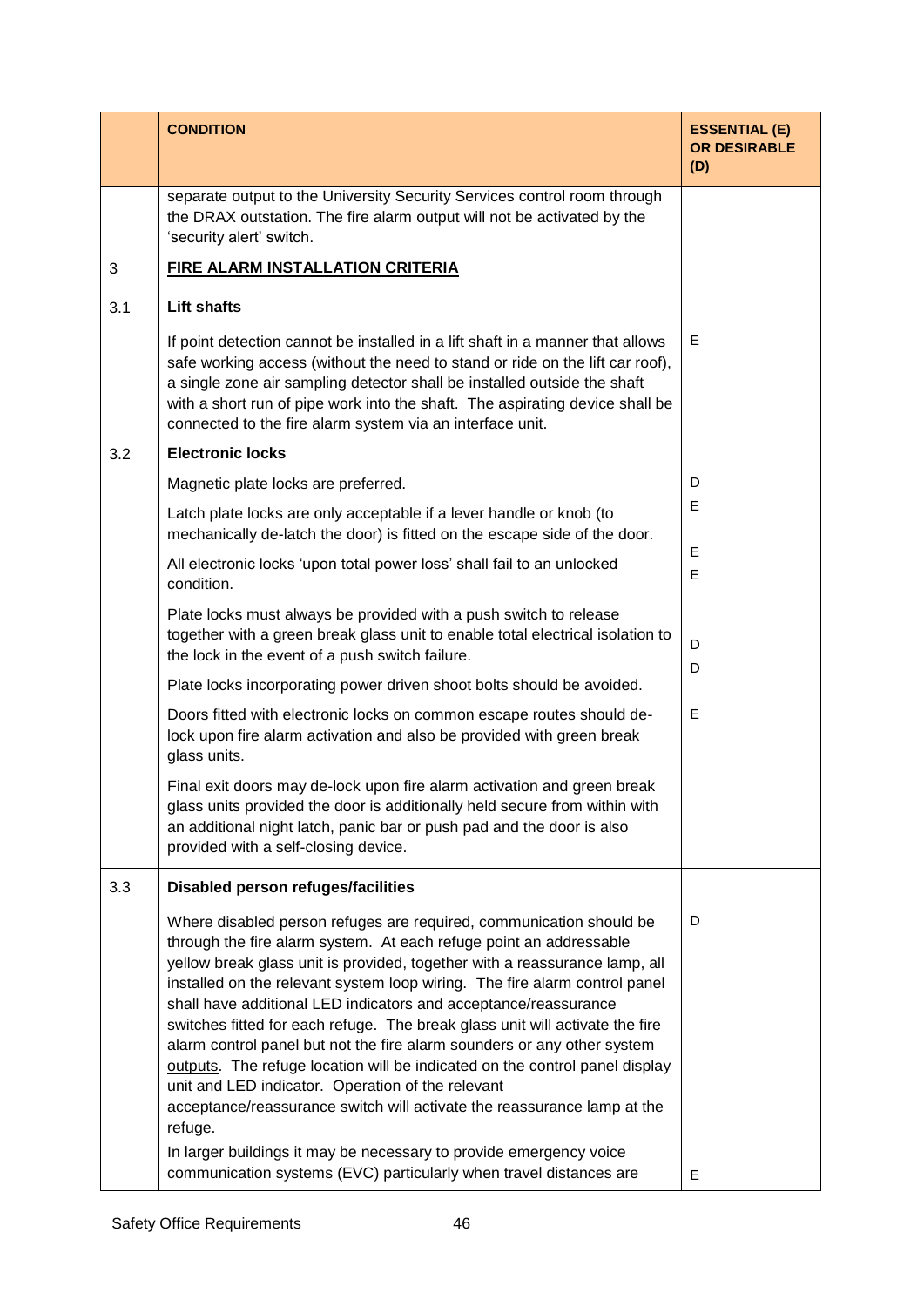| | CONDITION | ESSENTIAL (E) OR DESIRABLE (D) |
|---|---|---|
| | separate output to the University Security Services control room through the DRAX outstation. The fire alarm output will not be activated by the 'security alert' switch. | |
| 3 | **FIRE ALARM INSTALLATION CRITERIA** | |
| 3.1 | **Lift shafts** | |
| | If point detection cannot be installed in a lift shaft in a manner that allows safe working access (without the need to stand or ride on the lift car roof), a single zone air sampling detector shall be installed outside the shaft with a short run of pipe work into the shaft. The aspirating device shall be connected to the fire alarm system via an interface unit. | E |
| 3.2 | **Electronic locks** | |
| | Magnetic plate locks are preferred. | D |
| | Latch plate locks are only acceptable if a lever handle or knob (to mechanically de-latch the door) is fitted on the escape side of the door. | E |
| | All electronic locks 'upon total power loss' shall fail to an unlocked condition. | E |
| | Plate locks must always be provided with a push switch to release together with a green break glass unit to enable total electrical isolation to the lock in the event of a push switch failure. | E |
| | Plate locks incorporating power driven shoot bolts should be avoided. | D |
| | Doors fitted with electronic locks on common escape routes should de-lock upon fire alarm activation and also be provided with green break glass units. | D |
| | Final exit doors may de-lock upon fire alarm activation and green break glass units provided the door is additionally held secure from within with an additional night latch, panic bar or push pad and the door is also provided with a self-closing device. | E |
| 3.3 | **Disabled person refuges/facilities** | |
| | Where disabled person refuges are required, communication should be through the fire alarm system. At each refuge point an addressable yellow break glass unit is provided, together with a reassurance lamp, all installed on the relevant system loop wiring. The fire alarm control panel shall have additional LED indicators and acceptance/reassurance switches fitted for each refuge. The break glass unit will activate the fire alarm control panel but <u>not the fire alarm sounders or any other system outputs</u>. The refuge location will be indicated on the control panel display unit and LED indicator. Operation of the relevant acceptance/reassurance switch will activate the reassurance lamp at the refuge. | D |
| | In larger buildings it may be necessary to provide emergency voice communication systems (EVC) particularly when travel distances are | E |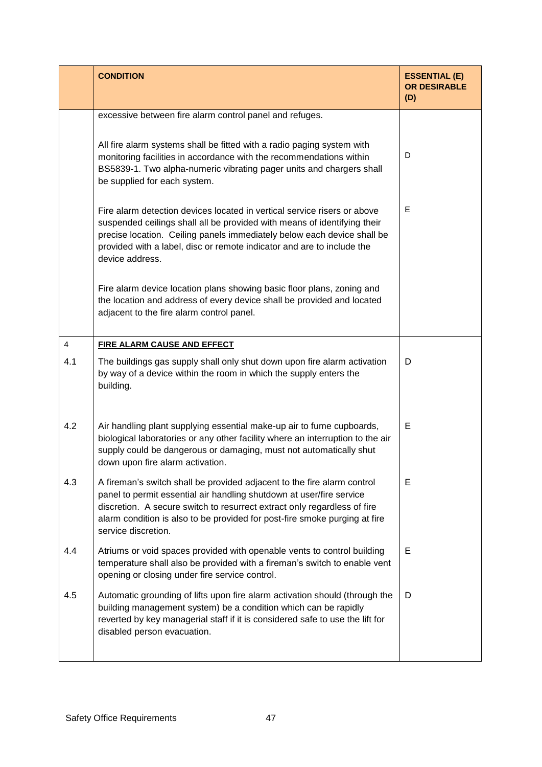|  | CONDITION | ESSENTIAL (E) OR DESIRABLE (D) |
|---|---|---|
|  | excessive between fire alarm control panel and refuges. |  |
|  | All fire alarm systems shall be fitted with a radio paging system with monitoring facilities in accordance with the recommendations within BS5839-1. Two alpha-numeric vibrating pager units and chargers shall be supplied for each system. | D |
|  | Fire alarm detection devices located in vertical service risers or above suspended ceilings shall all be provided with means of identifying their precise location. Ceiling panels immediately below each device shall be provided with a label, disc or remote indicator and are to include the device address. | E |
|  | Fire alarm device location plans showing basic floor plans, zoning and the location and address of every device shall be provided and located adjacent to the fire alarm control panel. |  |
| 4 | **FIRE ALARM CAUSE AND EFFECT** |  |
| 4.1 | The buildings gas supply shall only shut down upon fire alarm activation by way of a device within the room in which the supply enters the building. | D |
| 4.2 | Air handling plant supplying essential make-up air to fume cupboards, biological laboratories or any other facility where an interruption to the air supply could be dangerous or damaging, must not automatically shut down upon fire alarm activation. | E |
| 4.3 | A fireman's switch shall be provided adjacent to the fire alarm control panel to permit essential air handling shutdown at user/fire service discretion. A secure switch to resurrect extract only regardless of fire alarm condition is also to be provided for post-fire smoke purging at fire service discretion. | E |
| 4.4 | Atriums or void spaces provided with openable vents to control building temperature shall also be provided with a fireman's switch to enable vent opening or closing under fire service control. | E |
| 4.5 | Automatic grounding of lifts upon fire alarm activation should (through the building management system) be a condition which can be rapidly reverted by key managerial staff if it is considered safe to use the lift for disabled person evacuation. | D |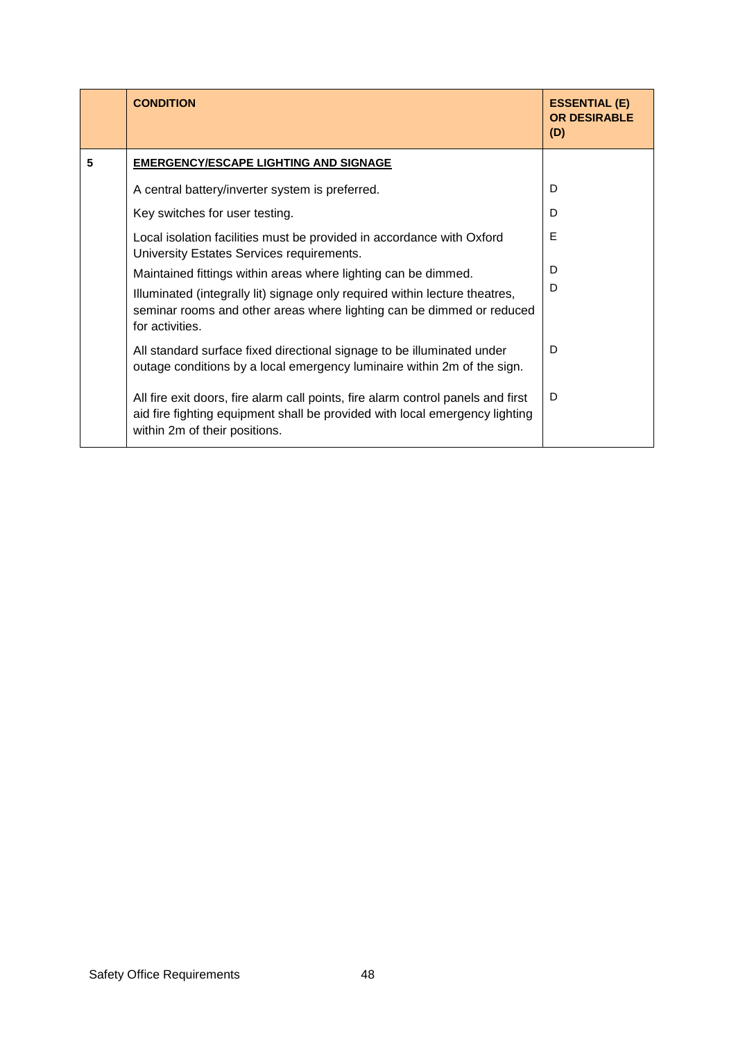|  | CONDITION | ESSENTIAL (E) OR DESIRABLE (D) |
|---|---|---|
| 5 | **EMERGENCY/ESCAPE LIGHTING AND SIGNAGE** |  |
|  | A central battery/inverter system is preferred. | D |
|  | Key switches for user testing. | D |
|  | Local isolation facilities must be provided in accordance with Oxford University Estates Services requirements. | E |
|  | Maintained fittings within areas where lighting can be dimmed. | D |
|  | Illuminated (integrally lit) signage only required within lecture theatres, seminar rooms and other areas where lighting can be dimmed or reduced for activities. | D |
|  | All standard surface fixed directional signage to be illuminated under outage conditions by a local emergency luminaire within 2m of the sign. | D |
|  | All fire exit doors, fire alarm call points, fire alarm control panels and first aid fire fighting equipment shall be provided with local emergency lighting within 2m of their positions. | D |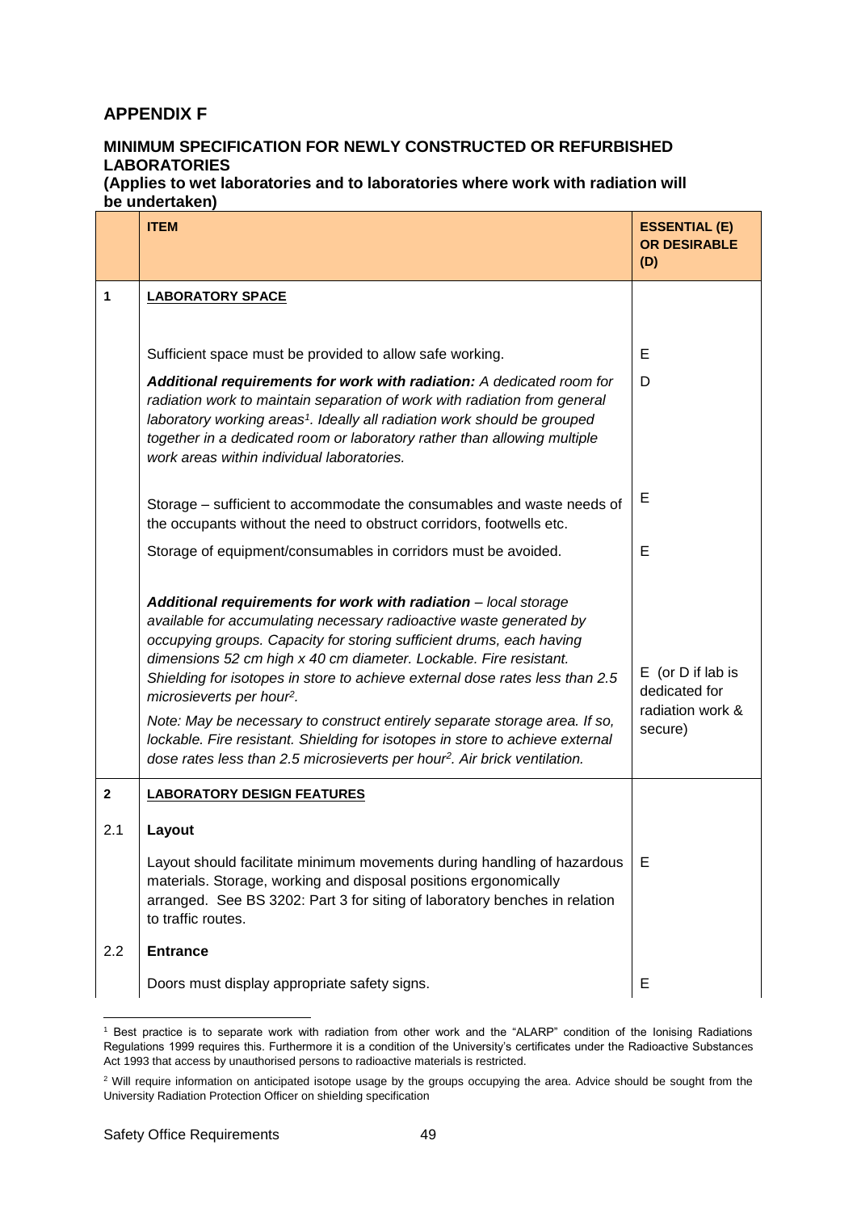# APPENDIX F

## MINIMUM SPECIFICATION FOR NEWLY CONSTRUCTED OR REFURBISHED LABORATORIES

**(Applies to wet laboratories and to laboratories where work with radiation will be undertaken)**

| | ITEM | ESSENTIAL (E) OR DESIRABLE (D) |
|---|---|---|
| **1** | **LABORATORY SPACE** | |
| | Sufficient space must be provided to allow safe working. | E |
| | ***Additional requirements for work with radiation:*** *A dedicated room for radiation work to maintain separation of work with radiation from general laboratory working areas[1]. Ideally all radiation work should be grouped together in a dedicated room or laboratory rather than allowing multiple work areas within individual laboratories.* | D |
| | Storage – sufficient to accommodate the consumables and waste needs of the occupants without the need to obstruct corridors, footwells etc. | E |
| | Storage of equipment/consumables in corridors must be avoided. | E |
| | ***Additional requirements for work with radiation*** *– local storage available for accumulating necessary radioactive waste generated by occupying groups. Capacity for storing sufficient drums, each having dimensions 52 cm high x 40 cm diameter. Lockable. Fire resistant. Shielding for isotopes in store to achieve external dose rates less than 2.5 microsieverts per hour[2].*<br>*Note: May be necessary to construct entirely separate storage area. If so, lockable. Fire resistant. Shielding for isotopes in store to achieve external dose rates less than 2.5 microsieverts per hour[2]. Air brick ventilation.* | E (or D if lab is dedicated for radiation work & secure) |
| **2** | **LABORATORY DESIGN FEATURES** | |
| 2.1 | **Layout** | |
| | Layout should facilitate minimum movements during handling of hazardous materials. Storage, working and disposal positions ergonomically arranged. See BS 3202: Part 3 for siting of laboratory benches in relation to traffic routes. | E |
| 2.2 | **Entrance** | |
| | Doors must display appropriate safety signs. | E |

[1] Best practice is to separate work with radiation from other work and the "ALARP" condition of the Ionising Radiations Regulations 1999 requires this. Furthermore it is a condition of the University's certificates under the Radioactive Substances Act 1993 that access by unauthorised persons to radioactive materials is restricted.

[2] Will require information on anticipated isotope usage by the groups occupying the area. Advice should be sought from the University Radiation Protection Officer on shielding specification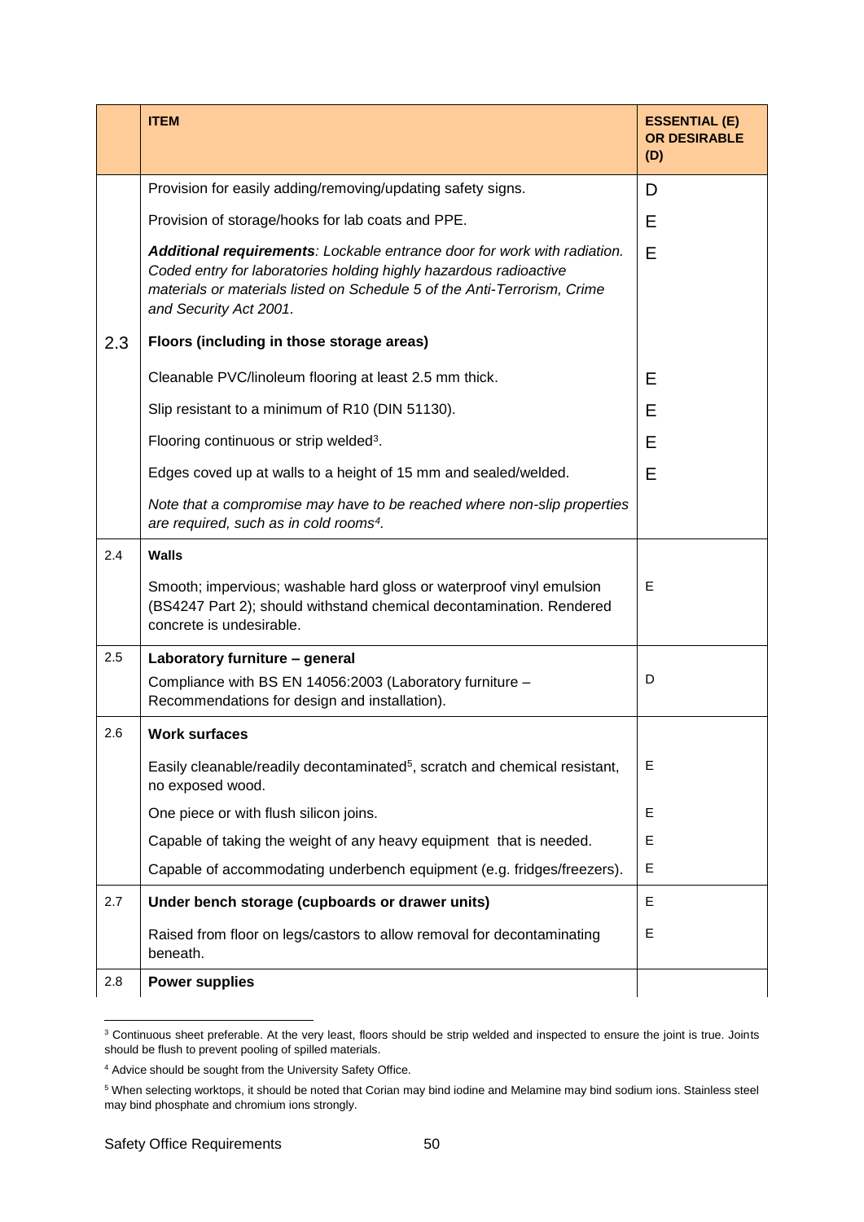| | ITEM | ESSENTIAL (E) OR DESIRABLE (D) |
|---|---|---|
| | Provision for easily adding/removing/updating safety signs. | D |
| | Provision of storage/hooks for lab coats and PPE. | E |
| | ***Additional requirements****: Lockable entrance door for work with radiation. Coded entry for laboratories holding highly hazardous radioactive materials or materials listed on Schedule 5 of the Anti-Terrorism, Crime and Security Act 2001.* | E |
| 2.3 | **Floors (including in those storage areas)** | |
| | Cleanable PVC/linoleum flooring at least 2.5 mm thick. | E |
| | Slip resistant to a minimum of R10 (DIN 51130). | E |
| | Flooring continuous or strip welded[3]. | E |
| | Edges coved up at walls to a height of 15 mm and sealed/welded. | E |
| | *Note that a compromise may have to be reached where non-slip properties are required, such as in cold rooms[4].* | |
| 2.4 | **Walls** | |
| | Smooth; impervious; washable hard gloss or waterproof vinyl emulsion (BS4247 Part 2); should withstand chemical decontamination. Rendered concrete is undesirable. | E |
| 2.5 | **Laboratory furniture – general** | |
| | Compliance with BS EN 14056:2003 (Laboratory furniture – Recommendations for design and installation). | D |
| 2.6 | **Work surfaces** | |
| | Easily cleanable/readily decontaminated[5], scratch and chemical resistant, no exposed wood. | E |
| | One piece or with flush silicon joins. | E |
| | Capable of taking the weight of any heavy equipment that is needed. | E |
| | Capable of accommodating underbench equipment (e.g. fridges/freezers). | E |
| 2.7 | **Under bench storage (cupboards or drawer units)** | E |
| | Raised from floor on legs/castors to allow removal for decontaminating beneath. | E |
| 2.8 | **Power supplies** | |

[3] Continuous sheet preferable. At the very least, floors should be strip welded and inspected to ensure the joint is true. Joints should be flush to prevent pooling of spilled materials.

[4] Advice should be sought from the University Safety Office.

[5] When selecting worktops, it should be noted that Corian may bind iodine and Melamine may bind sodium ions. Stainless steel may bind phosphate and chromium ions strongly.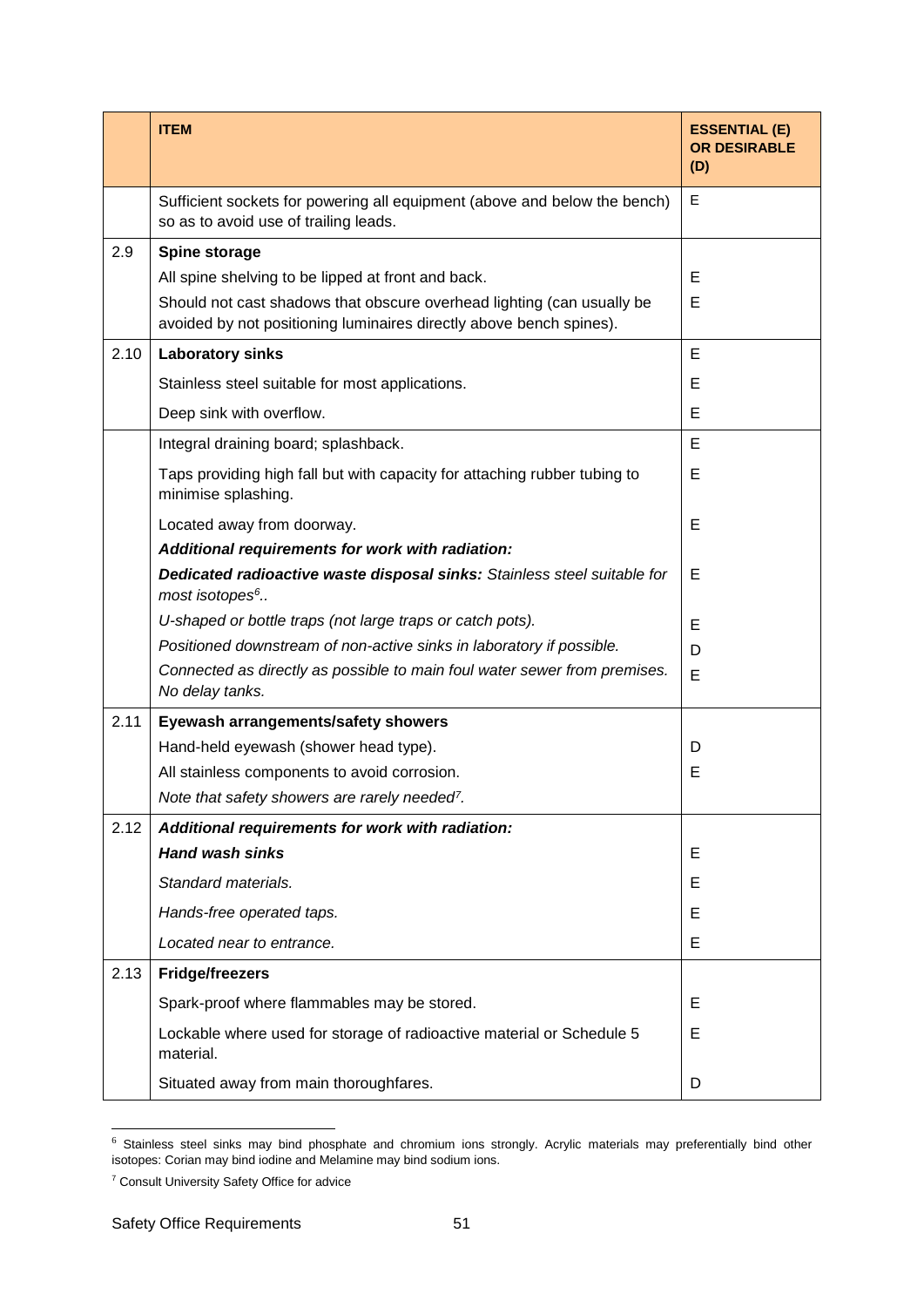| | ITEM | ESSENTIAL (E) OR DESIRABLE (D) |
|---|---|---|
| | Sufficient sockets for powering all equipment (above and below the bench) so as to avoid use of trailing leads. | E |
| 2.9 | **Spine storage** | |
| | All spine shelving to be lipped at front and back. | E |
| | Should not cast shadows that obscure overhead lighting (can usually be avoided by not positioning luminaires directly above bench spines). | E |
| 2.10 | **Laboratory sinks** | E |
| | Stainless steel suitable for most applications. | E |
| | Deep sink with overflow. | E |
| | Integral draining board; splashback. | E |
| | Taps providing high fall but with capacity for attaching rubber tubing to minimise splashing. | E |
| | Located away from doorway. | E |
| | ***Additional requirements for work with radiation:*** | |
| | ***Dedicated radioactive waste disposal sinks:*** *Stainless steel suitable for most isotopes[6]..* | E |
| | *U-shaped or bottle traps (not large traps or catch pots).* | E |
| | *Positioned downstream of non-active sinks in laboratory if possible.* | D |
| | *Connected as directly as possible to main foul water sewer from premises. No delay tanks.* | E |
| 2.11 | **Eyewash arrangements/safety showers** | |
| | Hand-held eyewash (shower head type). | D |
| | All stainless components to avoid corrosion. | E |
| | *Note that safety showers are rarely needed[7].* | |
| 2.12 | ***Additional requirements for work with radiation:*** | |
| | ***Hand wash sinks*** | E |
| | *Standard materials.* | E |
| | *Hands-free operated taps.* | E |
| | *Located near to entrance.* | E |
| 2.13 | **Fridge/freezers** | |
| | Spark-proof where flammables may be stored. | E |
| | Lockable where used for storage of radioactive material or Schedule 5 material. | E |
| | Situated away from main thoroughfares. | D |

[6] Stainless steel sinks may bind phosphate and chromium ions strongly. Acrylic materials may preferentially bind other isotopes: Corian may bind iodine and Melamine may bind sodium ions.

[7] Consult University Safety Office for advice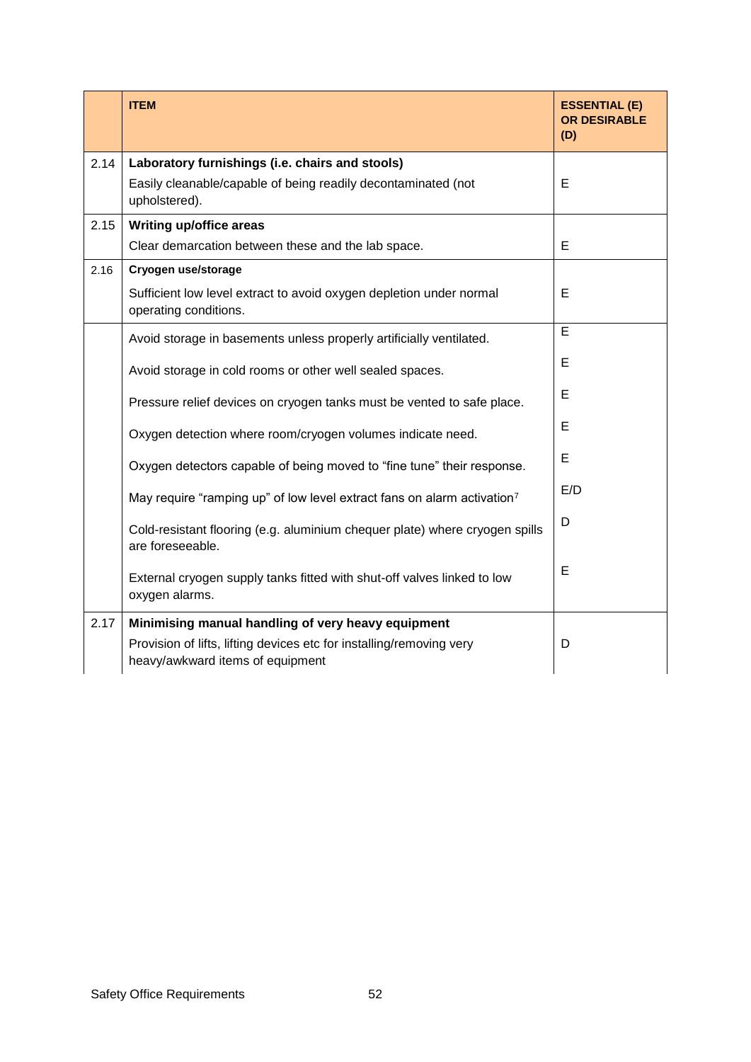| | ITEM | ESSENTIAL (E) OR DESIRABLE (D) |
|---|---|---|
| 2.14 | **Laboratory furnishings (i.e. chairs and stools)** | |
| | Easily cleanable/capable of being readily decontaminated (not upholstered). | E |
| 2.15 | **Writing up/office areas** | |
| | Clear demarcation between these and the lab space. | E |
| 2.16 | **Cryogen use/storage** | |
| | Sufficient low level extract to avoid oxygen depletion under normal operating conditions. | E |
| | Avoid storage in basements unless properly artificially ventilated. | E |
| | Avoid storage in cold rooms or other well sealed spaces. | E |
| | Pressure relief devices on cryogen tanks must be vented to safe place. | E |
| | Oxygen detection where room/cryogen volumes indicate need. | E |
| | Oxygen detectors capable of being moved to "fine tune" their response. | E |
| | May require "ramping up" of low level extract fans on alarm activation[7] | E/D |
| | Cold-resistant flooring (e.g. aluminium chequer plate) where cryogen spills are foreseeable. | D |
| | External cryogen supply tanks fitted with shut-off valves linked to low oxygen alarms. | E |
| 2.17 | **Minimising manual handling of very heavy equipment** | |
| | Provision of lifts, lifting devices etc for installing/removing very heavy/awkward items of equipment | D |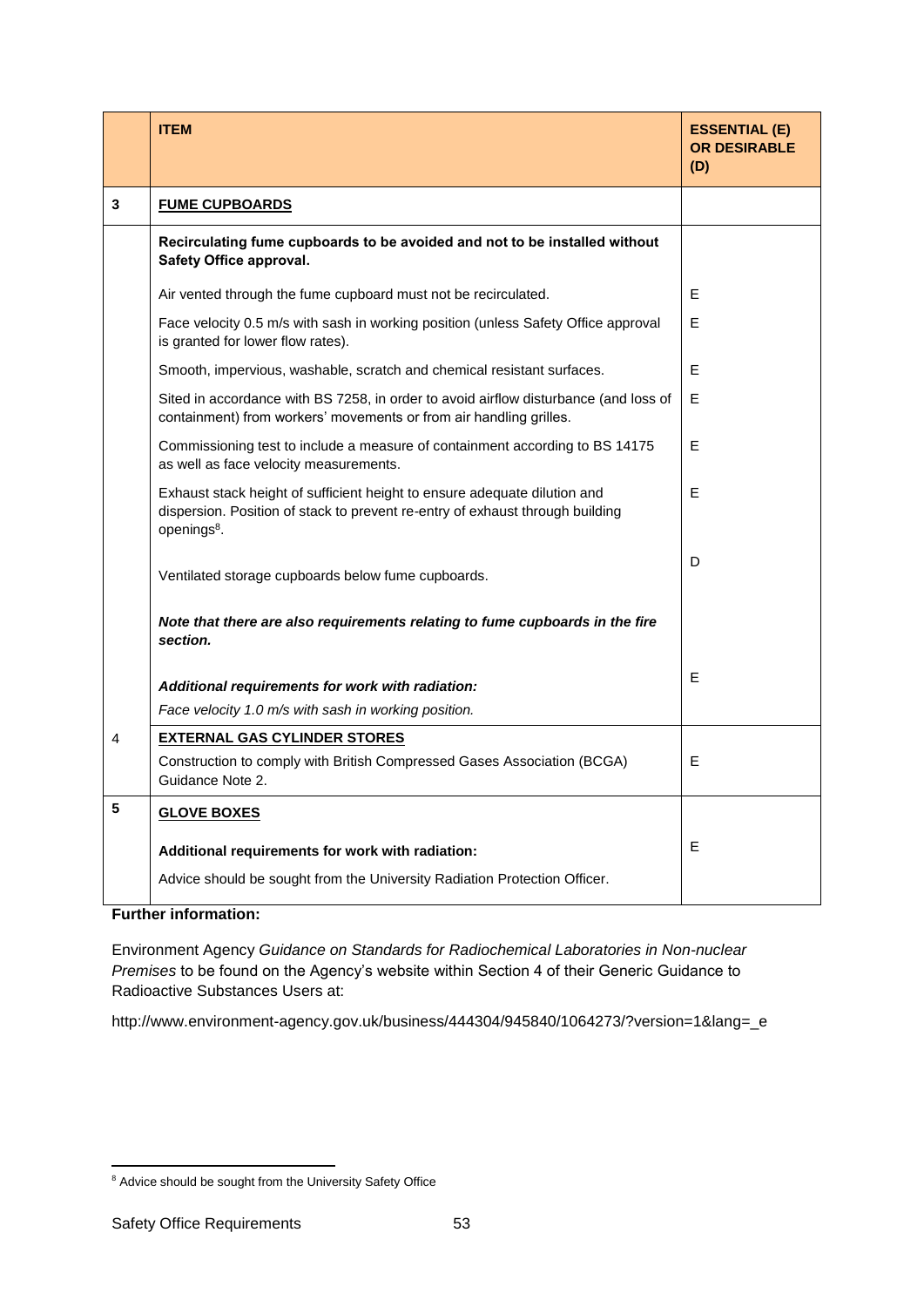| | ITEM | ESSENTIAL (E) OR DESIRABLE (D) |
|---|---|---|
| 3 | **FUME CUPBOARDS** | |
| | **Recirculating fume cupboards to be avoided and not to be installed without Safety Office approval.** | |
| | Air vented through the fume cupboard must not be recirculated. | E |
| | Face velocity 0.5 m/s with sash in working position (unless Safety Office approval is granted for lower flow rates). | E |
| | Smooth, impervious, washable, scratch and chemical resistant surfaces. | E |
| | Sited in accordance with BS 7258, in order to avoid airflow disturbance (and loss of containment) from workers' movements or from air handling grilles. | E |
| | Commissioning test to include a measure of containment according to BS 14175 as well as face velocity measurements. | E |
| | Exhaust stack height of sufficient height to ensure adequate dilution and dispersion. Position of stack to prevent re-entry of exhaust through building openings[8]. | E |
| | Ventilated storage cupboards below fume cupboards. | D |
| | ***Note that there are also requirements relating to fume cupboards in the fire section.*** | |
| | ***Additional requirements for work with radiation:*** *Face velocity 1.0 m/s with sash in working position.* | E |
| 4 | **EXTERNAL GAS CYLINDER STORES** Construction to comply with British Compressed Gases Association (BCGA) Guidance Note 2. | E |
| 5 | **GLOVE BOXES** | |
| | **Additional requirements for work with radiation:** Advice should be sought from the University Radiation Protection Officer. | E |

**Further information:**

Environment Agency *Guidance on Standards for Radiochemical Laboratories in Non-nuclear Premises* to be found on the Agency's website within Section 4 of their Generic Guidance to Radioactive Substances Users at:

http://www.environment-agency.gov.uk/business/444304/945840/1064273/?version=1&lang=_e

[8] Advice should be sought from the University Safety Office